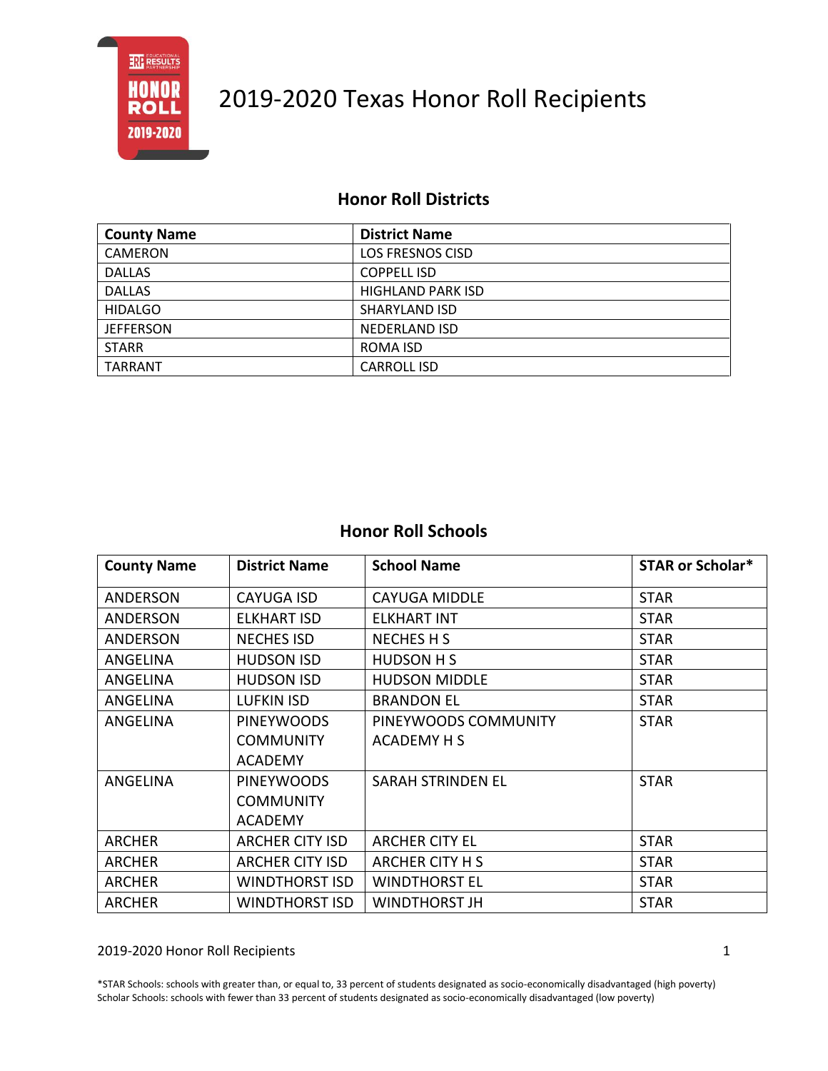# 2019-2020 Texas Honor Roll Recipients

## Honor Roll Districts

| County Name | District Name |
|---|---|
| CAMERON | LOS FRESNOS CISD |
| DALLAS | COPPELL ISD |
| DALLAS | HIGHLAND PARK ISD |
| HIDALGO | SHARYLAND ISD |
| JEFFERSON | NEDERLAND ISD |
| STARR | ROMA ISD |
| TARRANT | CARROLL ISD |

## Honor Roll Schools

| County Name | District Name | School Name | STAR or Scholar* |
|---|---|---|---|
| ANDERSON | CAYUGA ISD | CAYUGA MIDDLE | STAR |
| ANDERSON | ELKHART ISD | ELKHART INT | STAR |
| ANDERSON | NECHES ISD | NECHES H S | STAR |
| ANGELINA | HUDSON ISD | HUDSON H S | STAR |
| ANGELINA | HUDSON ISD | HUDSON MIDDLE | STAR |
| ANGELINA | LUFKIN ISD | BRANDON EL | STAR |
| ANGELINA | PINEYWOODS COMMUNITY ACADEMY | PINEYWOODS COMMUNITY ACADEMY H S | STAR |
| ANGELINA | PINEYWOODS COMMUNITY ACADEMY | SARAH STRINDEN EL | STAR |
| ARCHER | ARCHER CITY ISD | ARCHER CITY EL | STAR |
| ARCHER | ARCHER CITY ISD | ARCHER CITY H S | STAR |
| ARCHER | WINDTHORST ISD | WINDTHORST EL | STAR |
| ARCHER | WINDTHORST ISD | WINDTHORST JH | STAR |

*STAR Schools: schools with greater than, or equal to, 33 percent of students designated as socio-economically disadvantaged (high poverty)
Scholar Schools: schools with fewer than 33 percent of students designated as socio-economically disadvantaged (low poverty)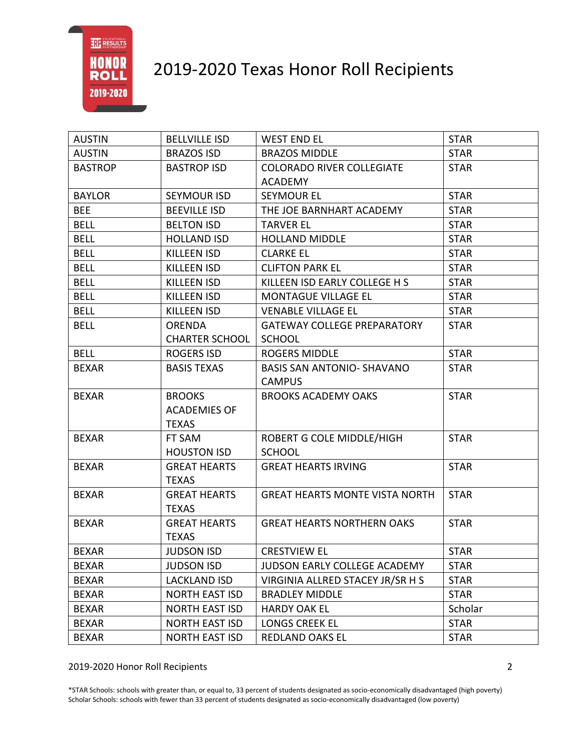# 2019-2020 Texas Honor Roll Recipients

| | | | |
|---|---|---|---|
| AUSTIN | BELLVILLE ISD | WEST END EL | STAR |
| AUSTIN | BRAZOS ISD | BRAZOS MIDDLE | STAR |
| BASTROP | BASTROP ISD | COLORADO RIVER COLLEGIATE ACADEMY | STAR |
| BAYLOR | SEYMOUR ISD | SEYMOUR EL | STAR |
| BEE | BEEVILLE ISD | THE JOE BARNHART ACADEMY | STAR |
| BELL | BELTON ISD | TARVER EL | STAR |
| BELL | HOLLAND ISD | HOLLAND MIDDLE | STAR |
| BELL | KILLEEN ISD | CLARKE EL | STAR |
| BELL | KILLEEN ISD | CLIFTON PARK EL | STAR |
| BELL | KILLEEN ISD | KILLEEN ISD EARLY COLLEGE H S | STAR |
| BELL | KILLEEN ISD | MONTAGUE VILLAGE EL | STAR |
| BELL | KILLEEN ISD | VENABLE VILLAGE EL | STAR |
| BELL | ORENDA CHARTER SCHOOL | GATEWAY COLLEGE PREPARATORY SCHOOL | STAR |
| BELL | ROGERS ISD | ROGERS MIDDLE | STAR |
| BEXAR | BASIS TEXAS | BASIS SAN ANTONIO- SHAVANO CAMPUS | STAR |
| BEXAR | BROOKS ACADEMIES OF TEXAS | BROOKS ACADEMY OAKS | STAR |
| BEXAR | FT SAM HOUSTON ISD | ROBERT G COLE MIDDLE/HIGH SCHOOL | STAR |
| BEXAR | GREAT HEARTS TEXAS | GREAT HEARTS IRVING | STAR |
| BEXAR | GREAT HEARTS TEXAS | GREAT HEARTS MONTE VISTA NORTH | STAR |
| BEXAR | GREAT HEARTS TEXAS | GREAT HEARTS NORTHERN OAKS | STAR |
| BEXAR | JUDSON ISD | CRESTVIEW EL | STAR |
| BEXAR | JUDSON ISD | JUDSON EARLY COLLEGE ACADEMY | STAR |
| BEXAR | LACKLAND ISD | VIRGINIA ALLRED STACEY JR/SR H S | STAR |
| BEXAR | NORTH EAST ISD | BRADLEY MIDDLE | STAR |
| BEXAR | NORTH EAST ISD | HARDY OAK EL | Scholar |
| BEXAR | NORTH EAST ISD | LONGS CREEK EL | STAR |
| BEXAR | NORTH EAST ISD | REDLAND OAKS EL | STAR |

*STAR Schools: schools with greater than, or equal to, 33 percent of students designated as socio-economically disadvantaged (high poverty)
Scholar Schools: schools with fewer than 33 percent of students designated as socio-economically disadvantaged (low poverty)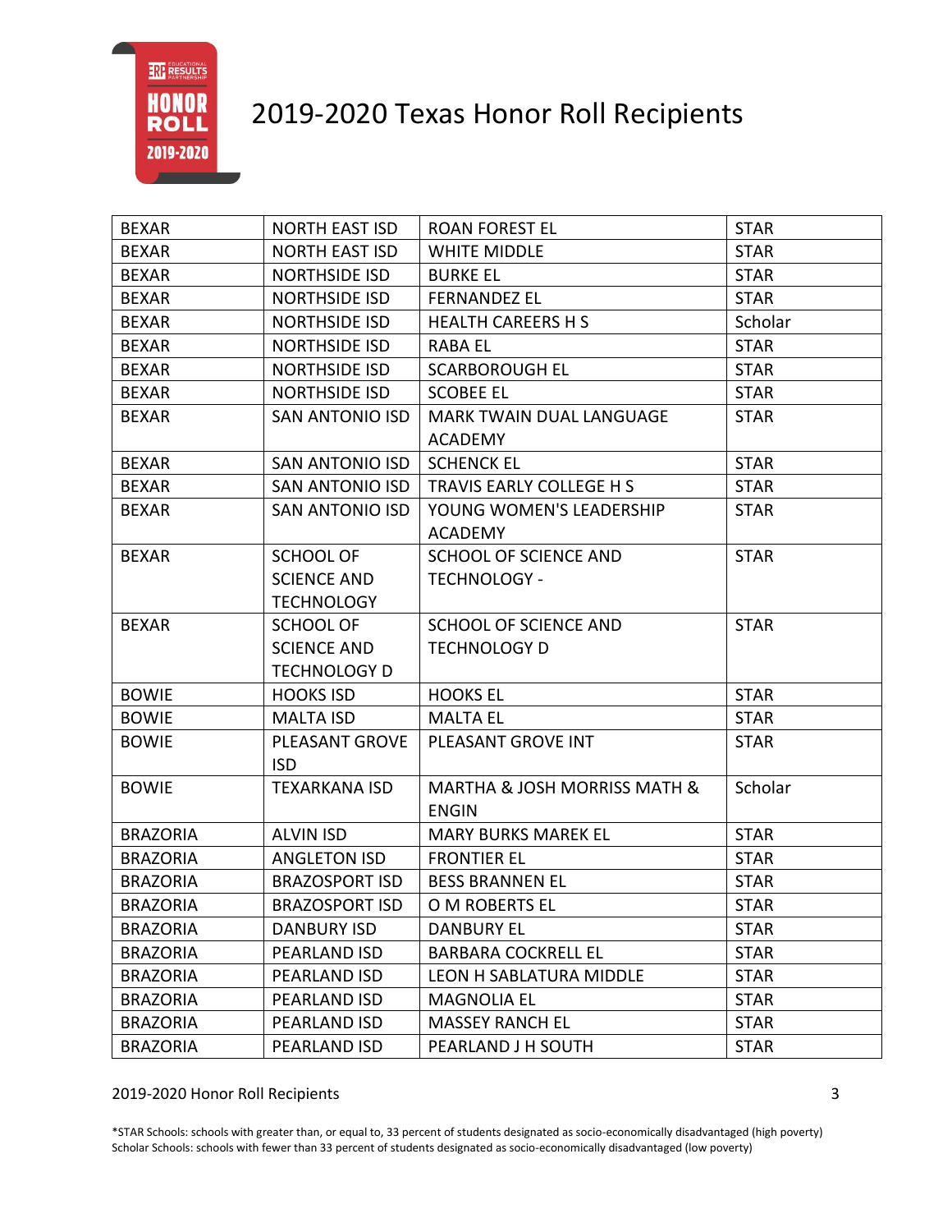# 2019-2020 Texas Honor Roll Recipients

| | | | |
|---|---|---|---|
| BEXAR | NORTH EAST ISD | ROAN FOREST EL | STAR |
| BEXAR | NORTH EAST ISD | WHITE MIDDLE | STAR |
| BEXAR | NORTHSIDE ISD | BURKE EL | STAR |
| BEXAR | NORTHSIDE ISD | FERNANDEZ EL | STAR |
| BEXAR | NORTHSIDE ISD | HEALTH CAREERS H S | Scholar |
| BEXAR | NORTHSIDE ISD | RABA EL | STAR |
| BEXAR | NORTHSIDE ISD | SCARBOROUGH EL | STAR |
| BEXAR | NORTHSIDE ISD | SCOBEE EL | STAR |
| BEXAR | SAN ANTONIO ISD | MARK TWAIN DUAL LANGUAGE ACADEMY | STAR |
| BEXAR | SAN ANTONIO ISD | SCHENCK EL | STAR |
| BEXAR | SAN ANTONIO ISD | TRAVIS EARLY COLLEGE H S | STAR |
| BEXAR | SAN ANTONIO ISD | YOUNG WOMEN'S LEADERSHIP ACADEMY | STAR |
| BEXAR | SCHOOL OF SCIENCE AND TECHNOLOGY | SCHOOL OF SCIENCE AND TECHNOLOGY - | STAR |
| BEXAR | SCHOOL OF SCIENCE AND TECHNOLOGY D | SCHOOL OF SCIENCE AND TECHNOLOGY D | STAR |
| BOWIE | HOOKS ISD | HOOKS EL | STAR |
| BOWIE | MALTA ISD | MALTA EL | STAR |
| BOWIE | PLEASANT GROVE ISD | PLEASANT GROVE INT | STAR |
| BOWIE | TEXARKANA ISD | MARTHA & JOSH MORRISS MATH & ENGIN | Scholar |
| BRAZORIA | ALVIN ISD | MARY BURKS MAREK EL | STAR |
| BRAZORIA | ANGLETON ISD | FRONTIER EL | STAR |
| BRAZORIA | BRAZOSPORT ISD | BESS BRANNEN EL | STAR |
| BRAZORIA | BRAZOSPORT ISD | O M ROBERTS EL | STAR |
| BRAZORIA | DANBURY ISD | DANBURY EL | STAR |
| BRAZORIA | PEARLAND ISD | BARBARA COCKRELL EL | STAR |
| BRAZORIA | PEARLAND ISD | LEON H SABLATURA MIDDLE | STAR |
| BRAZORIA | PEARLAND ISD | MAGNOLIA EL | STAR |
| BRAZORIA | PEARLAND ISD | MASSEY RANCH EL | STAR |
| BRAZORIA | PEARLAND ISD | PEARLAND J H SOUTH | STAR |

*STAR Schools: schools with greater than, or equal to, 33 percent of students designated as socio-economically disadvantaged (high poverty)
Scholar Schools: schools with fewer than 33 percent of students designated as socio-economically disadvantaged (low poverty)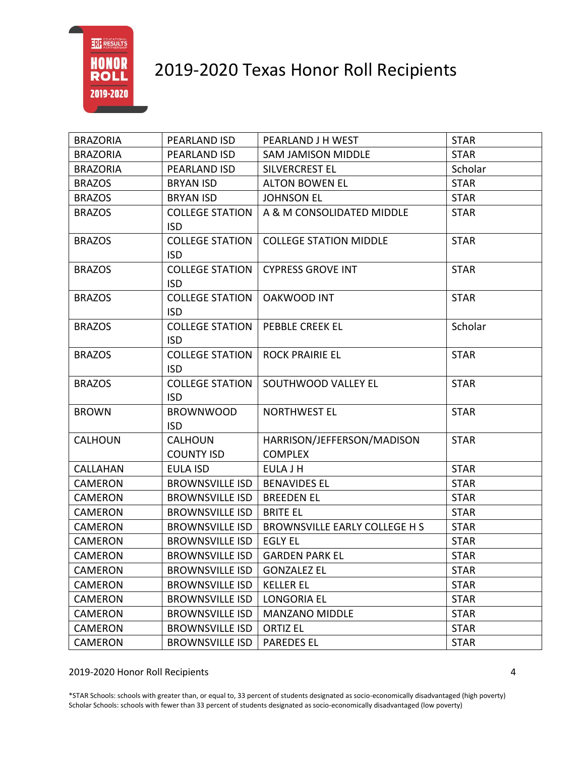# 2019-2020 Texas Honor Roll Recipients

| | | | |
|---|---|---|---|
| BRAZORIA | PEARLAND ISD | PEARLAND J H WEST | STAR |
| BRAZORIA | PEARLAND ISD | SAM JAMISON MIDDLE | STAR |
| BRAZORIA | PEARLAND ISD | SILVERCREST EL | Scholar |
| BRAZOS | BRYAN ISD | ALTON BOWEN EL | STAR |
| BRAZOS | BRYAN ISD | JOHNSON EL | STAR |
| BRAZOS | COLLEGE STATION ISD | A & M CONSOLIDATED MIDDLE | STAR |
| BRAZOS | COLLEGE STATION ISD | COLLEGE STATION MIDDLE | STAR |
| BRAZOS | COLLEGE STATION ISD | CYPRESS GROVE INT | STAR |
| BRAZOS | COLLEGE STATION ISD | OAKWOOD INT | STAR |
| BRAZOS | COLLEGE STATION ISD | PEBBLE CREEK EL | Scholar |
| BRAZOS | COLLEGE STATION ISD | ROCK PRAIRIE EL | STAR |
| BRAZOS | COLLEGE STATION ISD | SOUTHWOOD VALLEY EL | STAR |
| BROWN | BROWNWOOD ISD | NORTHWEST EL | STAR |
| CALHOUN | CALHOUN COUNTY ISD | HARRISON/JEFFERSON/MADISON COMPLEX | STAR |
| CALLAHAN | EULA ISD | EULA J H | STAR |
| CAMERON | BROWNSVILLE ISD | BENAVIDES EL | STAR |
| CAMERON | BROWNSVILLE ISD | BREEDEN EL | STAR |
| CAMERON | BROWNSVILLE ISD | BRITE EL | STAR |
| CAMERON | BROWNSVILLE ISD | BROWNSVILLE EARLY COLLEGE H S | STAR |
| CAMERON | BROWNSVILLE ISD | EGLY EL | STAR |
| CAMERON | BROWNSVILLE ISD | GARDEN PARK EL | STAR |
| CAMERON | BROWNSVILLE ISD | GONZALEZ EL | STAR |
| CAMERON | BROWNSVILLE ISD | KELLER EL | STAR |
| CAMERON | BROWNSVILLE ISD | LONGORIA EL | STAR |
| CAMERON | BROWNSVILLE ISD | MANZANO MIDDLE | STAR |
| CAMERON | BROWNSVILLE ISD | ORTIZ EL | STAR |
| CAMERON | BROWNSVILLE ISD | PAREDES EL | STAR |

*STAR Schools: schools with greater than, or equal to, 33 percent of students designated as socio-economically disadvantaged (high poverty)
Scholar Schools: schools with fewer than 33 percent of students designated as socio-economically disadvantaged (low poverty)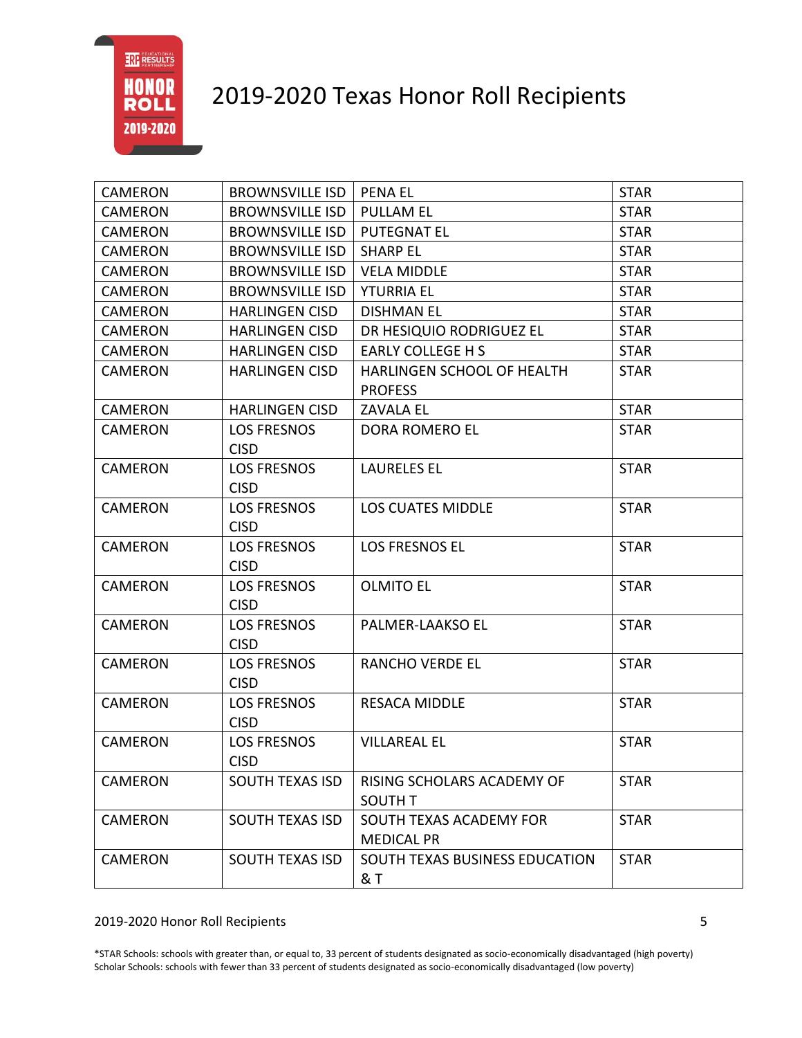# 2019-2020 Texas Honor Roll Recipients

| | | | |
|---|---|---|---|
| CAMERON | BROWNSVILLE ISD | PENA EL | STAR |
| CAMERON | BROWNSVILLE ISD | PULLAM EL | STAR |
| CAMERON | BROWNSVILLE ISD | PUTEGNAT EL | STAR |
| CAMERON | BROWNSVILLE ISD | SHARP EL | STAR |
| CAMERON | BROWNSVILLE ISD | VELA MIDDLE | STAR |
| CAMERON | BROWNSVILLE ISD | YTURRIA EL | STAR |
| CAMERON | HARLINGEN CISD | DISHMAN EL | STAR |
| CAMERON | HARLINGEN CISD | DR HESIQUIO RODRIGUEZ EL | STAR |
| CAMERON | HARLINGEN CISD | EARLY COLLEGE H S | STAR |
| CAMERON | HARLINGEN CISD | HARLINGEN SCHOOL OF HEALTH PROFESS | STAR |
| CAMERON | HARLINGEN CISD | ZAVALA EL | STAR |
| CAMERON | LOS FRESNOS CISD | DORA ROMERO EL | STAR |
| CAMERON | LOS FRESNOS CISD | LAURELES EL | STAR |
| CAMERON | LOS FRESNOS CISD | LOS CUATES MIDDLE | STAR |
| CAMERON | LOS FRESNOS CISD | LOS FRESNOS EL | STAR |
| CAMERON | LOS FRESNOS CISD | OLMITO EL | STAR |
| CAMERON | LOS FRESNOS CISD | PALMER-LAAKSO EL | STAR |
| CAMERON | LOS FRESNOS CISD | RANCHO VERDE EL | STAR |
| CAMERON | LOS FRESNOS CISD | RESACA MIDDLE | STAR |
| CAMERON | LOS FRESNOS CISD | VILLAREAL EL | STAR |
| CAMERON | SOUTH TEXAS ISD | RISING SCHOLARS ACADEMY OF SOUTH T | STAR |
| CAMERON | SOUTH TEXAS ISD | SOUTH TEXAS ACADEMY FOR MEDICAL PR | STAR |
| CAMERON | SOUTH TEXAS ISD | SOUTH TEXAS BUSINESS EDUCATION & T | STAR |

*STAR Schools: schools with greater than, or equal to, 33 percent of students designated as socio-economically disadvantaged (high poverty)
Scholar Schools: schools with fewer than 33 percent of students designated as socio-economically disadvantaged (low poverty)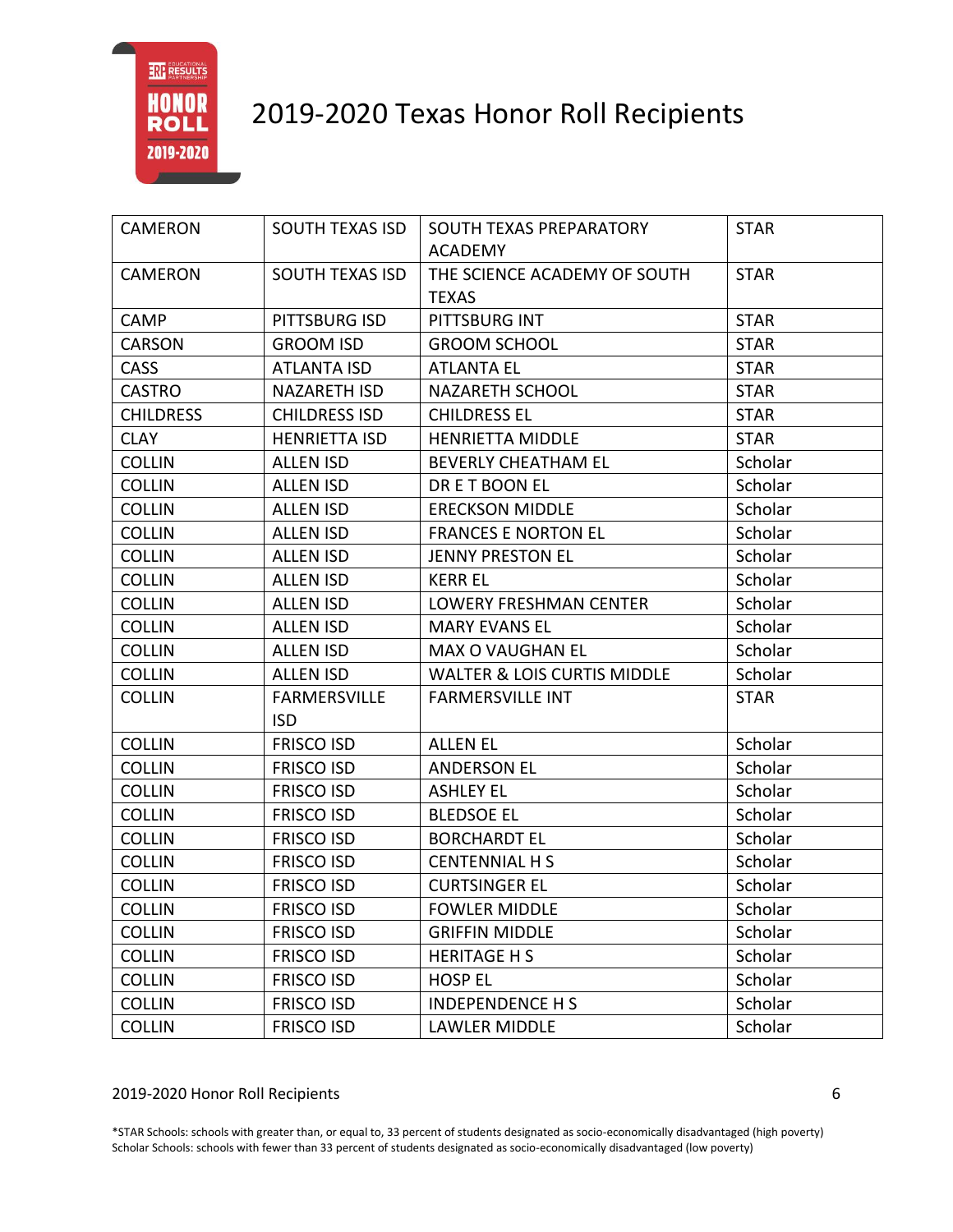# 2019-2020 Texas Honor Roll Recipients

| | | | |
|---|---|---|---|
| CAMERON | SOUTH TEXAS ISD | SOUTH TEXAS PREPARATORY ACADEMY | STAR |
| CAMERON | SOUTH TEXAS ISD | THE SCIENCE ACADEMY OF SOUTH TEXAS | STAR |
| CAMP | PITTSBURG ISD | PITTSBURG INT | STAR |
| CARSON | GROOM ISD | GROOM SCHOOL | STAR |
| CASS | ATLANTA ISD | ATLANTA EL | STAR |
| CASTRO | NAZARETH ISD | NAZARETH SCHOOL | STAR |
| CHILDRESS | CHILDRESS ISD | CHILDRESS EL | STAR |
| CLAY | HENRIETTA ISD | HENRIETTA MIDDLE | STAR |
| COLLIN | ALLEN ISD | BEVERLY CHEATHAM EL | Scholar |
| COLLIN | ALLEN ISD | DR E T BOON EL | Scholar |
| COLLIN | ALLEN ISD | ERECKSON MIDDLE | Scholar |
| COLLIN | ALLEN ISD | FRANCES E NORTON EL | Scholar |
| COLLIN | ALLEN ISD | JENNY PRESTON EL | Scholar |
| COLLIN | ALLEN ISD | KERR EL | Scholar |
| COLLIN | ALLEN ISD | LOWERY FRESHMAN CENTER | Scholar |
| COLLIN | ALLEN ISD | MARY EVANS EL | Scholar |
| COLLIN | ALLEN ISD | MAX O VAUGHAN EL | Scholar |
| COLLIN | ALLEN ISD | WALTER & LOIS CURTIS MIDDLE | Scholar |
| COLLIN | FARMERSVILLE ISD | FARMERSVILLE INT | STAR |
| COLLIN | FRISCO ISD | ALLEN EL | Scholar |
| COLLIN | FRISCO ISD | ANDERSON EL | Scholar |
| COLLIN | FRISCO ISD | ASHLEY EL | Scholar |
| COLLIN | FRISCO ISD | BLEDSOE EL | Scholar |
| COLLIN | FRISCO ISD | BORCHARDT EL | Scholar |
| COLLIN | FRISCO ISD | CENTENNIAL H S | Scholar |
| COLLIN | FRISCO ISD | CURTSINGER EL | Scholar |
| COLLIN | FRISCO ISD | FOWLER MIDDLE | Scholar |
| COLLIN | FRISCO ISD | GRIFFIN MIDDLE | Scholar |
| COLLIN | FRISCO ISD | HERITAGE H S | Scholar |
| COLLIN | FRISCO ISD | HOSP EL | Scholar |
| COLLIN | FRISCO ISD | INDEPENDENCE H S | Scholar |
| COLLIN | FRISCO ISD | LAWLER MIDDLE | Scholar |

*STAR Schools: schools with greater than, or equal to, 33 percent of students designated as socio-economically disadvantaged (high poverty)
Scholar Schools: schools with fewer than 33 percent of students designated as socio-economically disadvantaged (low poverty)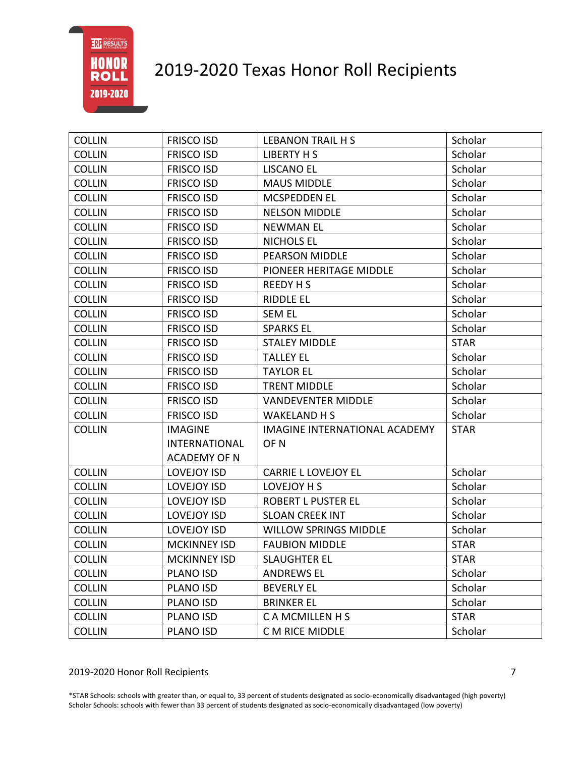| COLLIN | FRISCO ISD | LEBANON TRAIL H S | Scholar |
|---|---|---|---|
| COLLIN | FRISCO ISD | LIBERTY H S | Scholar |
| COLLIN | FRISCO ISD | LISCANO EL | Scholar |
| COLLIN | FRISCO ISD | MAUS MIDDLE | Scholar |
| COLLIN | FRISCO ISD | MCSPEDDEN EL | Scholar |
| COLLIN | FRISCO ISD | NELSON MIDDLE | Scholar |
| COLLIN | FRISCO ISD | NEWMAN EL | Scholar |
| COLLIN | FRISCO ISD | NICHOLS EL | Scholar |
| COLLIN | FRISCO ISD | PEARSON MIDDLE | Scholar |
| COLLIN | FRISCO ISD | PIONEER HERITAGE MIDDLE | Scholar |
| COLLIN | FRISCO ISD | REEDY H S | Scholar |
| COLLIN | FRISCO ISD | RIDDLE EL | Scholar |
| COLLIN | FRISCO ISD | SEM EL | Scholar |
| COLLIN | FRISCO ISD | SPARKS EL | Scholar |
| COLLIN | FRISCO ISD | STALEY MIDDLE | STAR |
| COLLIN | FRISCO ISD | TALLEY EL | Scholar |
| COLLIN | FRISCO ISD | TAYLOR EL | Scholar |
| COLLIN | FRISCO ISD | TRENT MIDDLE | Scholar |
| COLLIN | FRISCO ISD | VANDEVENTER MIDDLE | Scholar |
| COLLIN | FRISCO ISD | WAKELAND H S | Scholar |
| COLLIN | IMAGINE INTERNATIONAL ACADEMY OF N | IMAGINE INTERNATIONAL ACADEMY OF N | STAR |
| COLLIN | LOVEJOY ISD | CARRIE L LOVEJOY EL | Scholar |
| COLLIN | LOVEJOY ISD | LOVEJOY H S | Scholar |
| COLLIN | LOVEJOY ISD | ROBERT L PUSTER EL | Scholar |
| COLLIN | LOVEJOY ISD | SLOAN CREEK INT | Scholar |
| COLLIN | LOVEJOY ISD | WILLOW SPRINGS MIDDLE | Scholar |
| COLLIN | MCKINNEY ISD | FAUBION MIDDLE | STAR |
| COLLIN | MCKINNEY ISD | SLAUGHTER EL | STAR |
| COLLIN | PLANO ISD | ANDREWS EL | Scholar |
| COLLIN | PLANO ISD | BEVERLY EL | Scholar |
| COLLIN | PLANO ISD | BRINKER EL | Scholar |
| COLLIN | PLANO ISD | C A MCMILLEN H S | STAR |
| COLLIN | PLANO ISD | C M RICE MIDDLE | Scholar |

*STAR Schools: schools with greater than, or equal to, 33 percent of students designated as socio-economically disadvantaged (high poverty)
Scholar Schools: schools with fewer than 33 percent of students designated as socio-economically disadvantaged (low poverty)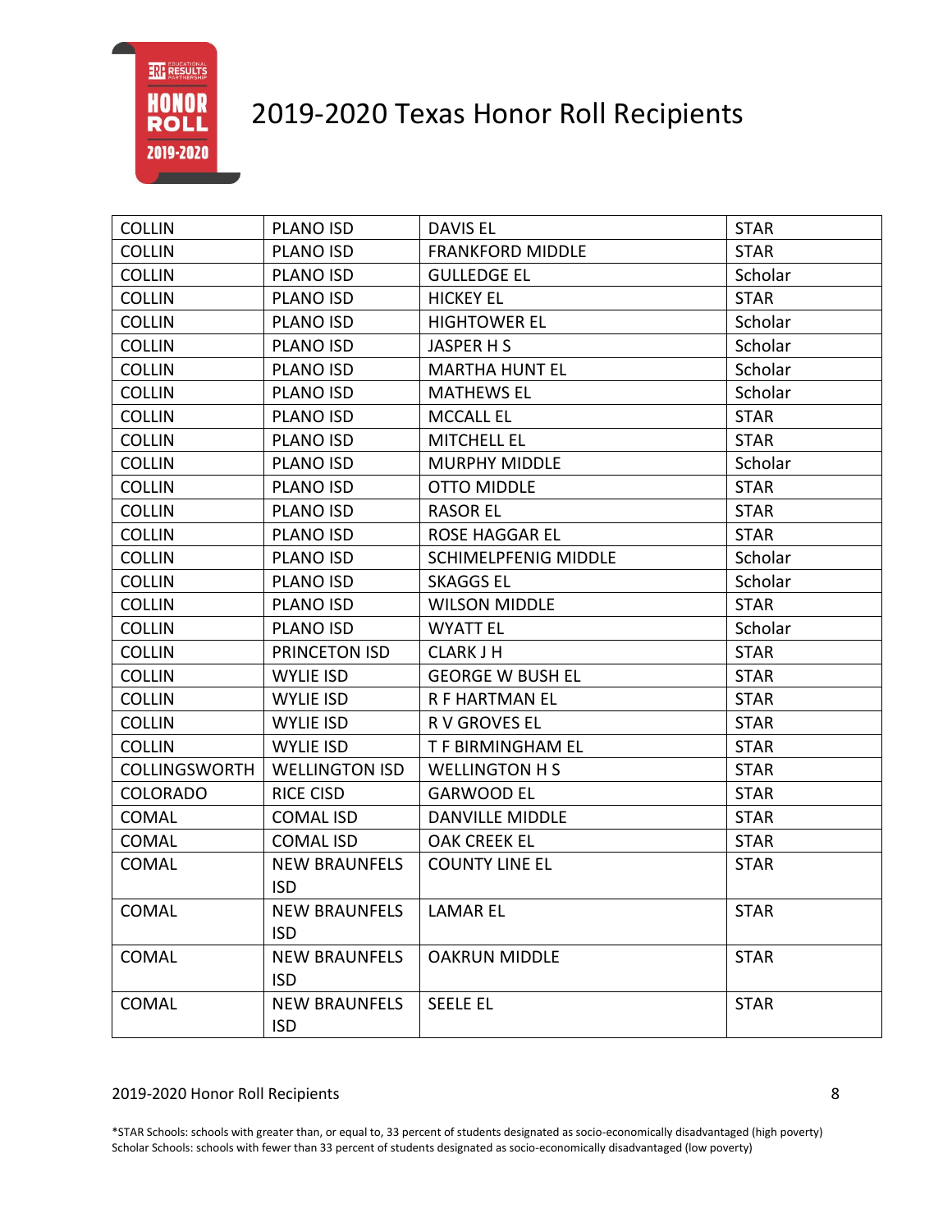# 2019-2020 Texas Honor Roll Recipients

| | | | |
|---|---|---|---|
| COLLIN | PLANO ISD | DAVIS EL | STAR |
| COLLIN | PLANO ISD | FRANKFORD MIDDLE | STAR |
| COLLIN | PLANO ISD | GULLEDGE EL | Scholar |
| COLLIN | PLANO ISD | HICKEY EL | STAR |
| COLLIN | PLANO ISD | HIGHTOWER EL | Scholar |
| COLLIN | PLANO ISD | JASPER H S | Scholar |
| COLLIN | PLANO ISD | MARTHA HUNT EL | Scholar |
| COLLIN | PLANO ISD | MATHEWS EL | Scholar |
| COLLIN | PLANO ISD | MCCALL EL | STAR |
| COLLIN | PLANO ISD | MITCHELL EL | STAR |
| COLLIN | PLANO ISD | MURPHY MIDDLE | Scholar |
| COLLIN | PLANO ISD | OTTO MIDDLE | STAR |
| COLLIN | PLANO ISD | RASOR EL | STAR |
| COLLIN | PLANO ISD | ROSE HAGGAR EL | STAR |
| COLLIN | PLANO ISD | SCHIMELPFENIG MIDDLE | Scholar |
| COLLIN | PLANO ISD | SKAGGS EL | Scholar |
| COLLIN | PLANO ISD | WILSON MIDDLE | STAR |
| COLLIN | PLANO ISD | WYATT EL | Scholar |
| COLLIN | PRINCETON ISD | CLARK J H | STAR |
| COLLIN | WYLIE ISD | GEORGE W BUSH EL | STAR |
| COLLIN | WYLIE ISD | R F HARTMAN EL | STAR |
| COLLIN | WYLIE ISD | R V GROVES EL | STAR |
| COLLIN | WYLIE ISD | T F BIRMINGHAM EL | STAR |
| COLLINGSWORTH | WELLINGTON ISD | WELLINGTON H S | STAR |
| COLORADO | RICE CISD | GARWOOD EL | STAR |
| COMAL | COMAL ISD | DANVILLE MIDDLE | STAR |
| COMAL | COMAL ISD | OAK CREEK EL | STAR |
| COMAL | NEW BRAUNFELS ISD | COUNTY LINE EL | STAR |
| COMAL | NEW BRAUNFELS ISD | LAMAR EL | STAR |
| COMAL | NEW BRAUNFELS ISD | OAKRUN MIDDLE | STAR |
| COMAL | NEW BRAUNFELS ISD | SEELE EL | STAR |

*STAR Schools: schools with greater than, or equal to, 33 percent of students designated as socio-economically disadvantaged (high poverty)
Scholar Schools: schools with fewer than 33 percent of students designated as socio-economically disadvantaged (low poverty)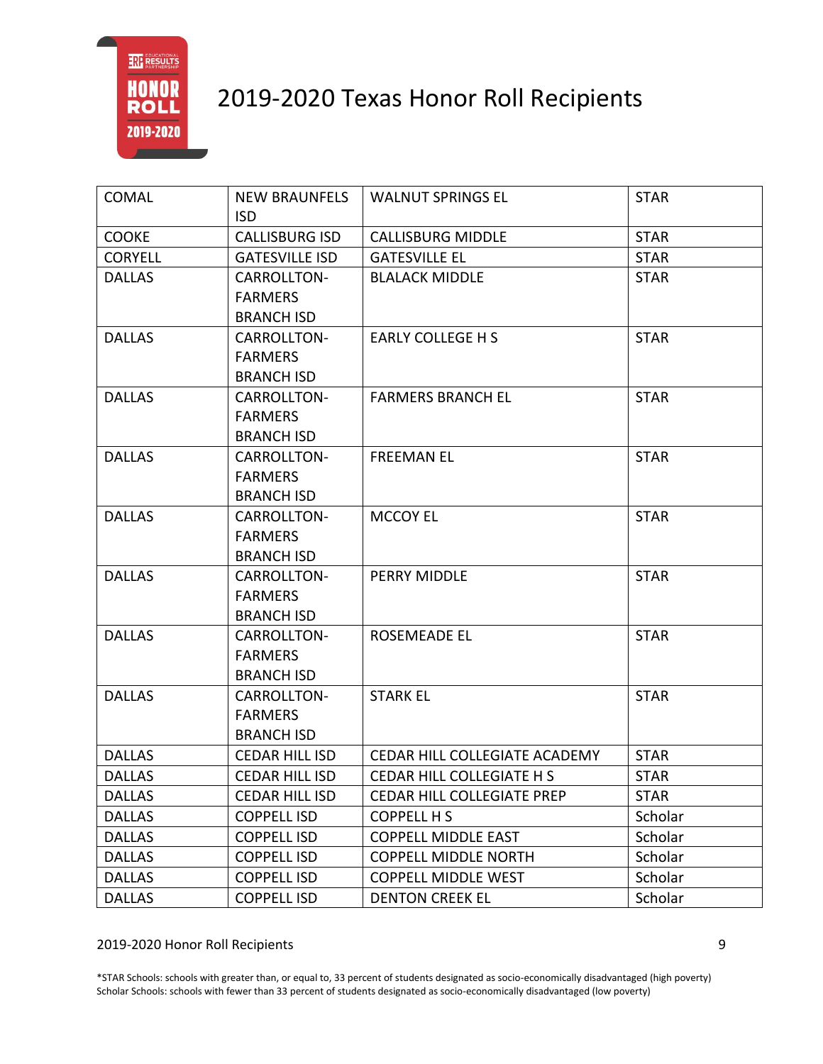# 2019-2020 Texas Honor Roll Recipients

| | | | |
|---|---|---|---|
| COMAL | NEW BRAUNFELS ISD | WALNUT SPRINGS EL | STAR |
| COOKE | CALLISBURG ISD | CALLISBURG MIDDLE | STAR |
| CORYELL | GATESVILLE ISD | GATESVILLE EL | STAR |
| DALLAS | CARROLLTON-FARMERS BRANCH ISD | BLALACK MIDDLE | STAR |
| DALLAS | CARROLLTON-FARMERS BRANCH ISD | EARLY COLLEGE H S | STAR |
| DALLAS | CARROLLTON-FARMERS BRANCH ISD | FARMERS BRANCH EL | STAR |
| DALLAS | CARROLLTON-FARMERS BRANCH ISD | FREEMAN EL | STAR |
| DALLAS | CARROLLTON-FARMERS BRANCH ISD | MCCOY EL | STAR |
| DALLAS | CARROLLTON-FARMERS BRANCH ISD | PERRY MIDDLE | STAR |
| DALLAS | CARROLLTON-FARMERS BRANCH ISD | ROSEMEADE EL | STAR |
| DALLAS | CARROLLTON-FARMERS BRANCH ISD | STARK EL | STAR |
| DALLAS | CEDAR HILL ISD | CEDAR HILL COLLEGIATE ACADEMY | STAR |
| DALLAS | CEDAR HILL ISD | CEDAR HILL COLLEGIATE H S | STAR |
| DALLAS | CEDAR HILL ISD | CEDAR HILL COLLEGIATE PREP | STAR |
| DALLAS | COPPELL ISD | COPPELL H S | Scholar |
| DALLAS | COPPELL ISD | COPPELL MIDDLE EAST | Scholar |
| DALLAS | COPPELL ISD | COPPELL MIDDLE NORTH | Scholar |
| DALLAS | COPPELL ISD | COPPELL MIDDLE WEST | Scholar |
| DALLAS | COPPELL ISD | DENTON CREEK EL | Scholar |

*STAR Schools: schools with greater than, or equal to, 33 percent of students designated as socio-economically disadvantaged (high poverty)
Scholar Schools: schools with fewer than 33 percent of students designated as socio-economically disadvantaged (low poverty)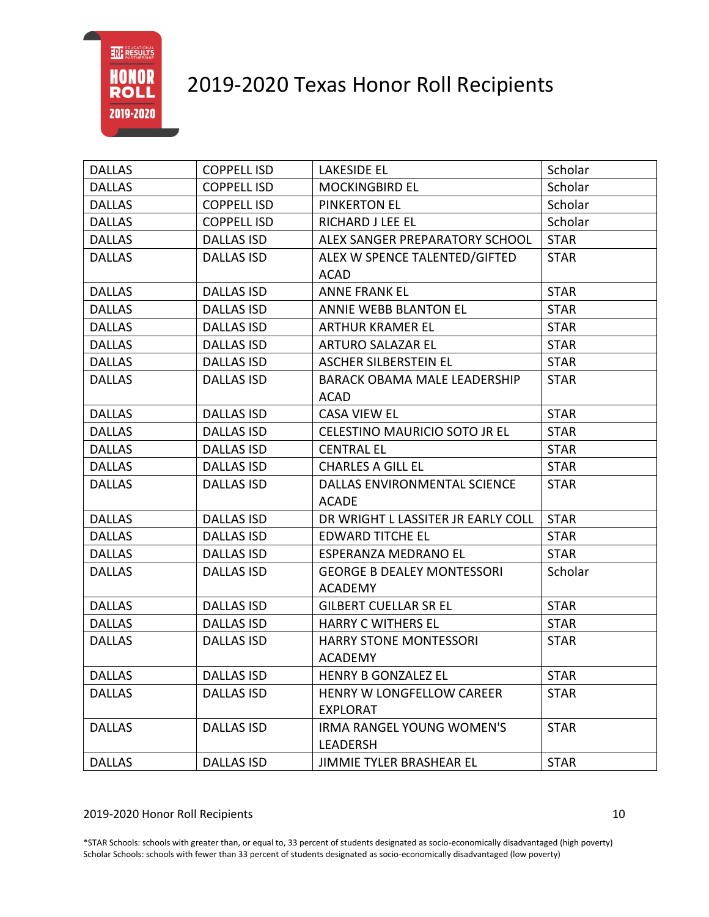# 2019-2020 Texas Honor Roll Recipients

| | | | |
|---|---|---|---|
| DALLAS | COPPELL ISD | LAKESIDE EL | Scholar |
| DALLAS | COPPELL ISD | MOCKINGBIRD EL | Scholar |
| DALLAS | COPPELL ISD | PINKERTON EL | Scholar |
| DALLAS | COPPELL ISD | RICHARD J LEE EL | Scholar |
| DALLAS | DALLAS ISD | ALEX SANGER PREPARATORY SCHOOL | STAR |
| DALLAS | DALLAS ISD | ALEX W SPENCE TALENTED/GIFTED ACAD | STAR |
| DALLAS | DALLAS ISD | ANNE FRANK EL | STAR |
| DALLAS | DALLAS ISD | ANNIE WEBB BLANTON EL | STAR |
| DALLAS | DALLAS ISD | ARTHUR KRAMER EL | STAR |
| DALLAS | DALLAS ISD | ARTURO SALAZAR EL | STAR |
| DALLAS | DALLAS ISD | ASCHER SILBERSTEIN EL | STAR |
| DALLAS | DALLAS ISD | BARACK OBAMA MALE LEADERSHIP ACAD | STAR |
| DALLAS | DALLAS ISD | CASA VIEW EL | STAR |
| DALLAS | DALLAS ISD | CELESTINO MAURICIO SOTO JR EL | STAR |
| DALLAS | DALLAS ISD | CENTRAL EL | STAR |
| DALLAS | DALLAS ISD | CHARLES A GILL EL | STAR |
| DALLAS | DALLAS ISD | DALLAS ENVIRONMENTAL SCIENCE ACADE | STAR |
| DALLAS | DALLAS ISD | DR WRIGHT L LASSITER JR EARLY COLL | STAR |
| DALLAS | DALLAS ISD | EDWARD TITCHE EL | STAR |
| DALLAS | DALLAS ISD | ESPERANZA MEDRANO EL | STAR |
| DALLAS | DALLAS ISD | GEORGE B DEALEY MONTESSORI ACADEMY | Scholar |
| DALLAS | DALLAS ISD | GILBERT CUELLAR SR EL | STAR |
| DALLAS | DALLAS ISD | HARRY C WITHERS EL | STAR |
| DALLAS | DALLAS ISD | HARRY STONE MONTESSORI ACADEMY | STAR |
| DALLAS | DALLAS ISD | HENRY B GONZALEZ EL | STAR |
| DALLAS | DALLAS ISD | HENRY W LONGFELLOW CAREER EXPLORAT | STAR |
| DALLAS | DALLAS ISD | IRMA RANGEL YOUNG WOMEN'S LEADERSH | STAR |
| DALLAS | DALLAS ISD | JIMMIE TYLER BRASHEAR EL | STAR |

*STAR Schools: schools with greater than, or equal to, 33 percent of students designated as socio-economically disadvantaged (high poverty)
Scholar Schools: schools with fewer than 33 percent of students designated as socio-economically disadvantaged (low poverty)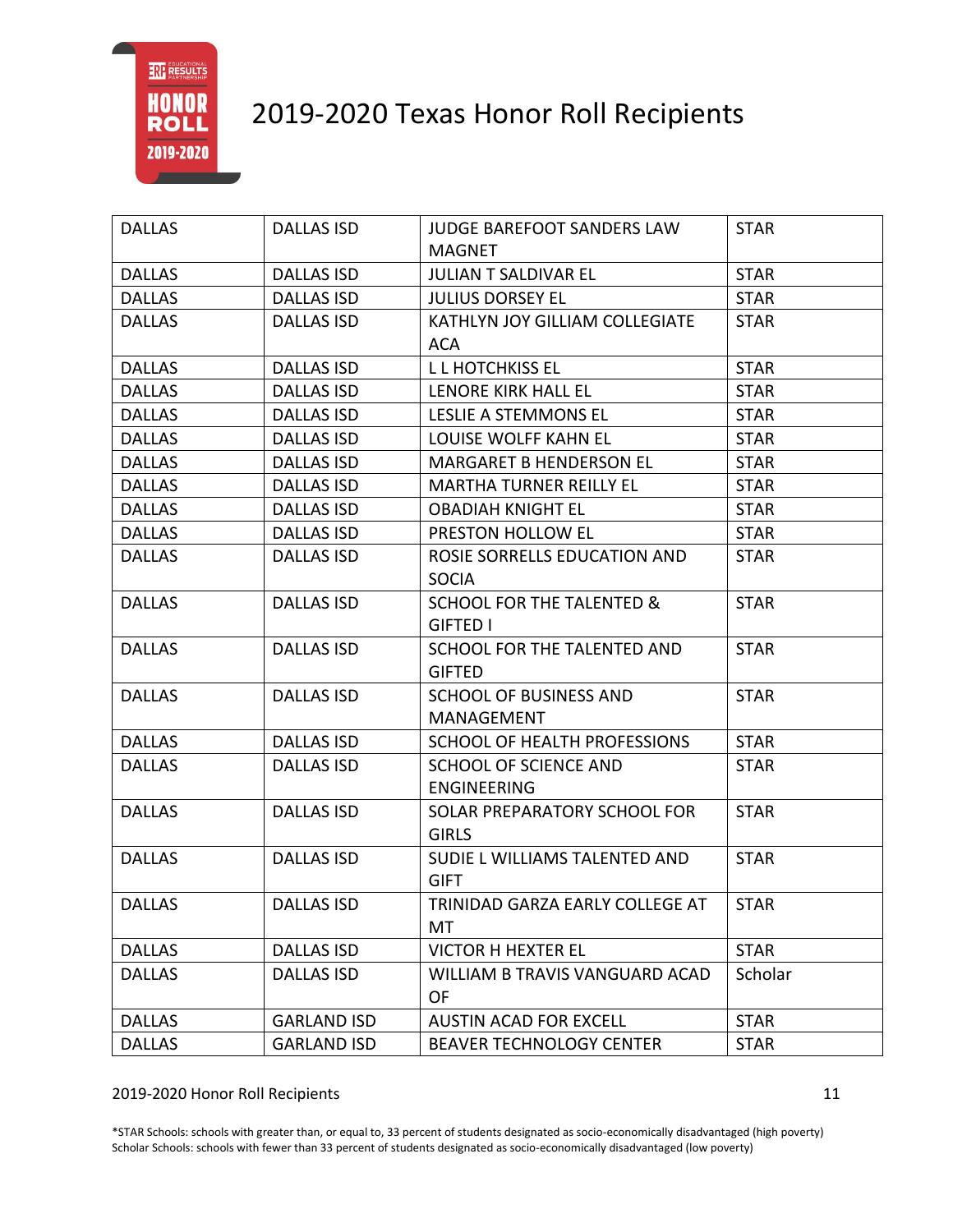# 2019-2020 Texas Honor Roll Recipients

| DALLAS | DALLAS ISD | JUDGE BAREFOOT SANDERS LAW MAGNET | STAR |
|---|---|---|---|
| DALLAS | DALLAS ISD | JULIAN T SALDIVAR EL | STAR |
| DALLAS | DALLAS ISD | JULIUS DORSEY EL | STAR |
| DALLAS | DALLAS ISD | KATHLYN JOY GILLIAM COLLEGIATE ACA | STAR |
| DALLAS | DALLAS ISD | L L HOTCHKISS EL | STAR |
| DALLAS | DALLAS ISD | LENORE KIRK HALL EL | STAR |
| DALLAS | DALLAS ISD | LESLIE A STEMMONS EL | STAR |
| DALLAS | DALLAS ISD | LOUISE WOLFF KAHN EL | STAR |
| DALLAS | DALLAS ISD | MARGARET B HENDERSON EL | STAR |
| DALLAS | DALLAS ISD | MARTHA TURNER REILLY EL | STAR |
| DALLAS | DALLAS ISD | OBADIAH KNIGHT EL | STAR |
| DALLAS | DALLAS ISD | PRESTON HOLLOW EL | STAR |
| DALLAS | DALLAS ISD | ROSIE SORRELLS EDUCATION AND SOCIA | STAR |
| DALLAS | DALLAS ISD | SCHOOL FOR THE TALENTED & GIFTED I | STAR |
| DALLAS | DALLAS ISD | SCHOOL FOR THE TALENTED AND GIFTED | STAR |
| DALLAS | DALLAS ISD | SCHOOL OF BUSINESS AND MANAGEMENT | STAR |
| DALLAS | DALLAS ISD | SCHOOL OF HEALTH PROFESSIONS | STAR |
| DALLAS | DALLAS ISD | SCHOOL OF SCIENCE AND ENGINEERING | STAR |
| DALLAS | DALLAS ISD | SOLAR PREPARATORY SCHOOL FOR GIRLS | STAR |
| DALLAS | DALLAS ISD | SUDIE L WILLIAMS TALENTED AND GIFT | STAR |
| DALLAS | DALLAS ISD | TRINIDAD GARZA EARLY COLLEGE AT MT | STAR |
| DALLAS | DALLAS ISD | VICTOR H HEXTER EL | STAR |
| DALLAS | DALLAS ISD | WILLIAM B TRAVIS VANGUARD ACAD OF | Scholar |
| DALLAS | GARLAND ISD | AUSTIN ACAD FOR EXCELL | STAR |
| DALLAS | GARLAND ISD | BEAVER TECHNOLOGY CENTER | STAR |

*STAR Schools: schools with greater than, or equal to, 33 percent of students designated as socio-economically disadvantaged (high poverty)
Scholar Schools: schools with fewer than 33 percent of students designated as socio-economically disadvantaged (low poverty)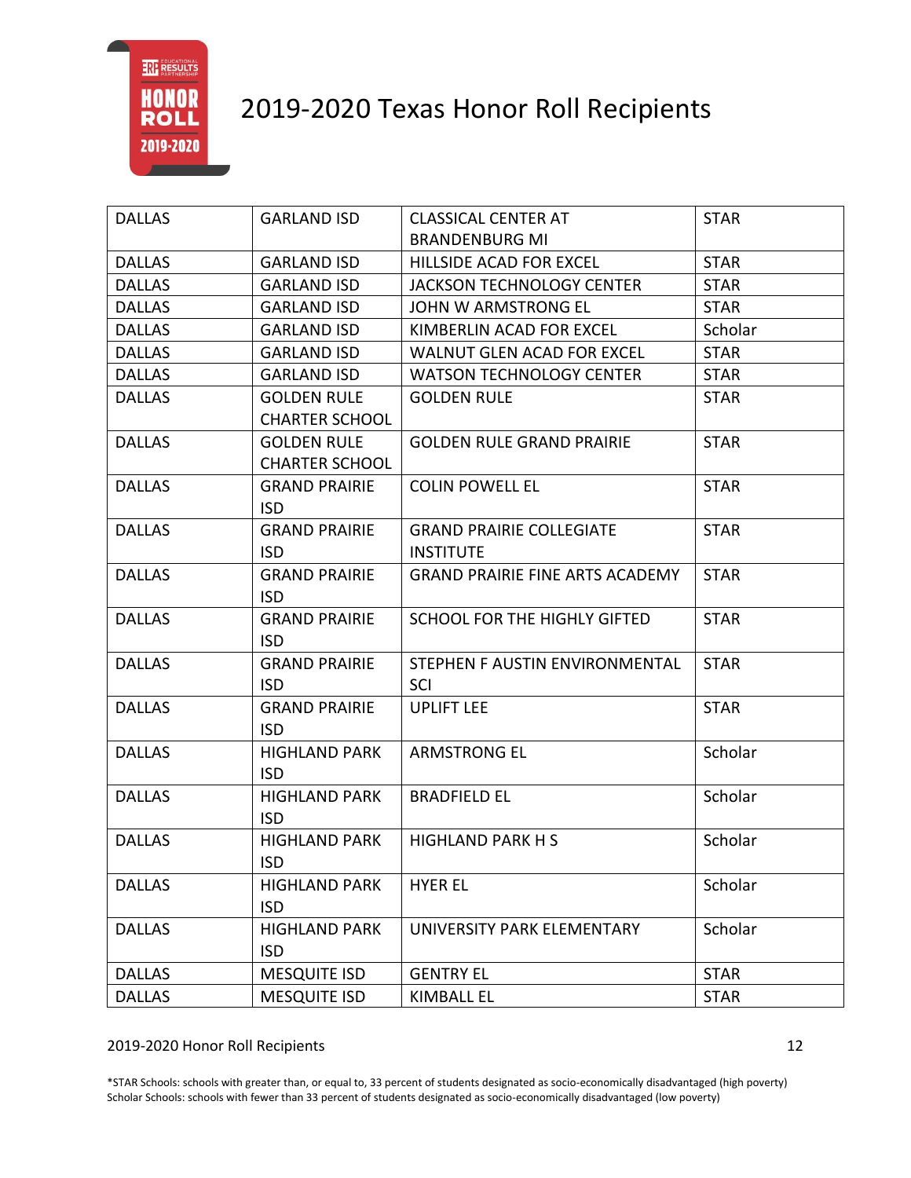# 2019-2020 Texas Honor Roll Recipients

| | | | |
|---|---|---|---|
| DALLAS | GARLAND ISD | CLASSICAL CENTER AT BRANDENBURG MI | STAR |
| DALLAS | GARLAND ISD | HILLSIDE ACAD FOR EXCEL | STAR |
| DALLAS | GARLAND ISD | JACKSON TECHNOLOGY CENTER | STAR |
| DALLAS | GARLAND ISD | JOHN W ARMSTRONG EL | STAR |
| DALLAS | GARLAND ISD | KIMBERLIN ACAD FOR EXCEL | Scholar |
| DALLAS | GARLAND ISD | WALNUT GLEN ACAD FOR EXCEL | STAR |
| DALLAS | GARLAND ISD | WATSON TECHNOLOGY CENTER | STAR |
| DALLAS | GOLDEN RULE CHARTER SCHOOL | GOLDEN RULE | STAR |
| DALLAS | GOLDEN RULE CHARTER SCHOOL | GOLDEN RULE GRAND PRAIRIE | STAR |
| DALLAS | GRAND PRAIRIE ISD | COLIN POWELL EL | STAR |
| DALLAS | GRAND PRAIRIE ISD | GRAND PRAIRIE COLLEGIATE INSTITUTE | STAR |
| DALLAS | GRAND PRAIRIE ISD | GRAND PRAIRIE FINE ARTS ACADEMY | STAR |
| DALLAS | GRAND PRAIRIE ISD | SCHOOL FOR THE HIGHLY GIFTED | STAR |
| DALLAS | GRAND PRAIRIE ISD | STEPHEN F AUSTIN ENVIRONMENTAL SCI | STAR |
| DALLAS | GRAND PRAIRIE ISD | UPLIFT LEE | STAR |
| DALLAS | HIGHLAND PARK ISD | ARMSTRONG EL | Scholar |
| DALLAS | HIGHLAND PARK ISD | BRADFIELD EL | Scholar |
| DALLAS | HIGHLAND PARK ISD | HIGHLAND PARK H S | Scholar |
| DALLAS | HIGHLAND PARK ISD | HYER EL | Scholar |
| DALLAS | HIGHLAND PARK ISD | UNIVERSITY PARK ELEMENTARY | Scholar |
| DALLAS | MESQUITE ISD | GENTRY EL | STAR |
| DALLAS | MESQUITE ISD | KIMBALL EL | STAR |

*STAR Schools: schools with greater than, or equal to, 33 percent of students designated as socio-economically disadvantaged (high poverty)
Scholar Schools: schools with fewer than 33 percent of students designated as socio-economically disadvantaged (low poverty)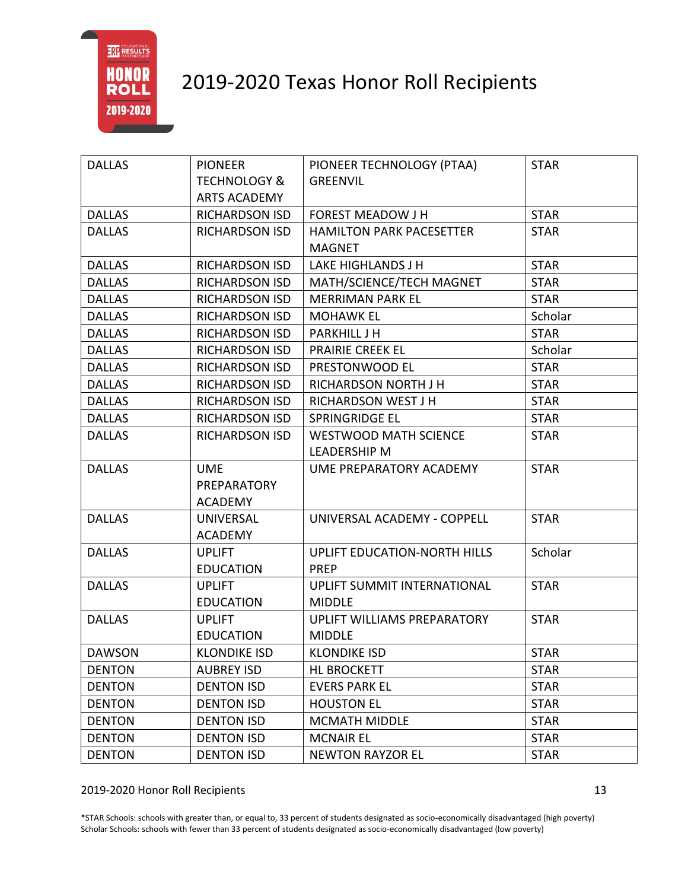# 2019-2020 Texas Honor Roll Recipients

| DALLAS | PIONEER TECHNOLOGY & ARTS ACADEMY | PIONEER TECHNOLOGY (PTAA) GREENVIL | STAR |
|---|---|---|---|
| DALLAS | RICHARDSON ISD | FOREST MEADOW J H | STAR |
| DALLAS | RICHARDSON ISD | HAMILTON PARK PACESETTER MAGNET | STAR |
| DALLAS | RICHARDSON ISD | LAKE HIGHLANDS J H | STAR |
| DALLAS | RICHARDSON ISD | MATH/SCIENCE/TECH MAGNET | STAR |
| DALLAS | RICHARDSON ISD | MERRIMAN PARK EL | STAR |
| DALLAS | RICHARDSON ISD | MOHAWK EL | Scholar |
| DALLAS | RICHARDSON ISD | PARKHILL J H | STAR |
| DALLAS | RICHARDSON ISD | PRAIRIE CREEK EL | Scholar |
| DALLAS | RICHARDSON ISD | PRESTONWOOD EL | STAR |
| DALLAS | RICHARDSON ISD | RICHARDSON NORTH J H | STAR |
| DALLAS | RICHARDSON ISD | RICHARDSON WEST J H | STAR |
| DALLAS | RICHARDSON ISD | SPRINGRIDGE EL | STAR |
| DALLAS | RICHARDSON ISD | WESTWOOD MATH SCIENCE LEADERSHIP M | STAR |
| DALLAS | UME PREPARATORY ACADEMY | UME PREPARATORY ACADEMY | STAR |
| DALLAS | UNIVERSAL ACADEMY | UNIVERSAL ACADEMY - COPPELL | STAR |
| DALLAS | UPLIFT EDUCATION | UPLIFT EDUCATION-NORTH HILLS PREP | Scholar |
| DALLAS | UPLIFT EDUCATION | UPLIFT SUMMIT INTERNATIONAL MIDDLE | STAR |
| DALLAS | UPLIFT EDUCATION | UPLIFT WILLIAMS PREPARATORY MIDDLE | STAR |
| DAWSON | KLONDIKE ISD | KLONDIKE ISD | STAR |
| DENTON | AUBREY ISD | HL BROCKETT | STAR |
| DENTON | DENTON ISD | EVERS PARK EL | STAR |
| DENTON | DENTON ISD | HOUSTON EL | STAR |
| DENTON | DENTON ISD | MCMATH MIDDLE | STAR |
| DENTON | DENTON ISD | MCNAIR EL | STAR |
| DENTON | DENTON ISD | NEWTON RAYZOR EL | STAR |

*STAR Schools: schools with greater than, or equal to, 33 percent of students designated as socio-economically disadvantaged (high poverty)
Scholar Schools: schools with fewer than 33 percent of students designated as socio-economically disadvantaged (low poverty)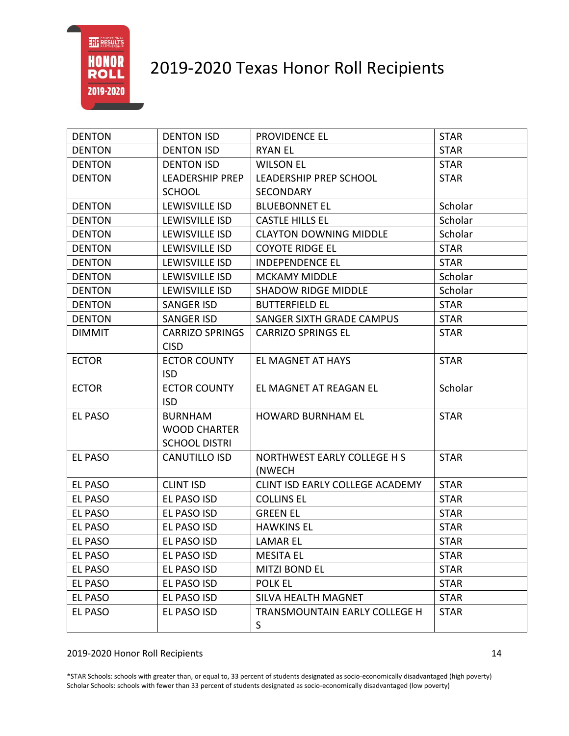# 2019-2020 Texas Honor Roll Recipients

| | | | |
|---|---|---|---|
| DENTON | DENTON ISD | PROVIDENCE EL | STAR |
| DENTON | DENTON ISD | RYAN EL | STAR |
| DENTON | DENTON ISD | WILSON EL | STAR |
| DENTON | LEADERSHIP PREP SCHOOL | LEADERSHIP PREP SCHOOL SECONDARY | STAR |
| DENTON | LEWISVILLE ISD | BLUEBONNET EL | Scholar |
| DENTON | LEWISVILLE ISD | CASTLE HILLS EL | Scholar |
| DENTON | LEWISVILLE ISD | CLAYTON DOWNING MIDDLE | Scholar |
| DENTON | LEWISVILLE ISD | COYOTE RIDGE EL | STAR |
| DENTON | LEWISVILLE ISD | INDEPENDENCE EL | STAR |
| DENTON | LEWISVILLE ISD | MCKAMY MIDDLE | Scholar |
| DENTON | LEWISVILLE ISD | SHADOW RIDGE MIDDLE | Scholar |
| DENTON | SANGER ISD | BUTTERFIELD EL | STAR |
| DENTON | SANGER ISD | SANGER SIXTH GRADE CAMPUS | STAR |
| DIMMIT | CARRIZO SPRINGS CISD | CARRIZO SPRINGS EL | STAR |
| ECTOR | ECTOR COUNTY ISD | EL MAGNET AT HAYS | STAR |
| ECTOR | ECTOR COUNTY ISD | EL MAGNET AT REAGAN EL | Scholar |
| EL PASO | BURNHAM WOOD CHARTER SCHOOL DISTRI | HOWARD BURNHAM EL | STAR |
| EL PASO | CANUTILLO ISD | NORTHWEST EARLY COLLEGE H S (NWECH | STAR |
| EL PASO | CLINT ISD | CLINT ISD EARLY COLLEGE ACADEMY | STAR |
| EL PASO | EL PASO ISD | COLLINS EL | STAR |
| EL PASO | EL PASO ISD | GREEN EL | STAR |
| EL PASO | EL PASO ISD | HAWKINS EL | STAR |
| EL PASO | EL PASO ISD | LAMAR EL | STAR |
| EL PASO | EL PASO ISD | MESITA EL | STAR |
| EL PASO | EL PASO ISD | MITZI BOND EL | STAR |
| EL PASO | EL PASO ISD | POLK EL | STAR |
| EL PASO | EL PASO ISD | SILVA HEALTH MAGNET | STAR |
| EL PASO | EL PASO ISD | TRANSMOUNTAIN EARLY COLLEGE H S | STAR |

*STAR Schools: schools with greater than, or equal to, 33 percent of students designated as socio-economically disadvantaged (high poverty)
Scholar Schools: schools with fewer than 33 percent of students designated as socio-economically disadvantaged (low poverty)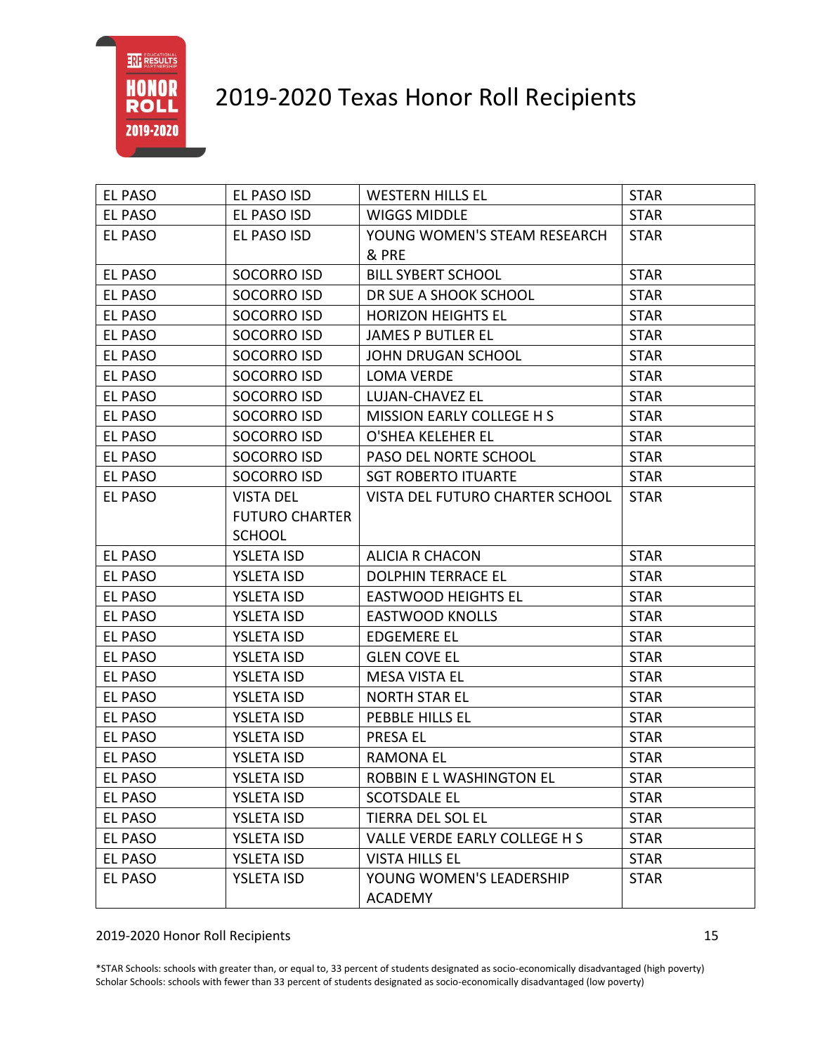# 2019-2020 Texas Honor Roll Recipients

| | | | |
|---|---|---|---|
| EL PASO | EL PASO ISD | WESTERN HILLS EL | STAR |
| EL PASO | EL PASO ISD | WIGGS MIDDLE | STAR |
| EL PASO | EL PASO ISD | YOUNG WOMEN'S STEAM RESEARCH & PRE | STAR |
| EL PASO | SOCORRO ISD | BILL SYBERT SCHOOL | STAR |
| EL PASO | SOCORRO ISD | DR SUE A SHOOK SCHOOL | STAR |
| EL PASO | SOCORRO ISD | HORIZON HEIGHTS EL | STAR |
| EL PASO | SOCORRO ISD | JAMES P BUTLER EL | STAR |
| EL PASO | SOCORRO ISD | JOHN DRUGAN SCHOOL | STAR |
| EL PASO | SOCORRO ISD | LOMA VERDE | STAR |
| EL PASO | SOCORRO ISD | LUJAN-CHAVEZ EL | STAR |
| EL PASO | SOCORRO ISD | MISSION EARLY COLLEGE H S | STAR |
| EL PASO | SOCORRO ISD | O'SHEA KELEHER EL | STAR |
| EL PASO | SOCORRO ISD | PASO DEL NORTE SCHOOL | STAR |
| EL PASO | SOCORRO ISD | SGT ROBERTO ITUARTE | STAR |
| EL PASO | VISTA DEL FUTURO CHARTER SCHOOL | VISTA DEL FUTURO CHARTER SCHOOL | STAR |
| EL PASO | YSLETA ISD | ALICIA R CHACON | STAR |
| EL PASO | YSLETA ISD | DOLPHIN TERRACE EL | STAR |
| EL PASO | YSLETA ISD | EASTWOOD HEIGHTS EL | STAR |
| EL PASO | YSLETA ISD | EASTWOOD KNOLLS | STAR |
| EL PASO | YSLETA ISD | EDGEMERE EL | STAR |
| EL PASO | YSLETA ISD | GLEN COVE EL | STAR |
| EL PASO | YSLETA ISD | MESA VISTA EL | STAR |
| EL PASO | YSLETA ISD | NORTH STAR EL | STAR |
| EL PASO | YSLETA ISD | PEBBLE HILLS EL | STAR |
| EL PASO | YSLETA ISD | PRESA EL | STAR |
| EL PASO | YSLETA ISD | RAMONA EL | STAR |
| EL PASO | YSLETA ISD | ROBBIN E L WASHINGTON EL | STAR |
| EL PASO | YSLETA ISD | SCOTSDALE EL | STAR |
| EL PASO | YSLETA ISD | TIERRA DEL SOL EL | STAR |
| EL PASO | YSLETA ISD | VALLE VERDE EARLY COLLEGE H S | STAR |
| EL PASO | YSLETA ISD | VISTA HILLS EL | STAR |
| EL PASO | YSLETA ISD | YOUNG WOMEN'S LEADERSHIP ACADEMY | STAR |

*STAR Schools: schools with greater than, or equal to, 33 percent of students designated as socio-economically disadvantaged (high poverty)
Scholar Schools: schools with fewer than 33 percent of students designated as socio-economically disadvantaged (low poverty)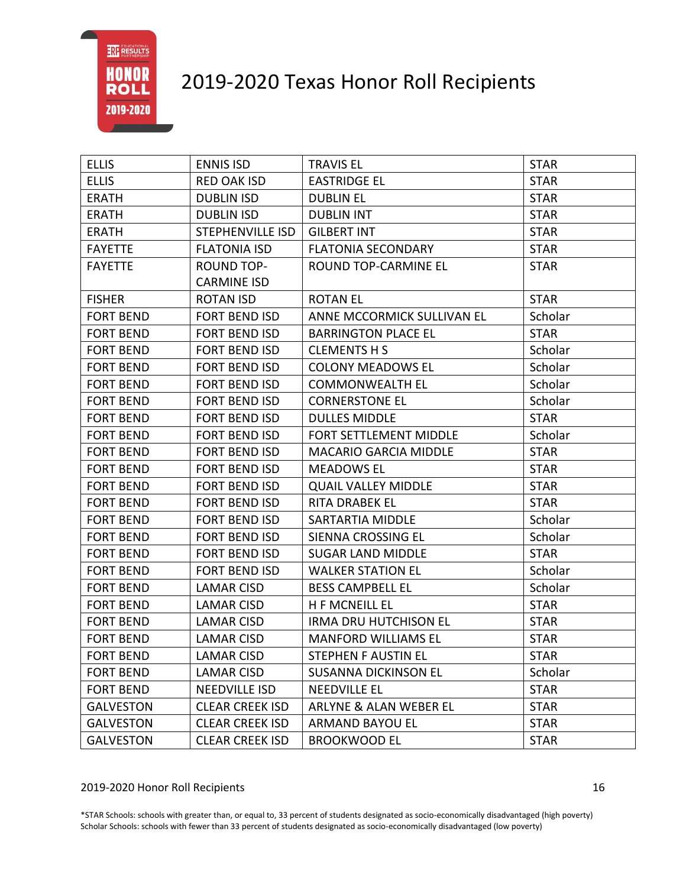# 2019-2020 Texas Honor Roll Recipients

| | | | |
|---|---|---|---|
| ELLIS | ENNIS ISD | TRAVIS EL | STAR |
| ELLIS | RED OAK ISD | EASTRIDGE EL | STAR |
| ERATH | DUBLIN ISD | DUBLIN EL | STAR |
| ERATH | DUBLIN ISD | DUBLIN INT | STAR |
| ERATH | STEPHENVILLE ISD | GILBERT INT | STAR |
| FAYETTE | FLATONIA ISD | FLATONIA SECONDARY | STAR |
| FAYETTE | ROUND TOP-CARMINE ISD | ROUND TOP-CARMINE EL | STAR |
| FISHER | ROTAN ISD | ROTAN EL | STAR |
| FORT BEND | FORT BEND ISD | ANNE MCCORMICK SULLIVAN EL | Scholar |
| FORT BEND | FORT BEND ISD | BARRINGTON PLACE EL | STAR |
| FORT BEND | FORT BEND ISD | CLEMENTS H S | Scholar |
| FORT BEND | FORT BEND ISD | COLONY MEADOWS EL | Scholar |
| FORT BEND | FORT BEND ISD | COMMONWEALTH EL | Scholar |
| FORT BEND | FORT BEND ISD | CORNERSTONE EL | Scholar |
| FORT BEND | FORT BEND ISD | DULLES MIDDLE | STAR |
| FORT BEND | FORT BEND ISD | FORT SETTLEMENT MIDDLE | Scholar |
| FORT BEND | FORT BEND ISD | MACARIO GARCIA MIDDLE | STAR |
| FORT BEND | FORT BEND ISD | MEADOWS EL | STAR |
| FORT BEND | FORT BEND ISD | QUAIL VALLEY MIDDLE | STAR |
| FORT BEND | FORT BEND ISD | RITA DRABEK EL | STAR |
| FORT BEND | FORT BEND ISD | SARTARTIA MIDDLE | Scholar |
| FORT BEND | FORT BEND ISD | SIENNA CROSSING EL | Scholar |
| FORT BEND | FORT BEND ISD | SUGAR LAND MIDDLE | STAR |
| FORT BEND | FORT BEND ISD | WALKER STATION EL | Scholar |
| FORT BEND | LAMAR CISD | BESS CAMPBELL EL | Scholar |
| FORT BEND | LAMAR CISD | H F MCNEILL EL | STAR |
| FORT BEND | LAMAR CISD | IRMA DRU HUTCHISON EL | STAR |
| FORT BEND | LAMAR CISD | MANFORD WILLIAMS EL | STAR |
| FORT BEND | LAMAR CISD | STEPHEN F AUSTIN EL | STAR |
| FORT BEND | LAMAR CISD | SUSANNA DICKINSON EL | Scholar |
| FORT BEND | NEEDVILLE ISD | NEEDVILLE EL | STAR |
| GALVESTON | CLEAR CREEK ISD | ARLYNE & ALAN WEBER EL | STAR |
| GALVESTON | CLEAR CREEK ISD | ARMAND BAYOU EL | STAR |
| GALVESTON | CLEAR CREEK ISD | BROOKWOOD EL | STAR |

*STAR Schools: schools with greater than, or equal to, 33 percent of students designated as socio-economically disadvantaged (high poverty)
Scholar Schools: schools with fewer than 33 percent of students designated as socio-economically disadvantaged (low poverty)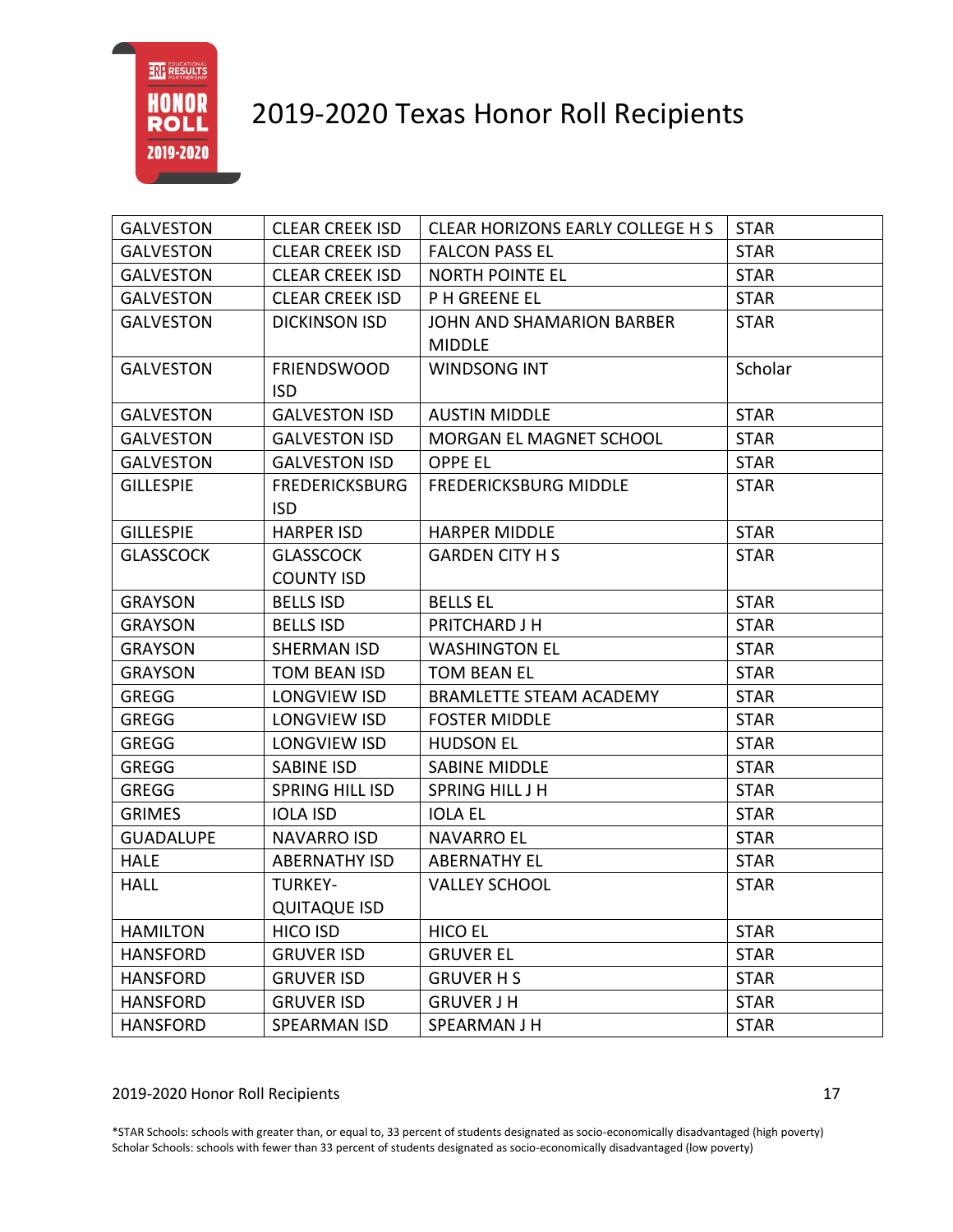# 2019-2020 Texas Honor Roll Recipients

| | | | |
|---|---|---|---|
| GALVESTON | CLEAR CREEK ISD | CLEAR HORIZONS EARLY COLLEGE H S | STAR |
| GALVESTON | CLEAR CREEK ISD | FALCON PASS EL | STAR |
| GALVESTON | CLEAR CREEK ISD | NORTH POINTE EL | STAR |
| GALVESTON | CLEAR CREEK ISD | P H GREENE EL | STAR |
| GALVESTON | DICKINSON ISD | JOHN AND SHAMARION BARBER MIDDLE | STAR |
| GALVESTON | FRIENDSWOOD ISD | WINDSONG INT | Scholar |
| GALVESTON | GALVESTON ISD | AUSTIN MIDDLE | STAR |
| GALVESTON | GALVESTON ISD | MORGAN EL MAGNET SCHOOL | STAR |
| GALVESTON | GALVESTON ISD | OPPE EL | STAR |
| GILLESPIE | FREDERICKSBURG ISD | FREDERICKSBURG MIDDLE | STAR |
| GILLESPIE | HARPER ISD | HARPER MIDDLE | STAR |
| GLASSCOCK | GLASSCOCK COUNTY ISD | GARDEN CITY H S | STAR |
| GRAYSON | BELLS ISD | BELLS EL | STAR |
| GRAYSON | BELLS ISD | PRITCHARD J H | STAR |
| GRAYSON | SHERMAN ISD | WASHINGTON EL | STAR |
| GRAYSON | TOM BEAN ISD | TOM BEAN EL | STAR |
| GREGG | LONGVIEW ISD | BRAMLETTE STEAM ACADEMY | STAR |
| GREGG | LONGVIEW ISD | FOSTER MIDDLE | STAR |
| GREGG | LONGVIEW ISD | HUDSON EL | STAR |
| GREGG | SABINE ISD | SABINE MIDDLE | STAR |
| GREGG | SPRING HILL ISD | SPRING HILL J H | STAR |
| GRIMES | IOLA ISD | IOLA EL | STAR |
| GUADALUPE | NAVARRO ISD | NAVARRO EL | STAR |
| HALE | ABERNATHY ISD | ABERNATHY EL | STAR |
| HALL | TURKEY-QUITAQUE ISD | VALLEY SCHOOL | STAR |
| HAMILTON | HICO ISD | HICO EL | STAR |
| HANSFORD | GRUVER ISD | GRUVER EL | STAR |
| HANSFORD | GRUVER ISD | GRUVER H S | STAR |
| HANSFORD | GRUVER ISD | GRUVER J H | STAR |
| HANSFORD | SPEARMAN ISD | SPEARMAN J H | STAR |

*STAR Schools: schools with greater than, or equal to, 33 percent of students designated as socio-economically disadvantaged (high poverty)
Scholar Schools: schools with fewer than 33 percent of students designated as socio-economically disadvantaged (low poverty)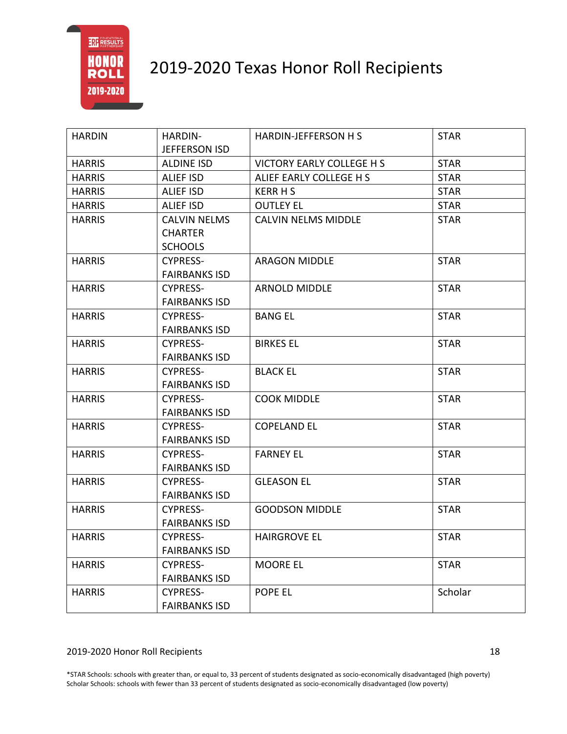# 2019-2020 Texas Honor Roll Recipients

| | | | |
|---|---|---|---|
| HARDIN | HARDIN-JEFFERSON ISD | HARDIN-JEFFERSON H S | STAR |
| HARRIS | ALDINE ISD | VICTORY EARLY COLLEGE H S | STAR |
| HARRIS | ALIEF ISD | ALIEF EARLY COLLEGE H S | STAR |
| HARRIS | ALIEF ISD | KERR H S | STAR |
| HARRIS | ALIEF ISD | OUTLEY EL | STAR |
| HARRIS | CALVIN NELMS CHARTER SCHOOLS | CALVIN NELMS MIDDLE | STAR |
| HARRIS | CYPRESS-FAIRBANKS ISD | ARAGON MIDDLE | STAR |
| HARRIS | CYPRESS-FAIRBANKS ISD | ARNOLD MIDDLE | STAR |
| HARRIS | CYPRESS-FAIRBANKS ISD | BANG EL | STAR |
| HARRIS | CYPRESS-FAIRBANKS ISD | BIRKES EL | STAR |
| HARRIS | CYPRESS-FAIRBANKS ISD | BLACK EL | STAR |
| HARRIS | CYPRESS-FAIRBANKS ISD | COOK MIDDLE | STAR |
| HARRIS | CYPRESS-FAIRBANKS ISD | COPELAND EL | STAR |
| HARRIS | CYPRESS-FAIRBANKS ISD | FARNEY EL | STAR |
| HARRIS | CYPRESS-FAIRBANKS ISD | GLEASON EL | STAR |
| HARRIS | CYPRESS-FAIRBANKS ISD | GOODSON MIDDLE | STAR |
| HARRIS | CYPRESS-FAIRBANKS ISD | HAIRGROVE EL | STAR |
| HARRIS | CYPRESS-FAIRBANKS ISD | MOORE EL | STAR |
| HARRIS | CYPRESS-FAIRBANKS ISD | POPE EL | Scholar |

*STAR Schools: schools with greater than, or equal to, 33 percent of students designated as socio-economically disadvantaged (high poverty)
Scholar Schools: schools with fewer than 33 percent of students designated as socio-economically disadvantaged (low poverty)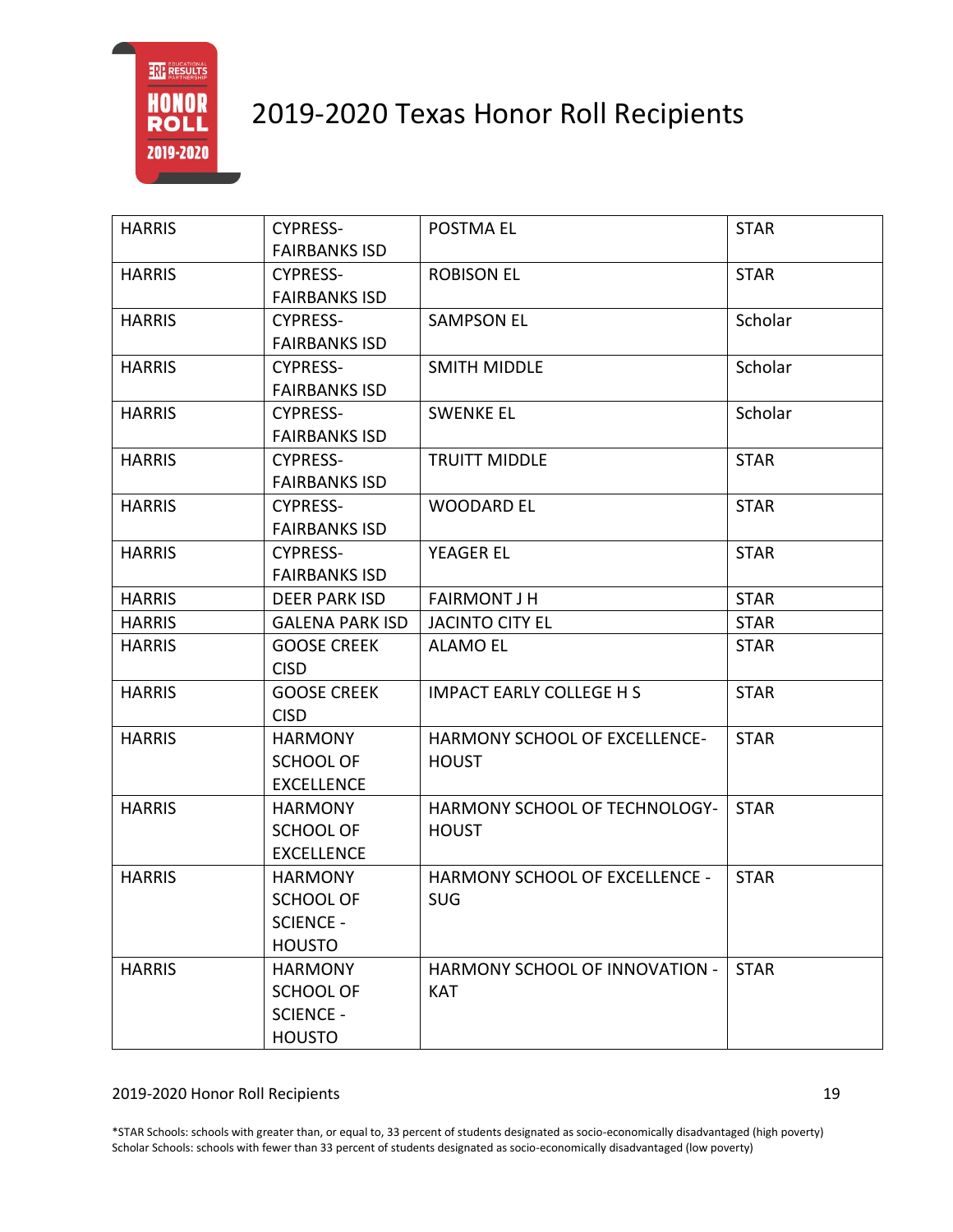# 2019-2020 Texas Honor Roll Recipients

| | | | |
|---|---|---|---|
| HARRIS | CYPRESS-FAIRBANKS ISD | POSTMA EL | STAR |
| HARRIS | CYPRESS-FAIRBANKS ISD | ROBISON EL | STAR |
| HARRIS | CYPRESS-FAIRBANKS ISD | SAMPSON EL | Scholar |
| HARRIS | CYPRESS-FAIRBANKS ISD | SMITH MIDDLE | Scholar |
| HARRIS | CYPRESS-FAIRBANKS ISD | SWENKE EL | Scholar |
| HARRIS | CYPRESS-FAIRBANKS ISD | TRUITT MIDDLE | STAR |
| HARRIS | CYPRESS-FAIRBANKS ISD | WOODARD EL | STAR |
| HARRIS | CYPRESS-FAIRBANKS ISD | YEAGER EL | STAR |
| HARRIS | DEER PARK ISD | FAIRMONT J H | STAR |
| HARRIS | GALENA PARK ISD | JACINTO CITY EL | STAR |
| HARRIS | GOOSE CREEK CISD | ALAMO EL | STAR |
| HARRIS | GOOSE CREEK CISD | IMPACT EARLY COLLEGE H S | STAR |
| HARRIS | HARMONY SCHOOL OF EXCELLENCE | HARMONY SCHOOL OF EXCELLENCE-HOUST | STAR |
| HARRIS | HARMONY SCHOOL OF EXCELLENCE | HARMONY SCHOOL OF TECHNOLOGY-HOUST | STAR |
| HARRIS | HARMONY SCHOOL OF SCIENCE - HOUSTO | HARMONY SCHOOL OF EXCELLENCE - SUG | STAR |
| HARRIS | HARMONY SCHOOL OF SCIENCE - HOUSTO | HARMONY SCHOOL OF INNOVATION - KAT | STAR |

*STAR Schools: schools with greater than, or equal to, 33 percent of students designated as socio-economically disadvantaged (high poverty)
Scholar Schools: schools with fewer than 33 percent of students designated as socio-economically disadvantaged (low poverty)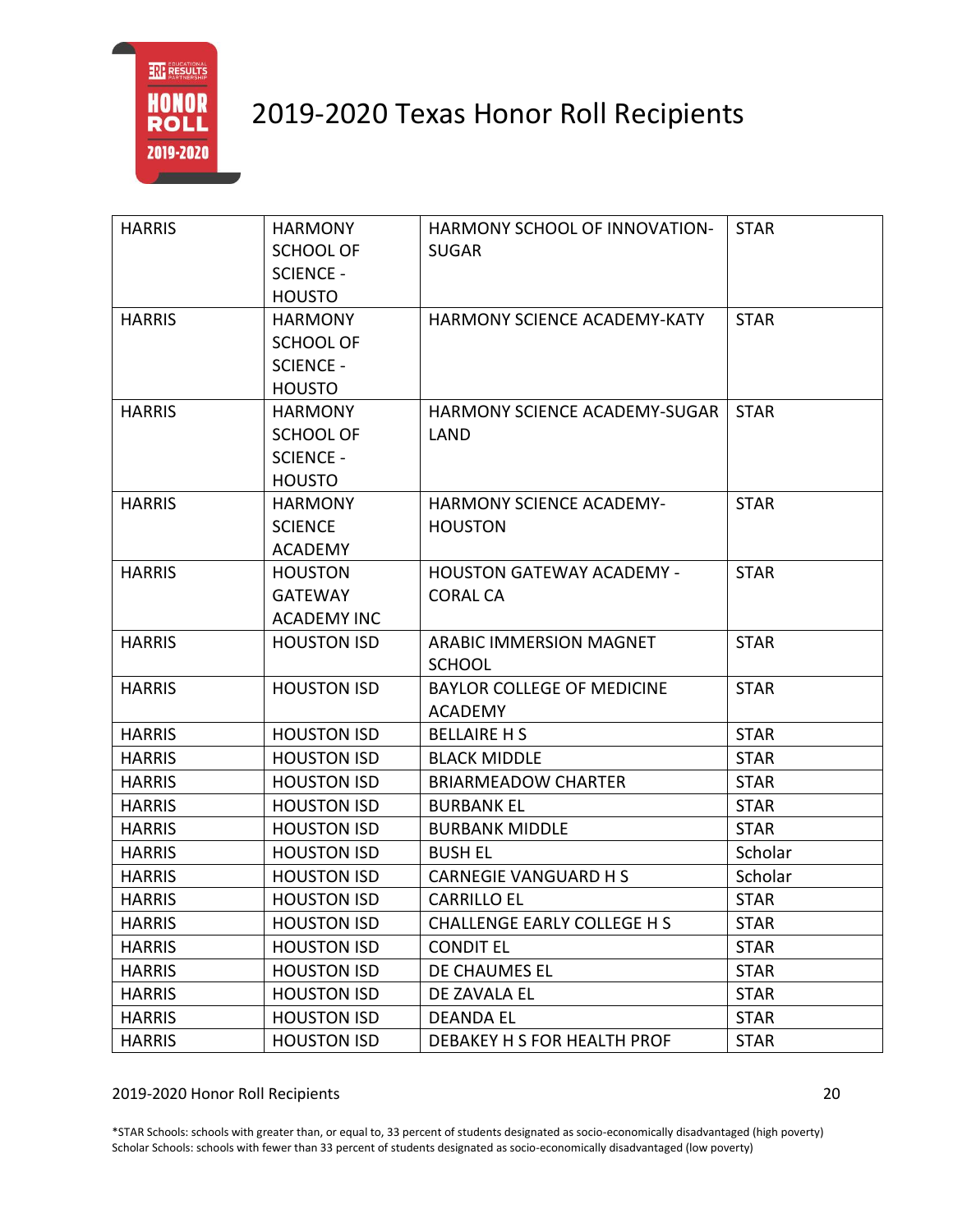# 2019-2020 Texas Honor Roll Recipients

| | | | |
|---|---|---|---|
| HARRIS | HARMONY SCHOOL OF SCIENCE - HOUSTO | HARMONY SCHOOL OF INNOVATION-SUGAR | STAR |
| HARRIS | HARMONY SCHOOL OF SCIENCE - HOUSTO | HARMONY SCIENCE ACADEMY-KATY | STAR |
| HARRIS | HARMONY SCHOOL OF SCIENCE - HOUSTO | HARMONY SCIENCE ACADEMY-SUGAR LAND | STAR |
| HARRIS | HARMONY SCIENCE ACADEMY | HARMONY SCIENCE ACADEMY-HOUSTON | STAR |
| HARRIS | HOUSTON GATEWAY ACADEMY INC | HOUSTON GATEWAY ACADEMY - CORAL CA | STAR |
| HARRIS | HOUSTON ISD | ARABIC IMMERSION MAGNET SCHOOL | STAR |
| HARRIS | HOUSTON ISD | BAYLOR COLLEGE OF MEDICINE ACADEMY | STAR |
| HARRIS | HOUSTON ISD | BELLAIRE H S | STAR |
| HARRIS | HOUSTON ISD | BLACK MIDDLE | STAR |
| HARRIS | HOUSTON ISD | BRIARMEADOW CHARTER | STAR |
| HARRIS | HOUSTON ISD | BURBANK EL | STAR |
| HARRIS | HOUSTON ISD | BURBANK MIDDLE | STAR |
| HARRIS | HOUSTON ISD | BUSH EL | Scholar |
| HARRIS | HOUSTON ISD | CARNEGIE VANGUARD H S | Scholar |
| HARRIS | HOUSTON ISD | CARRILLO EL | STAR |
| HARRIS | HOUSTON ISD | CHALLENGE EARLY COLLEGE H S | STAR |
| HARRIS | HOUSTON ISD | CONDIT EL | STAR |
| HARRIS | HOUSTON ISD | DE CHAUMES EL | STAR |
| HARRIS | HOUSTON ISD | DE ZAVALA EL | STAR |
| HARRIS | HOUSTON ISD | DEANDA EL | STAR |
| HARRIS | HOUSTON ISD | DEBAKEY H S FOR HEALTH PROF | STAR |

*STAR Schools: schools with greater than, or equal to, 33 percent of students designated as socio-economically disadvantaged (high poverty)
Scholar Schools: schools with fewer than 33 percent of students designated as socio-economically disadvantaged (low poverty)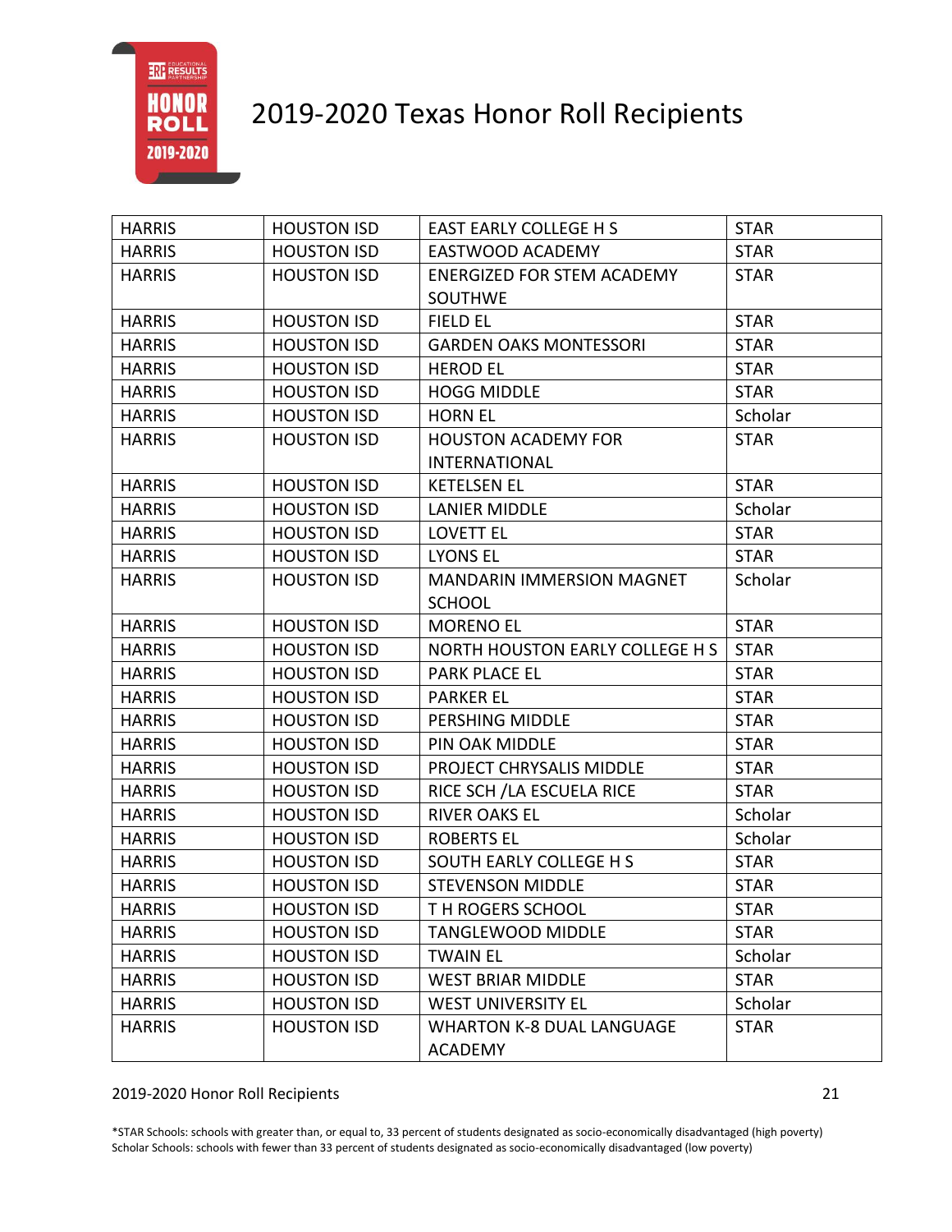# 2019-2020 Texas Honor Roll Recipients

| | | | |
|---|---|---|---|
| HARRIS | HOUSTON ISD | EAST EARLY COLLEGE H S | STAR |
| HARRIS | HOUSTON ISD | EASTWOOD ACADEMY | STAR |
| HARRIS | HOUSTON ISD | ENERGIZED FOR STEM ACADEMY SOUTHWE | STAR |
| HARRIS | HOUSTON ISD | FIELD EL | STAR |
| HARRIS | HOUSTON ISD | GARDEN OAKS MONTESSORI | STAR |
| HARRIS | HOUSTON ISD | HEROD EL | STAR |
| HARRIS | HOUSTON ISD | HOGG MIDDLE | STAR |
| HARRIS | HOUSTON ISD | HORN EL | Scholar |
| HARRIS | HOUSTON ISD | HOUSTON ACADEMY FOR INTERNATIONAL | STAR |
| HARRIS | HOUSTON ISD | KETELSEN EL | STAR |
| HARRIS | HOUSTON ISD | LANIER MIDDLE | Scholar |
| HARRIS | HOUSTON ISD | LOVETT EL | STAR |
| HARRIS | HOUSTON ISD | LYONS EL | STAR |
| HARRIS | HOUSTON ISD | MANDARIN IMMERSION MAGNET SCHOOL | Scholar |
| HARRIS | HOUSTON ISD | MORENO EL | STAR |
| HARRIS | HOUSTON ISD | NORTH HOUSTON EARLY COLLEGE H S | STAR |
| HARRIS | HOUSTON ISD | PARK PLACE EL | STAR |
| HARRIS | HOUSTON ISD | PARKER EL | STAR |
| HARRIS | HOUSTON ISD | PERSHING MIDDLE | STAR |
| HARRIS | HOUSTON ISD | PIN OAK MIDDLE | STAR |
| HARRIS | HOUSTON ISD | PROJECT CHRYSALIS MIDDLE | STAR |
| HARRIS | HOUSTON ISD | RICE SCH /LA ESCUELA RICE | STAR |
| HARRIS | HOUSTON ISD | RIVER OAKS EL | Scholar |
| HARRIS | HOUSTON ISD | ROBERTS EL | Scholar |
| HARRIS | HOUSTON ISD | SOUTH EARLY COLLEGE H S | STAR |
| HARRIS | HOUSTON ISD | STEVENSON MIDDLE | STAR |
| HARRIS | HOUSTON ISD | T H ROGERS SCHOOL | STAR |
| HARRIS | HOUSTON ISD | TANGLEWOOD MIDDLE | STAR |
| HARRIS | HOUSTON ISD | TWAIN EL | Scholar |
| HARRIS | HOUSTON ISD | WEST BRIAR MIDDLE | STAR |
| HARRIS | HOUSTON ISD | WEST UNIVERSITY EL | Scholar |
| HARRIS | HOUSTON ISD | WHARTON K-8 DUAL LANGUAGE ACADEMY | STAR |

*STAR Schools: schools with greater than, or equal to, 33 percent of students designated as socio-economically disadvantaged (high poverty)
Scholar Schools: schools with fewer than 33 percent of students designated as socio-economically disadvantaged (low poverty)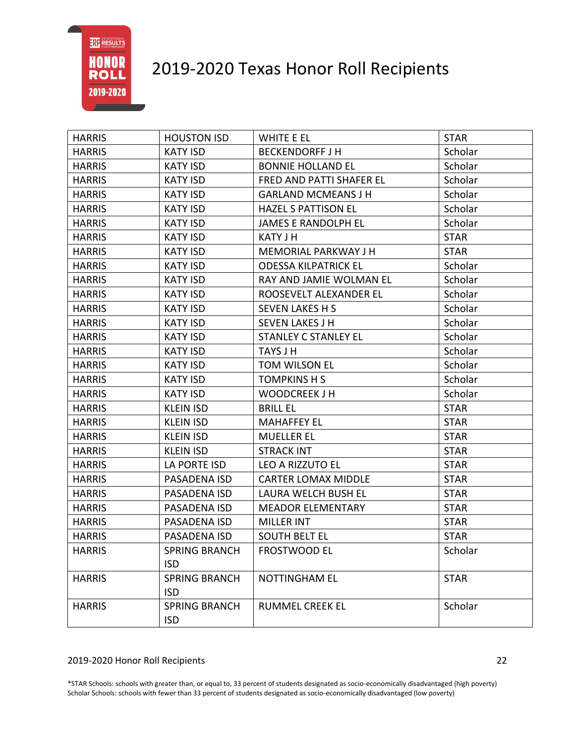# 2019-2020 Texas Honor Roll Recipients

| | | | |
|---|---|---|---|
| HARRIS | HOUSTON ISD | WHITE E EL | STAR |
| HARRIS | KATY ISD | BECKENDORFF J H | Scholar |
| HARRIS | KATY ISD | BONNIE HOLLAND EL | Scholar |
| HARRIS | KATY ISD | FRED AND PATTI SHAFER EL | Scholar |
| HARRIS | KATY ISD | GARLAND MCMEANS J H | Scholar |
| HARRIS | KATY ISD | HAZEL S PATTISON EL | Scholar |
| HARRIS | KATY ISD | JAMES E RANDOLPH EL | Scholar |
| HARRIS | KATY ISD | KATY J H | STAR |
| HARRIS | KATY ISD | MEMORIAL PARKWAY J H | STAR |
| HARRIS | KATY ISD | ODESSA KILPATRICK EL | Scholar |
| HARRIS | KATY ISD | RAY AND JAMIE WOLMAN EL | Scholar |
| HARRIS | KATY ISD | ROOSEVELT ALEXANDER EL | Scholar |
| HARRIS | KATY ISD | SEVEN LAKES H S | Scholar |
| HARRIS | KATY ISD | SEVEN LAKES J H | Scholar |
| HARRIS | KATY ISD | STANLEY C STANLEY EL | Scholar |
| HARRIS | KATY ISD | TAYS J H | Scholar |
| HARRIS | KATY ISD | TOM WILSON EL | Scholar |
| HARRIS | KATY ISD | TOMPKINS H S | Scholar |
| HARRIS | KATY ISD | WOODCREEK J H | Scholar |
| HARRIS | KLEIN ISD | BRILL EL | STAR |
| HARRIS | KLEIN ISD | MAHAFFEY EL | STAR |
| HARRIS | KLEIN ISD | MUELLER EL | STAR |
| HARRIS | KLEIN ISD | STRACK INT | STAR |
| HARRIS | LA PORTE ISD | LEO A RIZZUTO EL | STAR |
| HARRIS | PASADENA ISD | CARTER LOMAX MIDDLE | STAR |
| HARRIS | PASADENA ISD | LAURA WELCH BUSH EL | STAR |
| HARRIS | PASADENA ISD | MEADOR ELEMENTARY | STAR |
| HARRIS | PASADENA ISD | MILLER INT | STAR |
| HARRIS | PASADENA ISD | SOUTH BELT EL | STAR |
| HARRIS | SPRING BRANCH ISD | FROSTWOOD EL | Scholar |
| HARRIS | SPRING BRANCH ISD | NOTTINGHAM EL | STAR |
| HARRIS | SPRING BRANCH ISD | RUMMEL CREEK EL | Scholar |

*STAR Schools: schools with greater than, or equal to, 33 percent of students designated as socio-economically disadvantaged (high poverty)
Scholar Schools: schools with fewer than 33 percent of students designated as socio-economically disadvantaged (low poverty)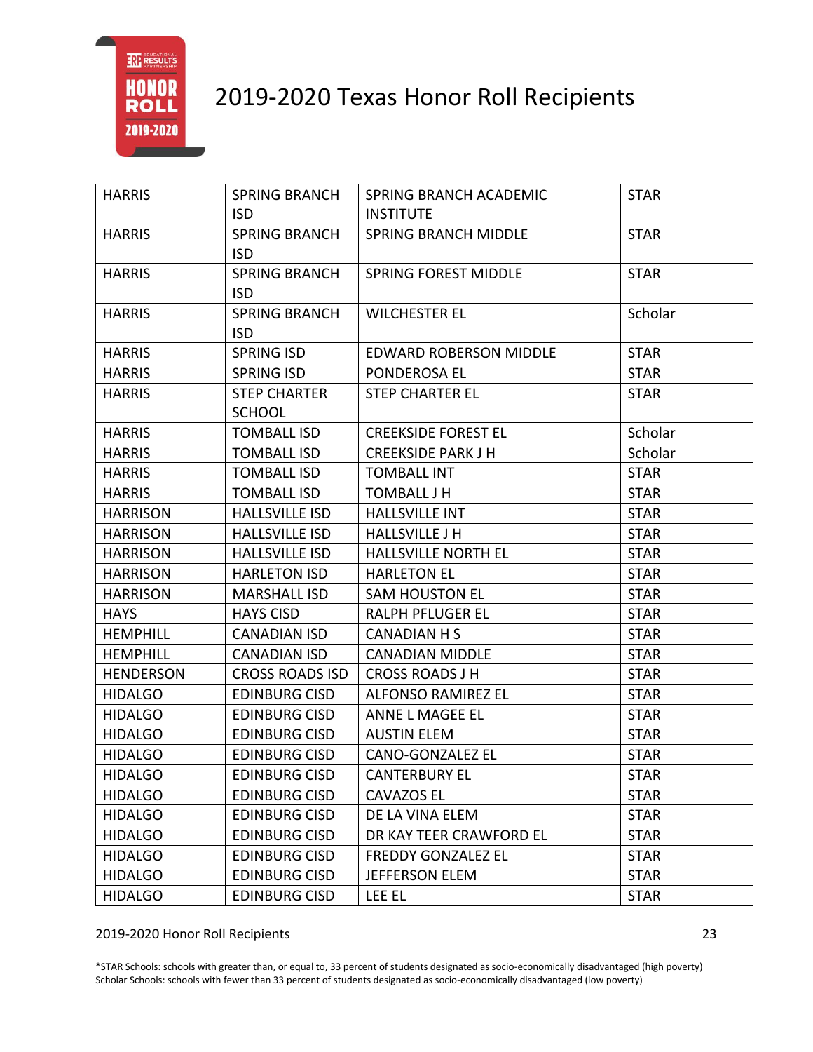# 2019-2020 Texas Honor Roll Recipients

| HARRIS | SPRING BRANCH ISD | SPRING BRANCH ACADEMIC INSTITUTE | STAR |
|---|---|---|---|
| HARRIS | SPRING BRANCH ISD | SPRING BRANCH MIDDLE | STAR |
| HARRIS | SPRING BRANCH ISD | SPRING FOREST MIDDLE | STAR |
| HARRIS | SPRING BRANCH ISD | WILCHESTER EL | Scholar |
| HARRIS | SPRING ISD | EDWARD ROBERSON MIDDLE | STAR |
| HARRIS | SPRING ISD | PONDEROSA EL | STAR |
| HARRIS | STEP CHARTER SCHOOL | STEP CHARTER EL | STAR |
| HARRIS | TOMBALL ISD | CREEKSIDE FOREST EL | Scholar |
| HARRIS | TOMBALL ISD | CREEKSIDE PARK J H | Scholar |
| HARRIS | TOMBALL ISD | TOMBALL INT | STAR |
| HARRIS | TOMBALL ISD | TOMBALL J H | STAR |
| HARRISON | HALLSVILLE ISD | HALLSVILLE INT | STAR |
| HARRISON | HALLSVILLE ISD | HALLSVILLE J H | STAR |
| HARRISON | HALLSVILLE ISD | HALLSVILLE NORTH EL | STAR |
| HARRISON | HARLETON ISD | HARLETON EL | STAR |
| HARRISON | MARSHALL ISD | SAM HOUSTON EL | STAR |
| HAYS | HAYS CISD | RALPH PFLUGER EL | STAR |
| HEMPHILL | CANADIAN ISD | CANADIAN H S | STAR |
| HEMPHILL | CANADIAN ISD | CANADIAN MIDDLE | STAR |
| HENDERSON | CROSS ROADS ISD | CROSS ROADS J H | STAR |
| HIDALGO | EDINBURG CISD | ALFONSO RAMIREZ EL | STAR |
| HIDALGO | EDINBURG CISD | ANNE L MAGEE EL | STAR |
| HIDALGO | EDINBURG CISD | AUSTIN ELEM | STAR |
| HIDALGO | EDINBURG CISD | CANO-GONZALEZ EL | STAR |
| HIDALGO | EDINBURG CISD | CANTERBURY EL | STAR |
| HIDALGO | EDINBURG CISD | CAVAZOS EL | STAR |
| HIDALGO | EDINBURG CISD | DE LA VINA ELEM | STAR |
| HIDALGO | EDINBURG CISD | DR KAY TEER CRAWFORD EL | STAR |
| HIDALGO | EDINBURG CISD | FREDDY GONZALEZ EL | STAR |
| HIDALGO | EDINBURG CISD | JEFFERSON ELEM | STAR |
| HIDALGO | EDINBURG CISD | LEE EL | STAR |

*STAR Schools: schools with greater than, or equal to, 33 percent of students designated as socio-economically disadvantaged (high poverty)
Scholar Schools: schools with fewer than 33 percent of students designated as socio-economically disadvantaged (low poverty)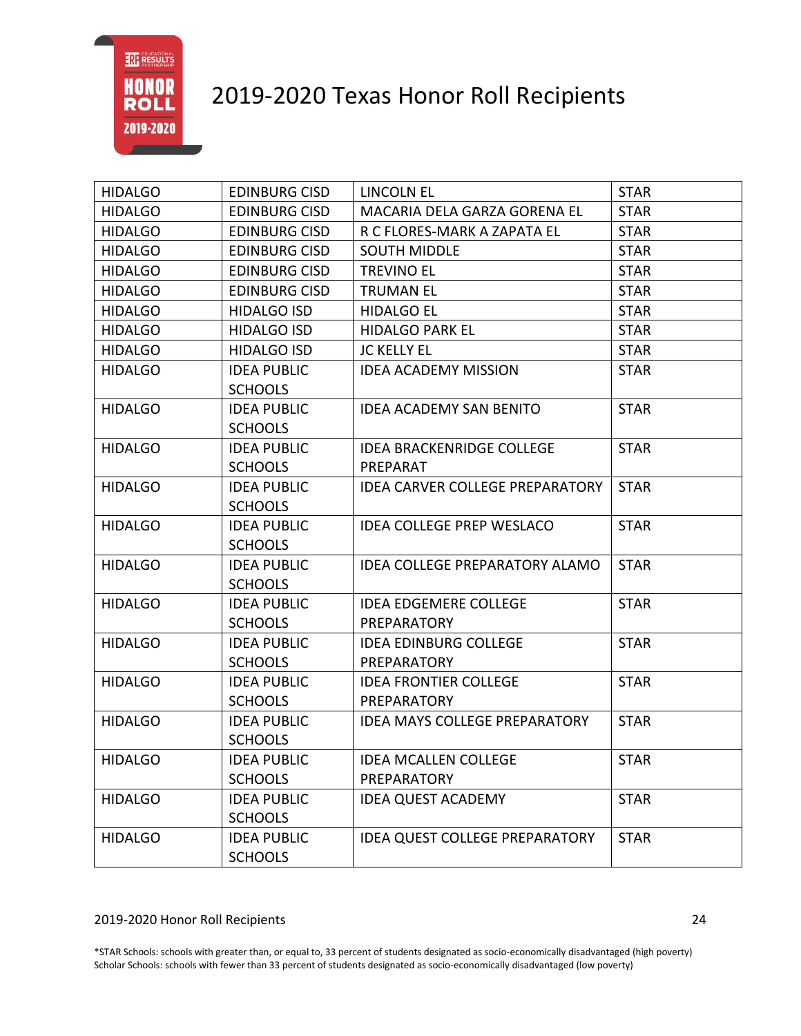# 2019-2020 Texas Honor Roll Recipients

| | | | |
|---|---|---|---|
| HIDALGO | EDINBURG CISD | LINCOLN EL | STAR |
| HIDALGO | EDINBURG CISD | MACARIA DELA GARZA GORENA EL | STAR |
| HIDALGO | EDINBURG CISD | R C FLORES-MARK A ZAPATA EL | STAR |
| HIDALGO | EDINBURG CISD | SOUTH MIDDLE | STAR |
| HIDALGO | EDINBURG CISD | TREVINO EL | STAR |
| HIDALGO | EDINBURG CISD | TRUMAN EL | STAR |
| HIDALGO | HIDALGO ISD | HIDALGO EL | STAR |
| HIDALGO | HIDALGO ISD | HIDALGO PARK EL | STAR |
| HIDALGO | HIDALGO ISD | JC KELLY EL | STAR |
| HIDALGO | IDEA PUBLIC SCHOOLS | IDEA ACADEMY MISSION | STAR |
| HIDALGO | IDEA PUBLIC SCHOOLS | IDEA ACADEMY SAN BENITO | STAR |
| HIDALGO | IDEA PUBLIC SCHOOLS | IDEA BRACKENRIDGE COLLEGE PREPARAT | STAR |
| HIDALGO | IDEA PUBLIC SCHOOLS | IDEA CARVER COLLEGE PREPARATORY | STAR |
| HIDALGO | IDEA PUBLIC SCHOOLS | IDEA COLLEGE PREP WESLACO | STAR |
| HIDALGO | IDEA PUBLIC SCHOOLS | IDEA COLLEGE PREPARATORY ALAMO | STAR |
| HIDALGO | IDEA PUBLIC SCHOOLS | IDEA EDGEMERE COLLEGE PREPARATORY | STAR |
| HIDALGO | IDEA PUBLIC SCHOOLS | IDEA EDINBURG COLLEGE PREPARATORY | STAR |
| HIDALGO | IDEA PUBLIC SCHOOLS | IDEA FRONTIER COLLEGE PREPARATORY | STAR |
| HIDALGO | IDEA PUBLIC SCHOOLS | IDEA MAYS COLLEGE PREPARATORY | STAR |
| HIDALGO | IDEA PUBLIC SCHOOLS | IDEA MCALLEN COLLEGE PREPARATORY | STAR |
| HIDALGO | IDEA PUBLIC SCHOOLS | IDEA QUEST ACADEMY | STAR |
| HIDALGO | IDEA PUBLIC SCHOOLS | IDEA QUEST COLLEGE PREPARATORY | STAR |

*STAR Schools: schools with greater than, or equal to, 33 percent of students designated as socio-economically disadvantaged (high poverty)
Scholar Schools: schools with fewer than 33 percent of students designated as socio-economically disadvantaged (low poverty)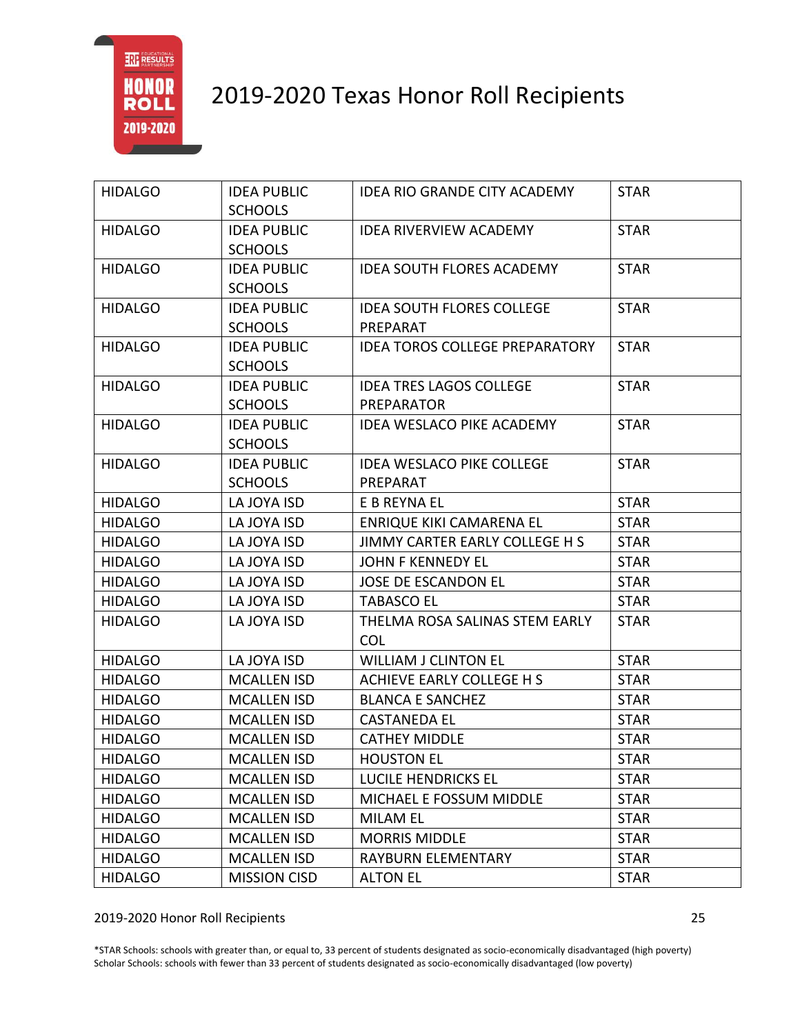# 2019-2020 Texas Honor Roll Recipients

| HIDALGO | IDEA PUBLIC SCHOOLS | IDEA RIO GRANDE CITY ACADEMY | STAR |
|---|---|---|---|
| HIDALGO | IDEA PUBLIC SCHOOLS | IDEA RIVERVIEW ACADEMY | STAR |
| HIDALGO | IDEA PUBLIC SCHOOLS | IDEA SOUTH FLORES ACADEMY | STAR |
| HIDALGO | IDEA PUBLIC SCHOOLS | IDEA SOUTH FLORES COLLEGE PREPARAT | STAR |
| HIDALGO | IDEA PUBLIC SCHOOLS | IDEA TOROS COLLEGE PREPARATORY | STAR |
| HIDALGO | IDEA PUBLIC SCHOOLS | IDEA TRES LAGOS COLLEGE PREPARATOR | STAR |
| HIDALGO | IDEA PUBLIC SCHOOLS | IDEA WESLACO PIKE ACADEMY | STAR |
| HIDALGO | IDEA PUBLIC SCHOOLS | IDEA WESLACO PIKE COLLEGE PREPARAT | STAR |
| HIDALGO | LA JOYA ISD | E B REYNA EL | STAR |
| HIDALGO | LA JOYA ISD | ENRIQUE KIKI CAMARENA EL | STAR |
| HIDALGO | LA JOYA ISD | JIMMY CARTER EARLY COLLEGE H S | STAR |
| HIDALGO | LA JOYA ISD | JOHN F KENNEDY EL | STAR |
| HIDALGO | LA JOYA ISD | JOSE DE ESCANDON EL | STAR |
| HIDALGO | LA JOYA ISD | TABASCO EL | STAR |
| HIDALGO | LA JOYA ISD | THELMA ROSA SALINAS STEM EARLY COL | STAR |
| HIDALGO | LA JOYA ISD | WILLIAM J CLINTON EL | STAR |
| HIDALGO | MCALLEN ISD | ACHIEVE EARLY COLLEGE H S | STAR |
| HIDALGO | MCALLEN ISD | BLANCA E SANCHEZ | STAR |
| HIDALGO | MCALLEN ISD | CASTANEDA EL | STAR |
| HIDALGO | MCALLEN ISD | CATHEY MIDDLE | STAR |
| HIDALGO | MCALLEN ISD | HOUSTON EL | STAR |
| HIDALGO | MCALLEN ISD | LUCILE HENDRICKS EL | STAR |
| HIDALGO | MCALLEN ISD | MICHAEL E FOSSUM MIDDLE | STAR |
| HIDALGO | MCALLEN ISD | MILAM EL | STAR |
| HIDALGO | MCALLEN ISD | MORRIS MIDDLE | STAR |
| HIDALGO | MCALLEN ISD | RAYBURN ELEMENTARY | STAR |
| HIDALGO | MISSION CISD | ALTON EL | STAR |

*STAR Schools: schools with greater than, or equal to, 33 percent of students designated as socio-economically disadvantaged (high poverty)
Scholar Schools: schools with fewer than 33 percent of students designated as socio-economically disadvantaged (low poverty)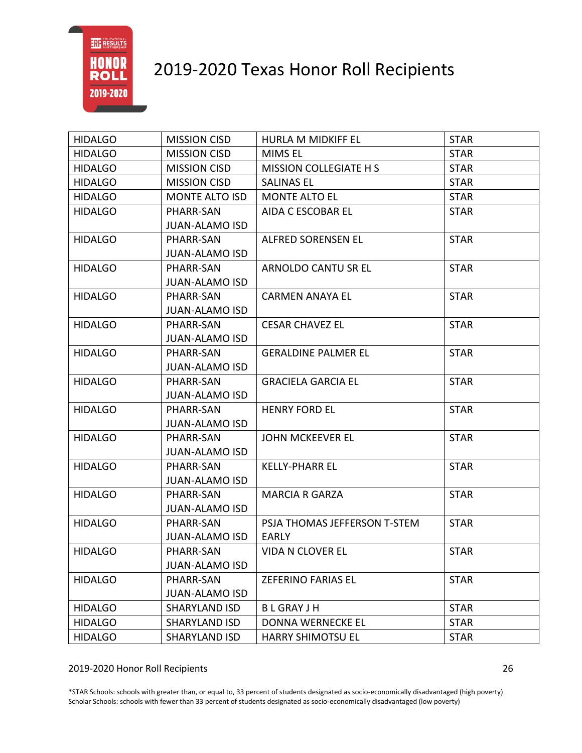# 2019-2020 Texas Honor Roll Recipients

| | | | |
|---|---|---|---|
| HIDALGO | MISSION CISD | HURLA M MIDKIFF EL | STAR |
| HIDALGO | MISSION CISD | MIMS EL | STAR |
| HIDALGO | MISSION CISD | MISSION COLLEGIATE H S | STAR |
| HIDALGO | MISSION CISD | SALINAS EL | STAR |
| HIDALGO | MONTE ALTO ISD | MONTE ALTO EL | STAR |
| HIDALGO | PHARR-SAN JUAN-ALAMO ISD | AIDA C ESCOBAR EL | STAR |
| HIDALGO | PHARR-SAN JUAN-ALAMO ISD | ALFRED SORENSEN EL | STAR |
| HIDALGO | PHARR-SAN JUAN-ALAMO ISD | ARNOLDO CANTU SR EL | STAR |
| HIDALGO | PHARR-SAN JUAN-ALAMO ISD | CARMEN ANAYA EL | STAR |
| HIDALGO | PHARR-SAN JUAN-ALAMO ISD | CESAR CHAVEZ EL | STAR |
| HIDALGO | PHARR-SAN JUAN-ALAMO ISD | GERALDINE PALMER EL | STAR |
| HIDALGO | PHARR-SAN JUAN-ALAMO ISD | GRACIELA GARCIA EL | STAR |
| HIDALGO | PHARR-SAN JUAN-ALAMO ISD | HENRY FORD EL | STAR |
| HIDALGO | PHARR-SAN JUAN-ALAMO ISD | JOHN MCKEEVER EL | STAR |
| HIDALGO | PHARR-SAN JUAN-ALAMO ISD | KELLY-PHARR EL | STAR |
| HIDALGO | PHARR-SAN JUAN-ALAMO ISD | MARCIA R GARZA | STAR |
| HIDALGO | PHARR-SAN JUAN-ALAMO ISD | PSJA THOMAS JEFFERSON T-STEM EARLY | STAR |
| HIDALGO | PHARR-SAN JUAN-ALAMO ISD | VIDA N CLOVER EL | STAR |
| HIDALGO | PHARR-SAN JUAN-ALAMO ISD | ZEFERINO FARIAS EL | STAR |
| HIDALGO | SHARYLAND ISD | B L GRAY J H | STAR |
| HIDALGO | SHARYLAND ISD | DONNA WERNECKE EL | STAR |
| HIDALGO | SHARYLAND ISD | HARRY SHIMOTSU EL | STAR |

*STAR Schools: schools with greater than, or equal to, 33 percent of students designated as socio-economically disadvantaged (high poverty)
Scholar Schools: schools with fewer than 33 percent of students designated as socio-economically disadvantaged (low poverty)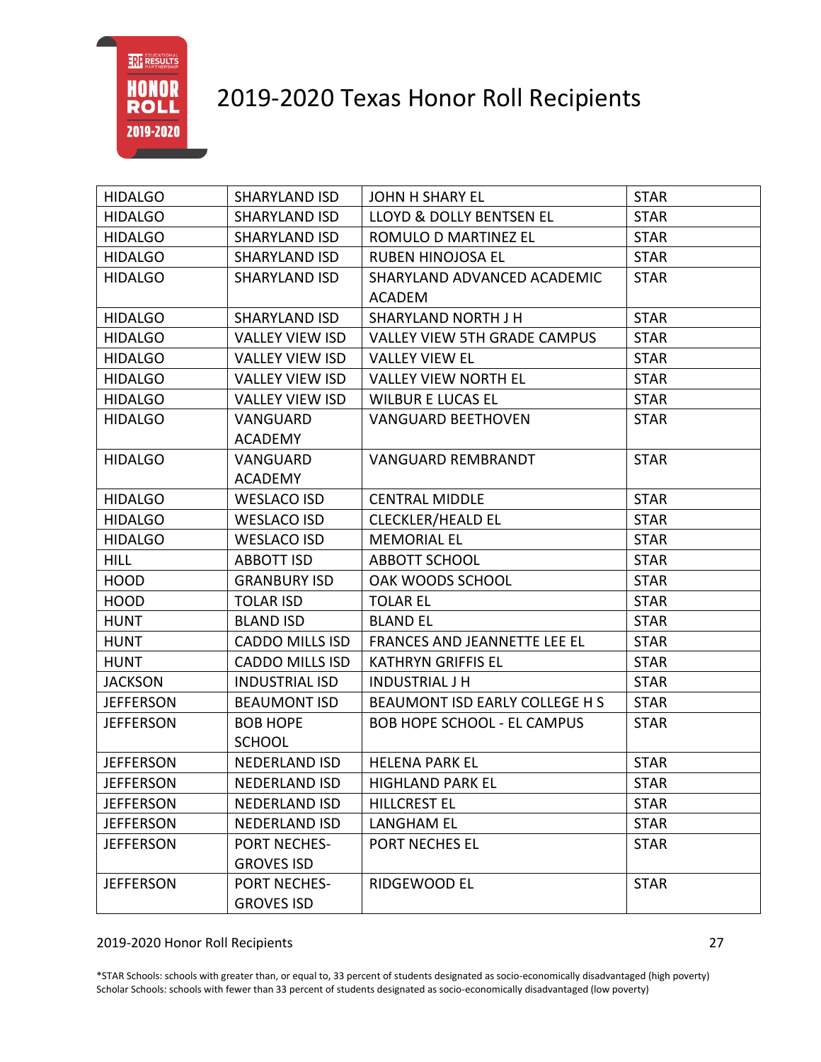# 2019-2020 Texas Honor Roll Recipients

| | | | |
|---|---|---|---|
| HIDALGO | SHARYLAND ISD | JOHN H SHARY EL | STAR |
| HIDALGO | SHARYLAND ISD | LLOYD & DOLLY BENTSEN EL | STAR |
| HIDALGO | SHARYLAND ISD | ROMULO D MARTINEZ EL | STAR |
| HIDALGO | SHARYLAND ISD | RUBEN HINOJOSA EL | STAR |
| HIDALGO | SHARYLAND ISD | SHARYLAND ADVANCED ACADEMIC ACADEM | STAR |
| HIDALGO | SHARYLAND ISD | SHARYLAND NORTH J H | STAR |
| HIDALGO | VALLEY VIEW ISD | VALLEY VIEW 5TH GRADE CAMPUS | STAR |
| HIDALGO | VALLEY VIEW ISD | VALLEY VIEW EL | STAR |
| HIDALGO | VALLEY VIEW ISD | VALLEY VIEW NORTH EL | STAR |
| HIDALGO | VALLEY VIEW ISD | WILBUR E LUCAS EL | STAR |
| HIDALGO | VANGUARD ACADEMY | VANGUARD BEETHOVEN | STAR |
| HIDALGO | VANGUARD ACADEMY | VANGUARD REMBRANDT | STAR |
| HIDALGO | WESLACO ISD | CENTRAL MIDDLE | STAR |
| HIDALGO | WESLACO ISD | CLECKLER/HEALD EL | STAR |
| HIDALGO | WESLACO ISD | MEMORIAL EL | STAR |
| HILL | ABBOTT ISD | ABBOTT SCHOOL | STAR |
| HOOD | GRANBURY ISD | OAK WOODS SCHOOL | STAR |
| HOOD | TOLAR ISD | TOLAR EL | STAR |
| HUNT | BLAND ISD | BLAND EL | STAR |
| HUNT | CADDO MILLS ISD | FRANCES AND JEANNETTE LEE EL | STAR |
| HUNT | CADDO MILLS ISD | KATHRYN GRIFFIS EL | STAR |
| JACKSON | INDUSTRIAL ISD | INDUSTRIAL J H | STAR |
| JEFFERSON | BEAUMONT ISD | BEAUMONT ISD EARLY COLLEGE H S | STAR |
| JEFFERSON | BOB HOPE SCHOOL | BOB HOPE SCHOOL - EL CAMPUS | STAR |
| JEFFERSON | NEDERLAND ISD | HELENA PARK EL | STAR |
| JEFFERSON | NEDERLAND ISD | HIGHLAND PARK EL | STAR |
| JEFFERSON | NEDERLAND ISD | HILLCREST EL | STAR |
| JEFFERSON | NEDERLAND ISD | LANGHAM EL | STAR |
| JEFFERSON | PORT NECHES-GROVES ISD | PORT NECHES EL | STAR |
| JEFFERSON | PORT NECHES-GROVES ISD | RIDGEWOOD EL | STAR |

*STAR Schools: schools with greater than, or equal to, 33 percent of students designated as socio-economically disadvantaged (high poverty)
Scholar Schools: schools with fewer than 33 percent of students designated as socio-economically disadvantaged (low poverty)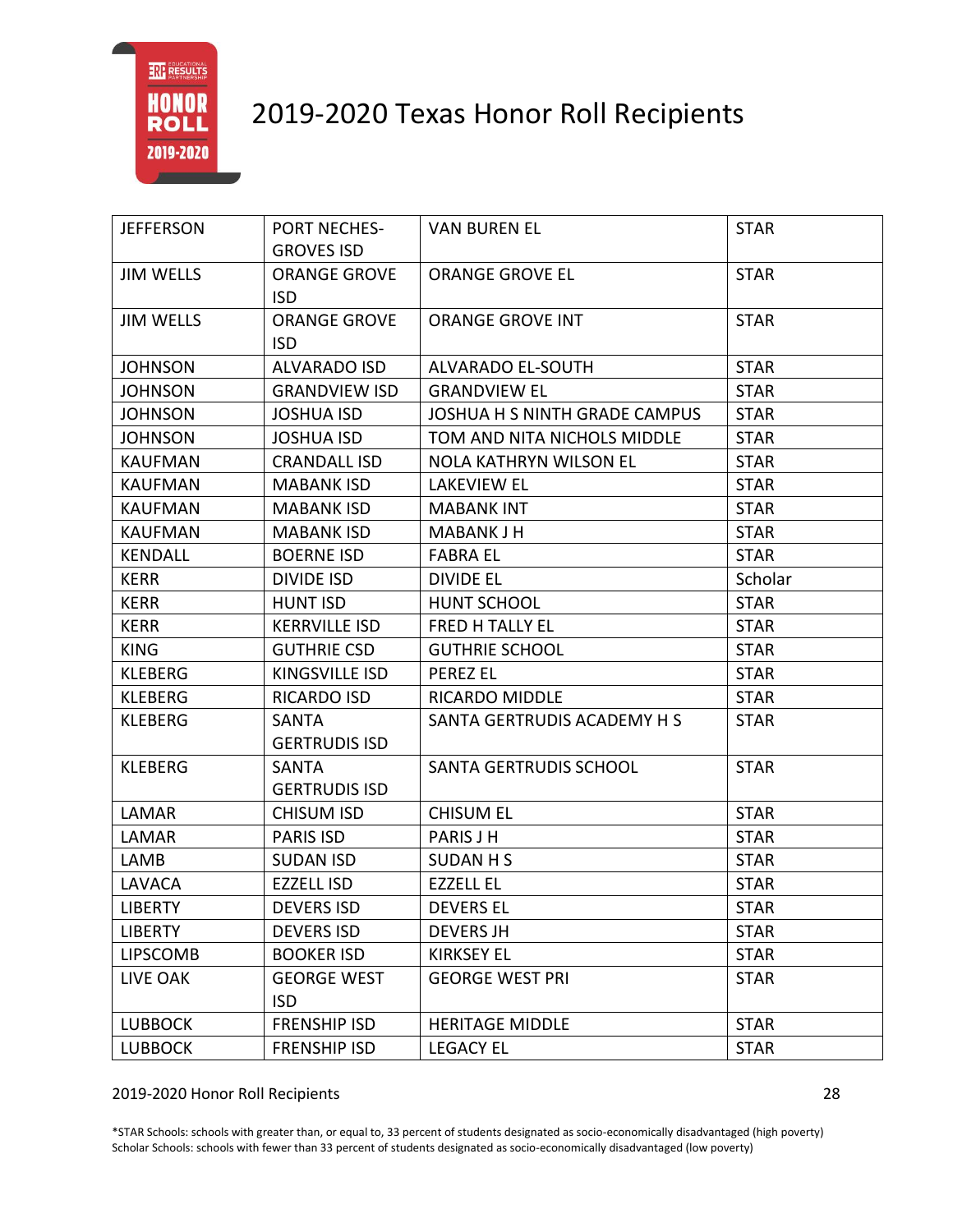# 2019-2020 Texas Honor Roll Recipients

| | | | |
|---|---|---|---|
| JEFFERSON | PORT NECHES-GROVES ISD | VAN BUREN EL | STAR |
| JIM WELLS | ORANGE GROVE ISD | ORANGE GROVE EL | STAR |
| JIM WELLS | ORANGE GROVE ISD | ORANGE GROVE INT | STAR |
| JOHNSON | ALVARADO ISD | ALVARADO EL-SOUTH | STAR |
| JOHNSON | GRANDVIEW ISD | GRANDVIEW EL | STAR |
| JOHNSON | JOSHUA ISD | JOSHUA H S NINTH GRADE CAMPUS | STAR |
| JOHNSON | JOSHUA ISD | TOM AND NITA NICHOLS MIDDLE | STAR |
| KAUFMAN | CRANDALL ISD | NOLA KATHRYN WILSON EL | STAR |
| KAUFMAN | MABANK ISD | LAKEVIEW EL | STAR |
| KAUFMAN | MABANK ISD | MABANK INT | STAR |
| KAUFMAN | MABANK ISD | MABANK J H | STAR |
| KENDALL | BOERNE ISD | FABRA EL | STAR |
| KERR | DIVIDE ISD | DIVIDE EL | Scholar |
| KERR | HUNT ISD | HUNT SCHOOL | STAR |
| KERR | KERRVILLE ISD | FRED H TALLY EL | STAR |
| KING | GUTHRIE CSD | GUTHRIE SCHOOL | STAR |
| KLEBERG | KINGSVILLE ISD | PEREZ EL | STAR |
| KLEBERG | RICARDO ISD | RICARDO MIDDLE | STAR |
| KLEBERG | SANTA GERTRUDIS ISD | SANTA GERTRUDIS ACADEMY H S | STAR |
| KLEBERG | SANTA GERTRUDIS ISD | SANTA GERTRUDIS SCHOOL | STAR |
| LAMAR | CHISUM ISD | CHISUM EL | STAR |
| LAMAR | PARIS ISD | PARIS J H | STAR |
| LAMB | SUDAN ISD | SUDAN H S | STAR |
| LAVACA | EZZELL ISD | EZZELL EL | STAR |
| LIBERTY | DEVERS ISD | DEVERS EL | STAR |
| LIBERTY | DEVERS ISD | DEVERS JH | STAR |
| LIPSCOMB | BOOKER ISD | KIRKSEY EL | STAR |
| LIVE OAK | GEORGE WEST ISD | GEORGE WEST PRI | STAR |
| LUBBOCK | FRENSHIP ISD | HERITAGE MIDDLE | STAR |
| LUBBOCK | FRENSHIP ISD | LEGACY EL | STAR |

*STAR Schools: schools with greater than, or equal to, 33 percent of students designated as socio-economically disadvantaged (high poverty)
Scholar Schools: schools with fewer than 33 percent of students designated as socio-economically disadvantaged (low poverty)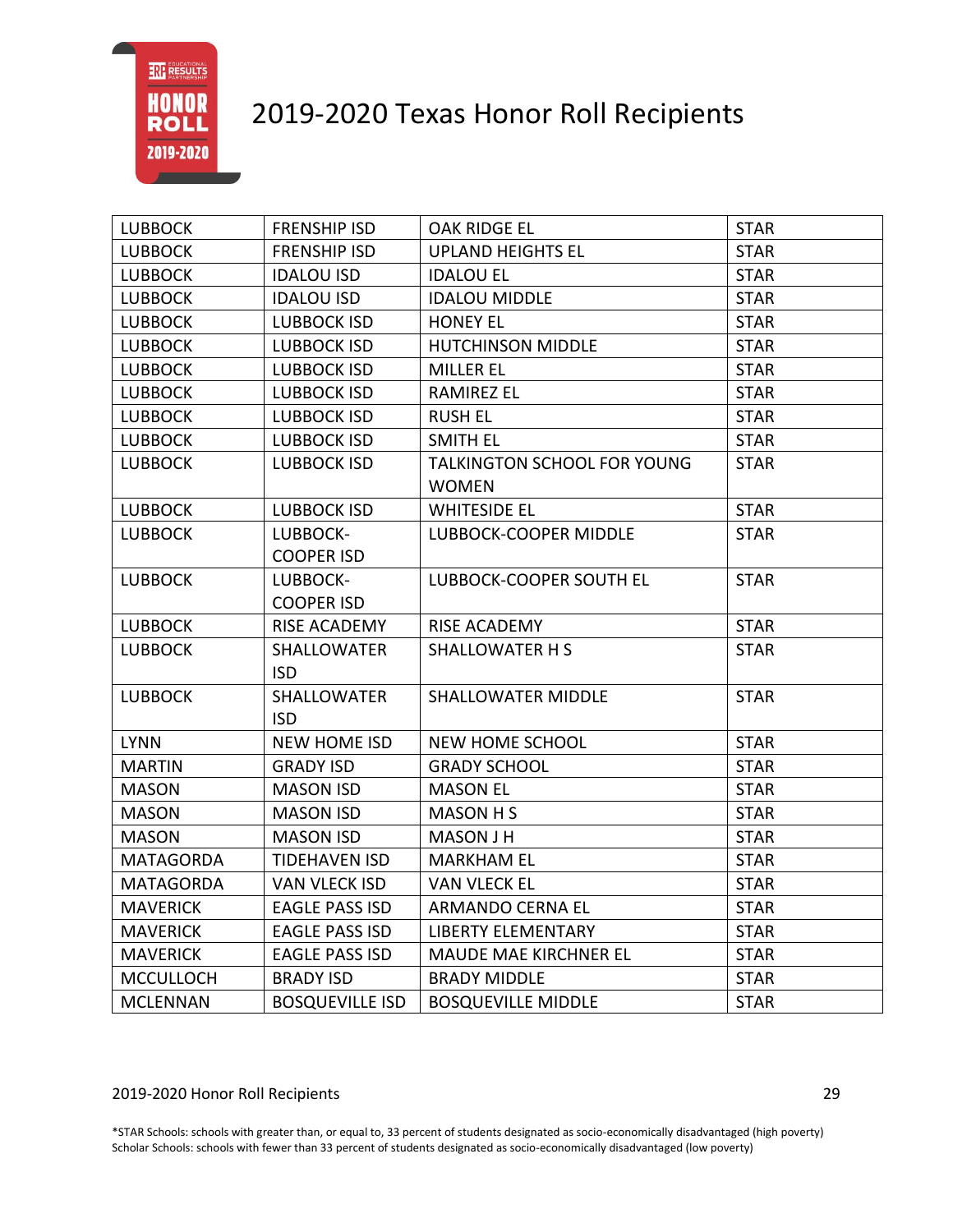# 2019-2020 Texas Honor Roll Recipients

| | | | |
|---|---|---|---|
| LUBBOCK | FRENSHIP ISD | OAK RIDGE EL | STAR |
| LUBBOCK | FRENSHIP ISD | UPLAND HEIGHTS EL | STAR |
| LUBBOCK | IDALOU ISD | IDALOU EL | STAR |
| LUBBOCK | IDALOU ISD | IDALOU MIDDLE | STAR |
| LUBBOCK | LUBBOCK ISD | HONEY EL | STAR |
| LUBBOCK | LUBBOCK ISD | HUTCHINSON MIDDLE | STAR |
| LUBBOCK | LUBBOCK ISD | MILLER EL | STAR |
| LUBBOCK | LUBBOCK ISD | RAMIREZ EL | STAR |
| LUBBOCK | LUBBOCK ISD | RUSH EL | STAR |
| LUBBOCK | LUBBOCK ISD | SMITH EL | STAR |
| LUBBOCK | LUBBOCK ISD | TALKINGTON SCHOOL FOR YOUNG WOMEN | STAR |
| LUBBOCK | LUBBOCK ISD | WHITESIDE EL | STAR |
| LUBBOCK | LUBBOCK-COOPER ISD | LUBBOCK-COOPER MIDDLE | STAR |
| LUBBOCK | LUBBOCK-COOPER ISD | LUBBOCK-COOPER SOUTH EL | STAR |
| LUBBOCK | RISE ACADEMY | RISE ACADEMY | STAR |
| LUBBOCK | SHALLOWATER ISD | SHALLOWATER H S | STAR |
| LUBBOCK | SHALLOWATER ISD | SHALLOWATER MIDDLE | STAR |
| LYNN | NEW HOME ISD | NEW HOME SCHOOL | STAR |
| MARTIN | GRADY ISD | GRADY SCHOOL | STAR |
| MASON | MASON ISD | MASON EL | STAR |
| MASON | MASON ISD | MASON H S | STAR |
| MASON | MASON ISD | MASON J H | STAR |
| MATAGORDA | TIDEHAVEN ISD | MARKHAM EL | STAR |
| MATAGORDA | VAN VLECK ISD | VAN VLECK EL | STAR |
| MAVERICK | EAGLE PASS ISD | ARMANDO CERNA EL | STAR |
| MAVERICK | EAGLE PASS ISD | LIBERTY ELEMENTARY | STAR |
| MAVERICK | EAGLE PASS ISD | MAUDE MAE KIRCHNER EL | STAR |
| MCCULLOCH | BRADY ISD | BRADY MIDDLE | STAR |
| MCLENNAN | BOSQUEVILLE ISD | BOSQUEVILLE MIDDLE | STAR |

*STAR Schools: schools with greater than, or equal to, 33 percent of students designated as socio-economically disadvantaged (high poverty)
Scholar Schools: schools with fewer than 33 percent of students designated as socio-economically disadvantaged (low poverty)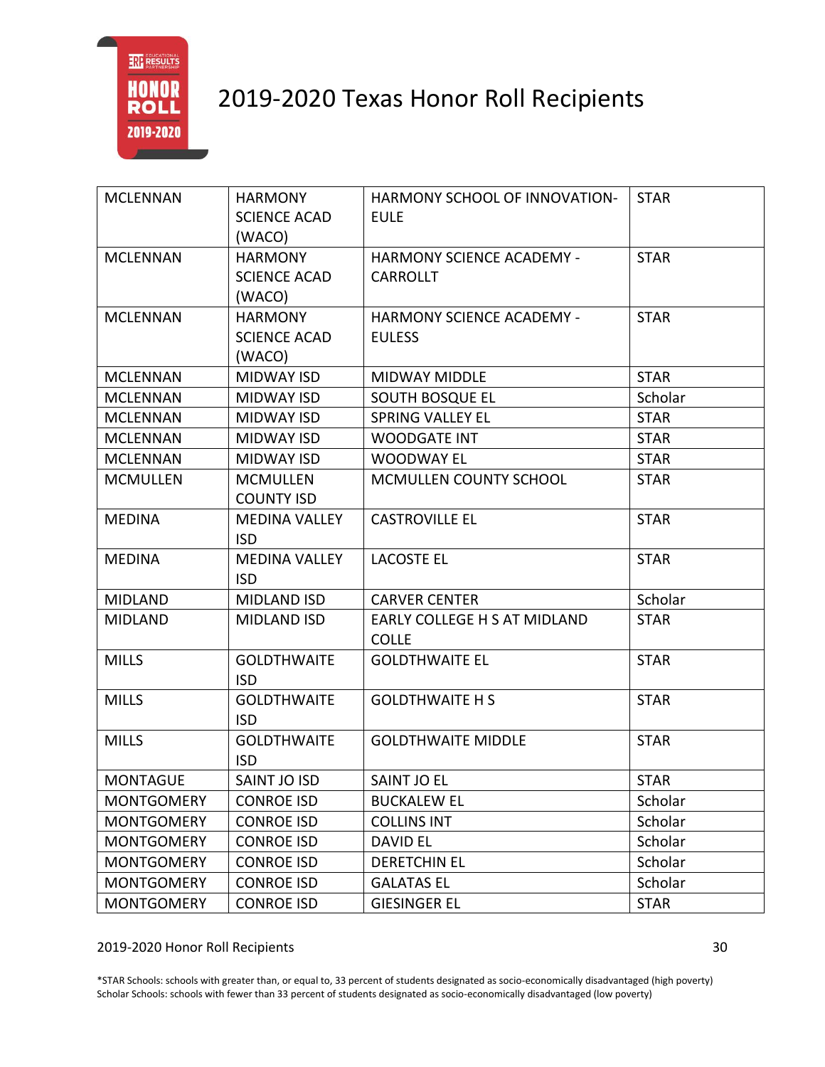# 2019-2020 Texas Honor Roll Recipients

| | | | |
|---|---|---|---|
| MCLENNAN | HARMONY SCIENCE ACAD (WACO) | HARMONY SCHOOL OF INNOVATION-EULE | STAR |
| MCLENNAN | HARMONY SCIENCE ACAD (WACO) | HARMONY SCIENCE ACADEMY - CARROLLT | STAR |
| MCLENNAN | HARMONY SCIENCE ACAD (WACO) | HARMONY SCIENCE ACADEMY - EULESS | STAR |
| MCLENNAN | MIDWAY ISD | MIDWAY MIDDLE | STAR |
| MCLENNAN | MIDWAY ISD | SOUTH BOSQUE EL | Scholar |
| MCLENNAN | MIDWAY ISD | SPRING VALLEY EL | STAR |
| MCLENNAN | MIDWAY ISD | WOODGATE INT | STAR |
| MCLENNAN | MIDWAY ISD | WOODWAY EL | STAR |
| MCMULLEN | MCMULLEN COUNTY ISD | MCMULLEN COUNTY SCHOOL | STAR |
| MEDINA | MEDINA VALLEY ISD | CASTROVILLE EL | STAR |
| MEDINA | MEDINA VALLEY ISD | LACOSTE EL | STAR |
| MIDLAND | MIDLAND ISD | CARVER CENTER | Scholar |
| MIDLAND | MIDLAND ISD | EARLY COLLEGE H S AT MIDLAND COLLE | STAR |
| MILLS | GOLDTHWAITE ISD | GOLDTHWAITE EL | STAR |
| MILLS | GOLDTHWAITE ISD | GOLDTHWAITE H S | STAR |
| MILLS | GOLDTHWAITE ISD | GOLDTHWAITE MIDDLE | STAR |
| MONTAGUE | SAINT JO ISD | SAINT JO EL | STAR |
| MONTGOMERY | CONROE ISD | BUCKALEW EL | Scholar |
| MONTGOMERY | CONROE ISD | COLLINS INT | Scholar |
| MONTGOMERY | CONROE ISD | DAVID EL | Scholar |
| MONTGOMERY | CONROE ISD | DERETCHIN EL | Scholar |
| MONTGOMERY | CONROE ISD | GALATAS EL | Scholar |
| MONTGOMERY | CONROE ISD | GIESINGER EL | STAR |

*STAR Schools: schools with greater than, or equal to, 33 percent of students designated as socio-economically disadvantaged (high poverty)
Scholar Schools: schools with fewer than 33 percent of students designated as socio-economically disadvantaged (low poverty)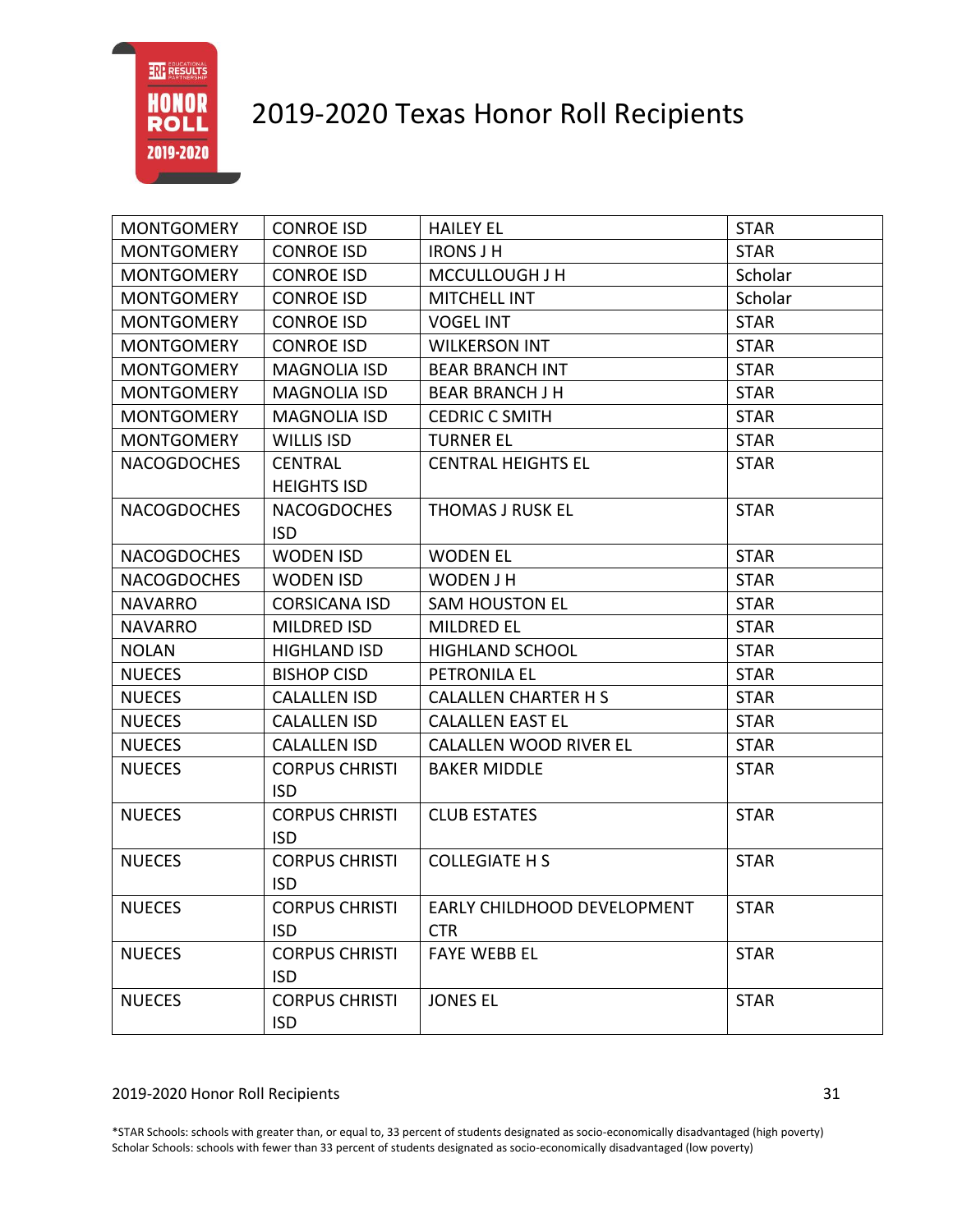# 2019-2020 Texas Honor Roll Recipients

| | | | |
|---|---|---|---|
| MONTGOMERY | CONROE ISD | HAILEY EL | STAR |
| MONTGOMERY | CONROE ISD | IRONS J H | STAR |
| MONTGOMERY | CONROE ISD | MCCULLOUGH J H | Scholar |
| MONTGOMERY | CONROE ISD | MITCHELL INT | Scholar |
| MONTGOMERY | CONROE ISD | VOGEL INT | STAR |
| MONTGOMERY | CONROE ISD | WILKERSON INT | STAR |
| MONTGOMERY | MAGNOLIA ISD | BEAR BRANCH INT | STAR |
| MONTGOMERY | MAGNOLIA ISD | BEAR BRANCH J H | STAR |
| MONTGOMERY | MAGNOLIA ISD | CEDRIC C SMITH | STAR |
| MONTGOMERY | WILLIS ISD | TURNER EL | STAR |
| NACOGDOCHES | CENTRAL HEIGHTS ISD | CENTRAL HEIGHTS EL | STAR |
| NACOGDOCHES | NACOGDOCHES ISD | THOMAS J RUSK EL | STAR |
| NACOGDOCHES | WODEN ISD | WODEN EL | STAR |
| NACOGDOCHES | WODEN ISD | WODEN J H | STAR |
| NAVARRO | CORSICANA ISD | SAM HOUSTON EL | STAR |
| NAVARRO | MILDRED ISD | MILDRED EL | STAR |
| NOLAN | HIGHLAND ISD | HIGHLAND SCHOOL | STAR |
| NUECES | BISHOP CISD | PETRONILA EL | STAR |
| NUECES | CALALLEN ISD | CALALLEN CHARTER H S | STAR |
| NUECES | CALALLEN ISD | CALALLEN EAST EL | STAR |
| NUECES | CALALLEN ISD | CALALLEN WOOD RIVER EL | STAR |
| NUECES | CORPUS CHRISTI ISD | BAKER MIDDLE | STAR |
| NUECES | CORPUS CHRISTI ISD | CLUB ESTATES | STAR |
| NUECES | CORPUS CHRISTI ISD | COLLEGIATE H S | STAR |
| NUECES | CORPUS CHRISTI ISD | EARLY CHILDHOOD DEVELOPMENT CTR | STAR |
| NUECES | CORPUS CHRISTI ISD | FAYE WEBB EL | STAR |
| NUECES | CORPUS CHRISTI ISD | JONES EL | STAR |

*STAR Schools: schools with greater than, or equal to, 33 percent of students designated as socio-economically disadvantaged (high poverty)
Scholar Schools: schools with fewer than 33 percent of students designated as socio-economically disadvantaged (low poverty)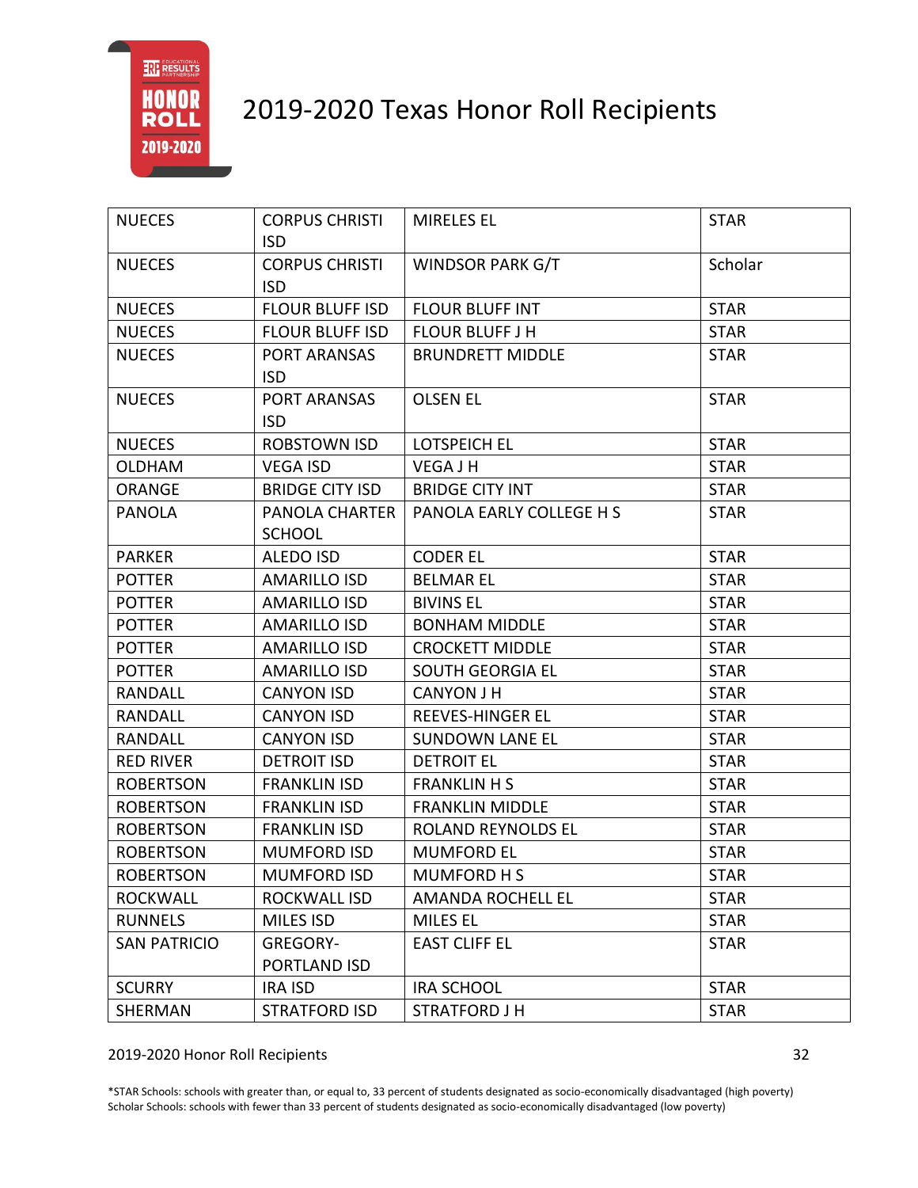# 2019-2020 Texas Honor Roll Recipients

| | | | |
|---|---|---|---|
| NUECES | CORPUS CHRISTI ISD | MIRELES EL | STAR |
| NUECES | CORPUS CHRISTI ISD | WINDSOR PARK G/T | Scholar |
| NUECES | FLOUR BLUFF ISD | FLOUR BLUFF INT | STAR |
| NUECES | FLOUR BLUFF ISD | FLOUR BLUFF J H | STAR |
| NUECES | PORT ARANSAS ISD | BRUNDRETT MIDDLE | STAR |
| NUECES | PORT ARANSAS ISD | OLSEN EL | STAR |
| NUECES | ROBSTOWN ISD | LOTSPEICH EL | STAR |
| OLDHAM | VEGA ISD | VEGA J H | STAR |
| ORANGE | BRIDGE CITY ISD | BRIDGE CITY INT | STAR |
| PANOLA | PANOLA CHARTER SCHOOL | PANOLA EARLY COLLEGE H S | STAR |
| PARKER | ALEDO ISD | CODER EL | STAR |
| POTTER | AMARILLO ISD | BELMAR EL | STAR |
| POTTER | AMARILLO ISD | BIVINS EL | STAR |
| POTTER | AMARILLO ISD | BONHAM MIDDLE | STAR |
| POTTER | AMARILLO ISD | CROCKETT MIDDLE | STAR |
| POTTER | AMARILLO ISD | SOUTH GEORGIA EL | STAR |
| RANDALL | CANYON ISD | CANYON J H | STAR |
| RANDALL | CANYON ISD | REEVES-HINGER EL | STAR |
| RANDALL | CANYON ISD | SUNDOWN LANE EL | STAR |
| RED RIVER | DETROIT ISD | DETROIT EL | STAR |
| ROBERTSON | FRANKLIN ISD | FRANKLIN H S | STAR |
| ROBERTSON | FRANKLIN ISD | FRANKLIN MIDDLE | STAR |
| ROBERTSON | FRANKLIN ISD | ROLAND REYNOLDS EL | STAR |
| ROBERTSON | MUMFORD ISD | MUMFORD EL | STAR |
| ROBERTSON | MUMFORD ISD | MUMFORD H S | STAR |
| ROCKWALL | ROCKWALL ISD | AMANDA ROCHELL EL | STAR |
| RUNNELS | MILES ISD | MILES EL | STAR |
| SAN PATRICIO | GREGORY-PORTLAND ISD | EAST CLIFF EL | STAR |
| SCURRY | IRA ISD | IRA SCHOOL | STAR |
| SHERMAN | STRATFORD ISD | STRATFORD J H | STAR |

*STAR Schools: schools with greater than, or equal to, 33 percent of students designated as socio-economically disadvantaged (high poverty)
Scholar Schools: schools with fewer than 33 percent of students designated as socio-economically disadvantaged (low poverty)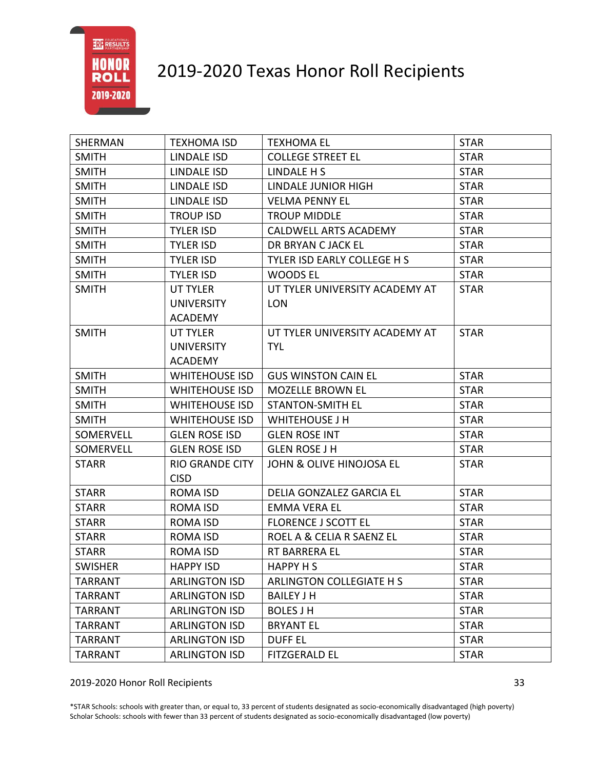# 2019-2020 Texas Honor Roll Recipients

| | | | |
|---|---|---|---|
| SHERMAN | TEXHOMA ISD | TEXHOMA EL | STAR |
| SMITH | LINDALE ISD | COLLEGE STREET EL | STAR |
| SMITH | LINDALE ISD | LINDALE H S | STAR |
| SMITH | LINDALE ISD | LINDALE JUNIOR HIGH | STAR |
| SMITH | LINDALE ISD | VELMA PENNY EL | STAR |
| SMITH | TROUP ISD | TROUP MIDDLE | STAR |
| SMITH | TYLER ISD | CALDWELL ARTS ACADEMY | STAR |
| SMITH | TYLER ISD | DR BRYAN C JACK EL | STAR |
| SMITH | TYLER ISD | TYLER ISD EARLY COLLEGE H S | STAR |
| SMITH | TYLER ISD | WOODS EL | STAR |
| SMITH | UT TYLER UNIVERSITY ACADEMY | UT TYLER UNIVERSITY ACADEMY AT LON | STAR |
| SMITH | UT TYLER UNIVERSITY ACADEMY | UT TYLER UNIVERSITY ACADEMY AT TYL | STAR |
| SMITH | WHITEHOUSE ISD | GUS WINSTON CAIN EL | STAR |
| SMITH | WHITEHOUSE ISD | MOZELLE BROWN EL | STAR |
| SMITH | WHITEHOUSE ISD | STANTON-SMITH EL | STAR |
| SMITH | WHITEHOUSE ISD | WHITEHOUSE J H | STAR |
| SOMERVELL | GLEN ROSE ISD | GLEN ROSE INT | STAR |
| SOMERVELL | GLEN ROSE ISD | GLEN ROSE J H | STAR |
| STARR | RIO GRANDE CITY CISD | JOHN & OLIVE HINOJOSA EL | STAR |
| STARR | ROMA ISD | DELIA GONZALEZ GARCIA EL | STAR |
| STARR | ROMA ISD | EMMA VERA EL | STAR |
| STARR | ROMA ISD | FLORENCE J SCOTT EL | STAR |
| STARR | ROMA ISD | ROEL A & CELIA R SAENZ EL | STAR |
| STARR | ROMA ISD | RT BARRERA EL | STAR |
| SWISHER | HAPPY ISD | HAPPY H S | STAR |
| TARRANT | ARLINGTON ISD | ARLINGTON COLLEGIATE H S | STAR |
| TARRANT | ARLINGTON ISD | BAILEY J H | STAR |
| TARRANT | ARLINGTON ISD | BOLES J H | STAR |
| TARRANT | ARLINGTON ISD | BRYANT EL | STAR |
| TARRANT | ARLINGTON ISD | DUFF EL | STAR |
| TARRANT | ARLINGTON ISD | FITZGERALD EL | STAR |

*STAR Schools: schools with greater than, or equal to, 33 percent of students designated as socio-economically disadvantaged (high poverty)
Scholar Schools: schools with fewer than 33 percent of students designated as socio-economically disadvantaged (low poverty)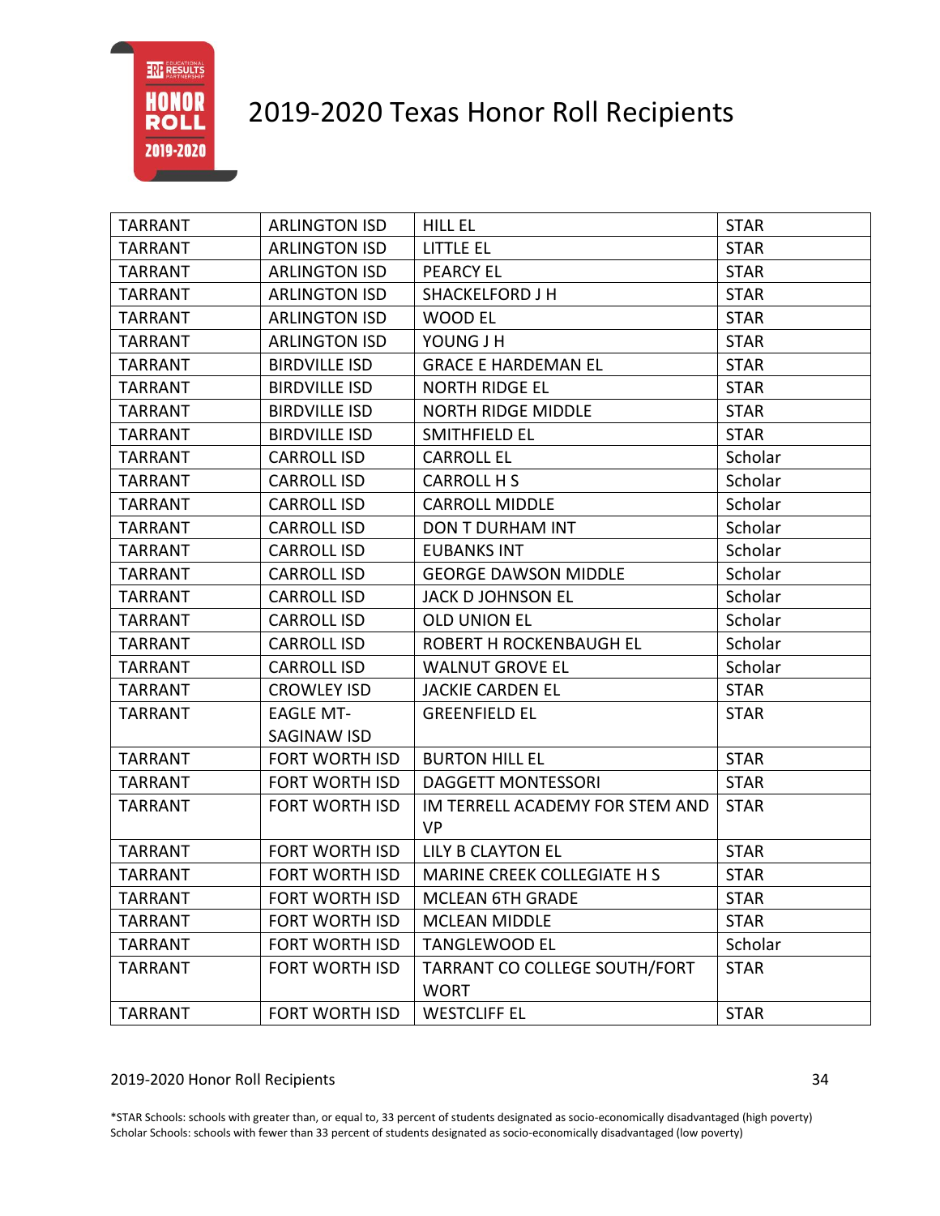# 2019-2020 Texas Honor Roll Recipients

| | | | |
|---|---|---|---|
| TARRANT | ARLINGTON ISD | HILL EL | STAR |
| TARRANT | ARLINGTON ISD | LITTLE EL | STAR |
| TARRANT | ARLINGTON ISD | PEARCY EL | STAR |
| TARRANT | ARLINGTON ISD | SHACKELFORD J H | STAR |
| TARRANT | ARLINGTON ISD | WOOD EL | STAR |
| TARRANT | ARLINGTON ISD | YOUNG J H | STAR |
| TARRANT | BIRDVILLE ISD | GRACE E HARDEMAN EL | STAR |
| TARRANT | BIRDVILLE ISD | NORTH RIDGE EL | STAR |
| TARRANT | BIRDVILLE ISD | NORTH RIDGE MIDDLE | STAR |
| TARRANT | BIRDVILLE ISD | SMITHFIELD EL | STAR |
| TARRANT | CARROLL ISD | CARROLL EL | Scholar |
| TARRANT | CARROLL ISD | CARROLL H S | Scholar |
| TARRANT | CARROLL ISD | CARROLL MIDDLE | Scholar |
| TARRANT | CARROLL ISD | DON T DURHAM INT | Scholar |
| TARRANT | CARROLL ISD | EUBANKS INT | Scholar |
| TARRANT | CARROLL ISD | GEORGE DAWSON MIDDLE | Scholar |
| TARRANT | CARROLL ISD | JACK D JOHNSON EL | Scholar |
| TARRANT | CARROLL ISD | OLD UNION EL | Scholar |
| TARRANT | CARROLL ISD | ROBERT H ROCKENBAUGH EL | Scholar |
| TARRANT | CARROLL ISD | WALNUT GROVE EL | Scholar |
| TARRANT | CROWLEY ISD | JACKIE CARDEN EL | STAR |
| TARRANT | EAGLE MT-SAGINAW ISD | GREENFIELD EL | STAR |
| TARRANT | FORT WORTH ISD | BURTON HILL EL | STAR |
| TARRANT | FORT WORTH ISD | DAGGETT MONTESSORI | STAR |
| TARRANT | FORT WORTH ISD | IM TERRELL ACADEMY FOR STEM AND VP | STAR |
| TARRANT | FORT WORTH ISD | LILY B CLAYTON EL | STAR |
| TARRANT | FORT WORTH ISD | MARINE CREEK COLLEGIATE H S | STAR |
| TARRANT | FORT WORTH ISD | MCLEAN 6TH GRADE | STAR |
| TARRANT | FORT WORTH ISD | MCLEAN MIDDLE | STAR |
| TARRANT | FORT WORTH ISD | TANGLEWOOD EL | Scholar |
| TARRANT | FORT WORTH ISD | TARRANT CO COLLEGE SOUTH/FORT WORT | STAR |
| TARRANT | FORT WORTH ISD | WESTCLIFF EL | STAR |

*STAR Schools: schools with greater than, or equal to, 33 percent of students designated as socio-economically disadvantaged (high poverty)
Scholar Schools: schools with fewer than 33 percent of students designated as socio-economically disadvantaged (low poverty)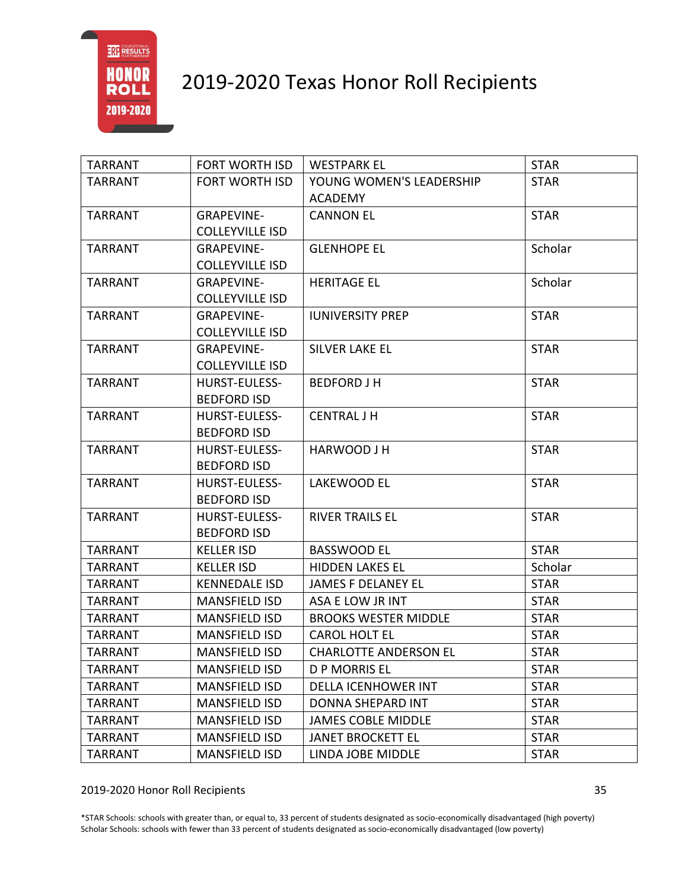# 2019-2020 Texas Honor Roll Recipients

| | | | |
|---|---|---|---|
| TARRANT | FORT WORTH ISD | WESTPARK EL | STAR |
| TARRANT | FORT WORTH ISD | YOUNG WOMEN'S LEADERSHIP ACADEMY | STAR |
| TARRANT | GRAPEVINE-COLLEYVILLE ISD | CANNON EL | STAR |
| TARRANT | GRAPEVINE-COLLEYVILLE ISD | GLENHOPE EL | Scholar |
| TARRANT | GRAPEVINE-COLLEYVILLE ISD | HERITAGE EL | Scholar |
| TARRANT | GRAPEVINE-COLLEYVILLE ISD | IUNIVERSITY PREP | STAR |
| TARRANT | GRAPEVINE-COLLEYVILLE ISD | SILVER LAKE EL | STAR |
| TARRANT | HURST-EULESS-BEDFORD ISD | BEDFORD J H | STAR |
| TARRANT | HURST-EULESS-BEDFORD ISD | CENTRAL J H | STAR |
| TARRANT | HURST-EULESS-BEDFORD ISD | HARWOOD J H | STAR |
| TARRANT | HURST-EULESS-BEDFORD ISD | LAKEWOOD EL | STAR |
| TARRANT | HURST-EULESS-BEDFORD ISD | RIVER TRAILS EL | STAR |
| TARRANT | KELLER ISD | BASSWOOD EL | STAR |
| TARRANT | KELLER ISD | HIDDEN LAKES EL | Scholar |
| TARRANT | KENNEDALE ISD | JAMES F DELANEY EL | STAR |
| TARRANT | MANSFIELD ISD | ASA E LOW JR INT | STAR |
| TARRANT | MANSFIELD ISD | BROOKS WESTER MIDDLE | STAR |
| TARRANT | MANSFIELD ISD | CAROL HOLT EL | STAR |
| TARRANT | MANSFIELD ISD | CHARLOTTE ANDERSON EL | STAR |
| TARRANT | MANSFIELD ISD | D P MORRIS EL | STAR |
| TARRANT | MANSFIELD ISD | DELLA ICENHOWER INT | STAR |
| TARRANT | MANSFIELD ISD | DONNA SHEPARD INT | STAR |
| TARRANT | MANSFIELD ISD | JAMES COBLE MIDDLE | STAR |
| TARRANT | MANSFIELD ISD | JANET BROCKETT EL | STAR |
| TARRANT | MANSFIELD ISD | LINDA JOBE MIDDLE | STAR |

*STAR Schools: schools with greater than, or equal to, 33 percent of students designated as socio-economically disadvantaged (high poverty)
Scholar Schools: schools with fewer than 33 percent of students designated as socio-economically disadvantaged (low poverty)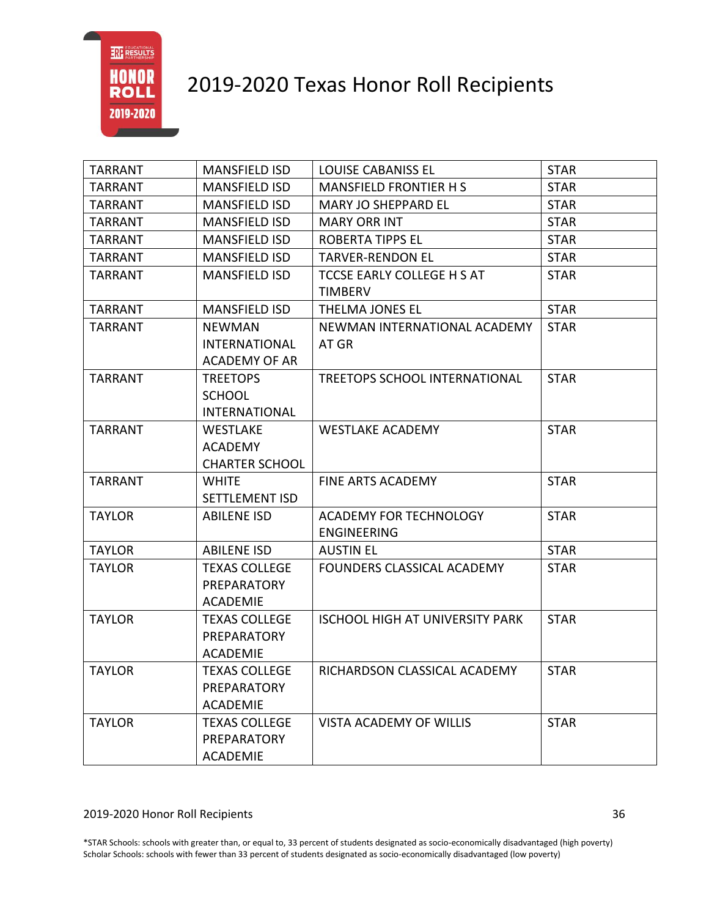# 2019-2020 Texas Honor Roll Recipients

| | | | |
|---|---|---|---|
| TARRANT | MANSFIELD ISD | LOUISE CABANISS EL | STAR |
| TARRANT | MANSFIELD ISD | MANSFIELD FRONTIER H S | STAR |
| TARRANT | MANSFIELD ISD | MARY JO SHEPPARD EL | STAR |
| TARRANT | MANSFIELD ISD | MARY ORR INT | STAR |
| TARRANT | MANSFIELD ISD | ROBERTA TIPPS EL | STAR |
| TARRANT | MANSFIELD ISD | TARVER-RENDON EL | STAR |
| TARRANT | MANSFIELD ISD | TCCSE EARLY COLLEGE H S AT TIMBERV | STAR |
| TARRANT | MANSFIELD ISD | THELMA JONES EL | STAR |
| TARRANT | NEWMAN INTERNATIONAL ACADEMY OF AR | NEWMAN INTERNATIONAL ACADEMY AT GR | STAR |
| TARRANT | TREETOPS SCHOOL INTERNATIONAL | TREETOPS SCHOOL INTERNATIONAL | STAR |
| TARRANT | WESTLAKE ACADEMY CHARTER SCHOOL | WESTLAKE ACADEMY | STAR |
| TARRANT | WHITE SETTLEMENT ISD | FINE ARTS ACADEMY | STAR |
| TAYLOR | ABILENE ISD | ACADEMY FOR TECHNOLOGY ENGINEERING | STAR |
| TAYLOR | ABILENE ISD | AUSTIN EL | STAR |
| TAYLOR | TEXAS COLLEGE PREPARATORY ACADEMIE | FOUNDERS CLASSICAL ACADEMY | STAR |
| TAYLOR | TEXAS COLLEGE PREPARATORY ACADEMIE | ISCHOOL HIGH AT UNIVERSITY PARK | STAR |
| TAYLOR | TEXAS COLLEGE PREPARATORY ACADEMIE | RICHARDSON CLASSICAL ACADEMY | STAR |
| TAYLOR | TEXAS COLLEGE PREPARATORY ACADEMIE | VISTA ACADEMY OF WILLIS | STAR |

*STAR Schools: schools with greater than, or equal to, 33 percent of students designated as socio-economically disadvantaged (high poverty)
Scholar Schools: schools with fewer than 33 percent of students designated as socio-economically disadvantaged (low poverty)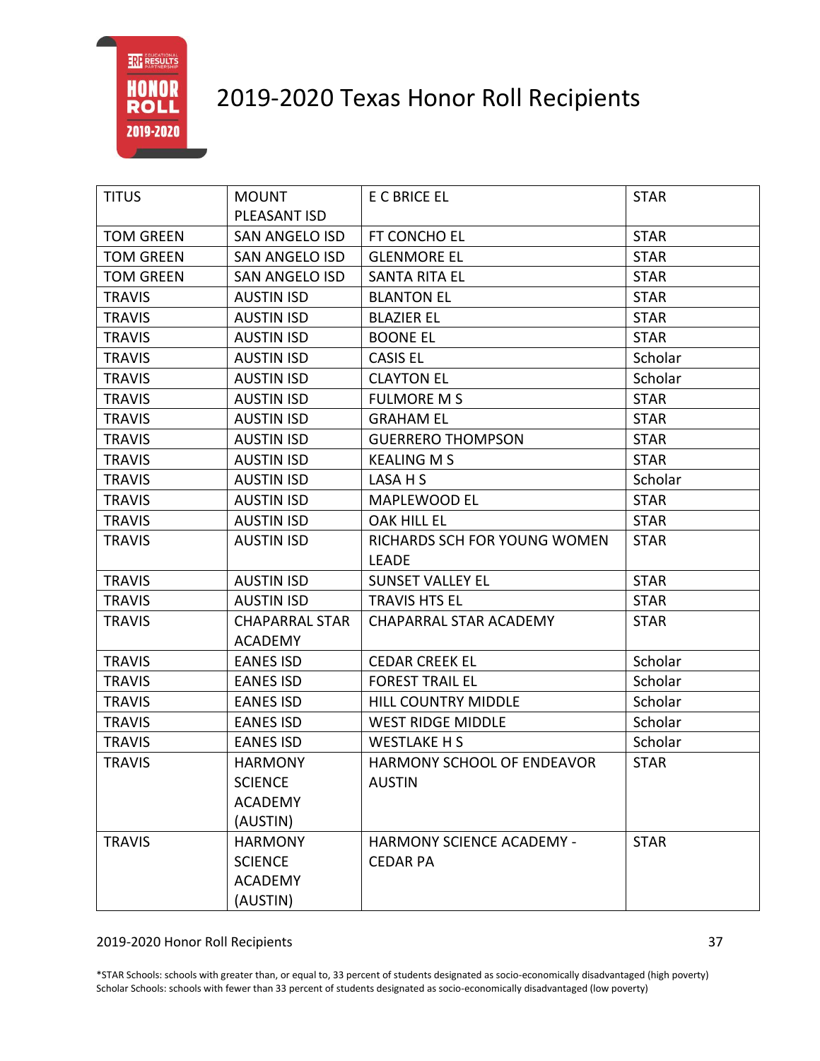# 2019-2020 Texas Honor Roll Recipients

| TITUS | MOUNT PLEASANT ISD | E C BRICE EL | STAR |
|---|---|---|---|
| TOM GREEN | SAN ANGELO ISD | FT CONCHO EL | STAR |
| TOM GREEN | SAN ANGELO ISD | GLENMORE EL | STAR |
| TOM GREEN | SAN ANGELO ISD | SANTA RITA EL | STAR |
| TRAVIS | AUSTIN ISD | BLANTON EL | STAR |
| TRAVIS | AUSTIN ISD | BLAZIER EL | STAR |
| TRAVIS | AUSTIN ISD | BOONE EL | STAR |
| TRAVIS | AUSTIN ISD | CASIS EL | Scholar |
| TRAVIS | AUSTIN ISD | CLAYTON EL | Scholar |
| TRAVIS | AUSTIN ISD | FULMORE M S | STAR |
| TRAVIS | AUSTIN ISD | GRAHAM EL | STAR |
| TRAVIS | AUSTIN ISD | GUERRERO THOMPSON | STAR |
| TRAVIS | AUSTIN ISD | KEALING M S | STAR |
| TRAVIS | AUSTIN ISD | LASA H S | Scholar |
| TRAVIS | AUSTIN ISD | MAPLEWOOD EL | STAR |
| TRAVIS | AUSTIN ISD | OAK HILL EL | STAR |
| TRAVIS | AUSTIN ISD | RICHARDS SCH FOR YOUNG WOMEN LEADE | STAR |
| TRAVIS | AUSTIN ISD | SUNSET VALLEY EL | STAR |
| TRAVIS | AUSTIN ISD | TRAVIS HTS EL | STAR |
| TRAVIS | CHAPARRAL STAR ACADEMY | CHAPARRAL STAR ACADEMY | STAR |
| TRAVIS | EANES ISD | CEDAR CREEK EL | Scholar |
| TRAVIS | EANES ISD | FOREST TRAIL EL | Scholar |
| TRAVIS | EANES ISD | HILL COUNTRY MIDDLE | Scholar |
| TRAVIS | EANES ISD | WEST RIDGE MIDDLE | Scholar |
| TRAVIS | EANES ISD | WESTLAKE H S | Scholar |
| TRAVIS | HARMONY SCIENCE ACADEMY (AUSTIN) | HARMONY SCHOOL OF ENDEAVOR AUSTIN | STAR |
| TRAVIS | HARMONY SCIENCE ACADEMY (AUSTIN) | HARMONY SCIENCE ACADEMY - CEDAR PA | STAR |

*STAR Schools: schools with greater than, or equal to, 33 percent of students designated as socio-economically disadvantaged (high poverty)
Scholar Schools: schools with fewer than 33 percent of students designated as socio-economically disadvantaged (low poverty)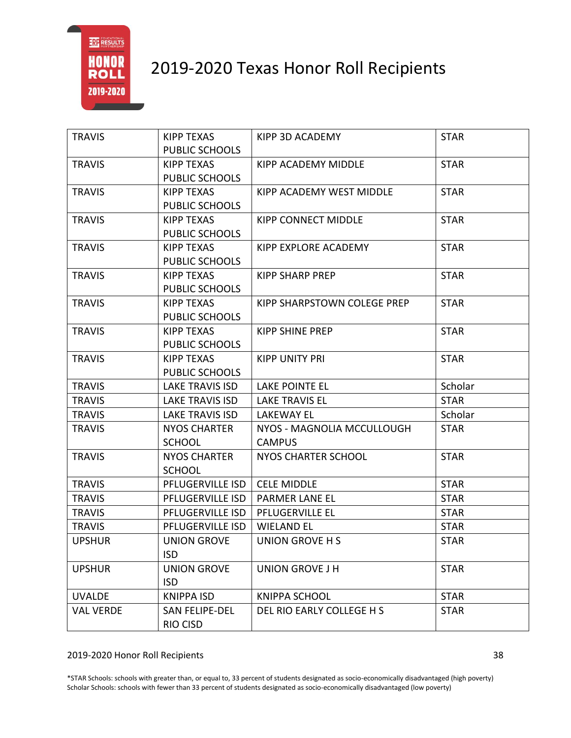# 2019-2020 Texas Honor Roll Recipients

| | | | |
|---|---|---|---|
| TRAVIS | KIPP TEXAS PUBLIC SCHOOLS | KIPP 3D ACADEMY | STAR |
| TRAVIS | KIPP TEXAS PUBLIC SCHOOLS | KIPP ACADEMY MIDDLE | STAR |
| TRAVIS | KIPP TEXAS PUBLIC SCHOOLS | KIPP ACADEMY WEST MIDDLE | STAR |
| TRAVIS | KIPP TEXAS PUBLIC SCHOOLS | KIPP CONNECT MIDDLE | STAR |
| TRAVIS | KIPP TEXAS PUBLIC SCHOOLS | KIPP EXPLORE ACADEMY | STAR |
| TRAVIS | KIPP TEXAS PUBLIC SCHOOLS | KIPP SHARP PREP | STAR |
| TRAVIS | KIPP TEXAS PUBLIC SCHOOLS | KIPP SHARPSTOWN COLEGE PREP | STAR |
| TRAVIS | KIPP TEXAS PUBLIC SCHOOLS | KIPP SHINE PREP | STAR |
| TRAVIS | KIPP TEXAS PUBLIC SCHOOLS | KIPP UNITY PRI | STAR |
| TRAVIS | LAKE TRAVIS ISD | LAKE POINTE EL | Scholar |
| TRAVIS | LAKE TRAVIS ISD | LAKE TRAVIS EL | STAR |
| TRAVIS | LAKE TRAVIS ISD | LAKEWAY EL | Scholar |
| TRAVIS | NYOS CHARTER SCHOOL | NYOS - MAGNOLIA MCCULLOUGH CAMPUS | STAR |
| TRAVIS | NYOS CHARTER SCHOOL | NYOS CHARTER SCHOOL | STAR |
| TRAVIS | PFLUGERVILLE ISD | CELE MIDDLE | STAR |
| TRAVIS | PFLUGERVILLE ISD | PARMER LANE EL | STAR |
| TRAVIS | PFLUGERVILLE ISD | PFLUGERVILLE EL | STAR |
| TRAVIS | PFLUGERVILLE ISD | WIELAND EL | STAR |
| UPSHUR | UNION GROVE ISD | UNION GROVE H S | STAR |
| UPSHUR | UNION GROVE ISD | UNION GROVE J H | STAR |
| UVALDE | KNIPPA ISD | KNIPPA SCHOOL | STAR |
| VAL VERDE | SAN FELIPE-DEL RIO CISD | DEL RIO EARLY COLLEGE H S | STAR |

*STAR Schools: schools with greater than, or equal to, 33 percent of students designated as socio-economically disadvantaged (high poverty)
Scholar Schools: schools with fewer than 33 percent of students designated as socio-economically disadvantaged (low poverty)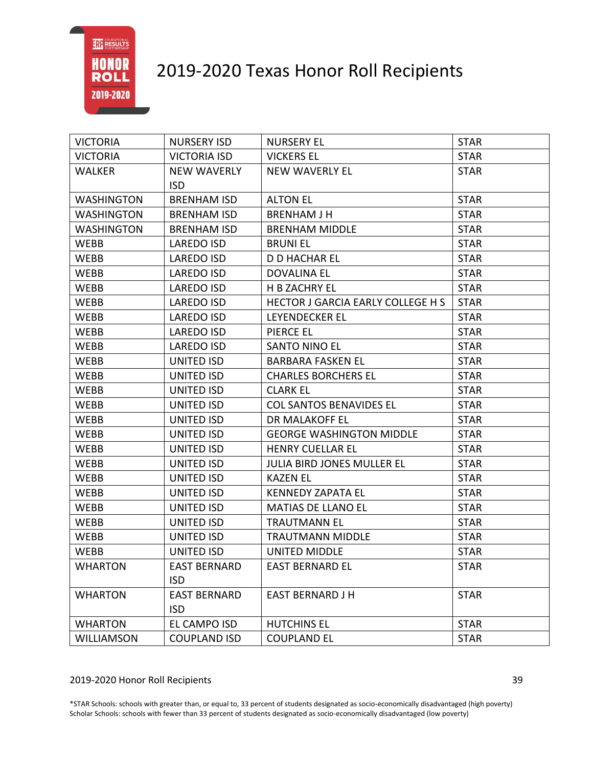# 2019-2020 Texas Honor Roll Recipients

| | | | |
|---|---|---|---|
| VICTORIA | NURSERY ISD | NURSERY EL | STAR |
| VICTORIA | VICTORIA ISD | VICKERS EL | STAR |
| WALKER | NEW WAVERLY ISD | NEW WAVERLY EL | STAR |
| WASHINGTON | BRENHAM ISD | ALTON EL | STAR |
| WASHINGTON | BRENHAM ISD | BRENHAM J H | STAR |
| WASHINGTON | BRENHAM ISD | BRENHAM MIDDLE | STAR |
| WEBB | LAREDO ISD | BRUNI EL | STAR |
| WEBB | LAREDO ISD | D D HACHAR EL | STAR |
| WEBB | LAREDO ISD | DOVALINA EL | STAR |
| WEBB | LAREDO ISD | H B ZACHRY EL | STAR |
| WEBB | LAREDO ISD | HECTOR J GARCIA EARLY COLLEGE H S | STAR |
| WEBB | LAREDO ISD | LEYENDECKER EL | STAR |
| WEBB | LAREDO ISD | PIERCE EL | STAR |
| WEBB | LAREDO ISD | SANTO NINO EL | STAR |
| WEBB | UNITED ISD | BARBARA FASKEN EL | STAR |
| WEBB | UNITED ISD | CHARLES BORCHERS EL | STAR |
| WEBB | UNITED ISD | CLARK EL | STAR |
| WEBB | UNITED ISD | COL SANTOS BENAVIDES EL | STAR |
| WEBB | UNITED ISD | DR MALAKOFF EL | STAR |
| WEBB | UNITED ISD | GEORGE WASHINGTON MIDDLE | STAR |
| WEBB | UNITED ISD | HENRY CUELLAR EL | STAR |
| WEBB | UNITED ISD | JULIA BIRD JONES MULLER EL | STAR |
| WEBB | UNITED ISD | KAZEN EL | STAR |
| WEBB | UNITED ISD | KENNEDY ZAPATA EL | STAR |
| WEBB | UNITED ISD | MATIAS DE LLANO EL | STAR |
| WEBB | UNITED ISD | TRAUTMANN EL | STAR |
| WEBB | UNITED ISD | TRAUTMANN MIDDLE | STAR |
| WEBB | UNITED ISD | UNITED MIDDLE | STAR |
| WHARTON | EAST BERNARD ISD | EAST BERNARD EL | STAR |
| WHARTON | EAST BERNARD ISD | EAST BERNARD J H | STAR |
| WHARTON | EL CAMPO ISD | HUTCHINS EL | STAR |
| WILLIAMSON | COUPLAND ISD | COUPLAND EL | STAR |

*STAR Schools: schools with greater than, or equal to, 33 percent of students designated as socio-economically disadvantaged (high poverty)
Scholar Schools: schools with fewer than 33 percent of students designated as socio-economically disadvantaged (low poverty)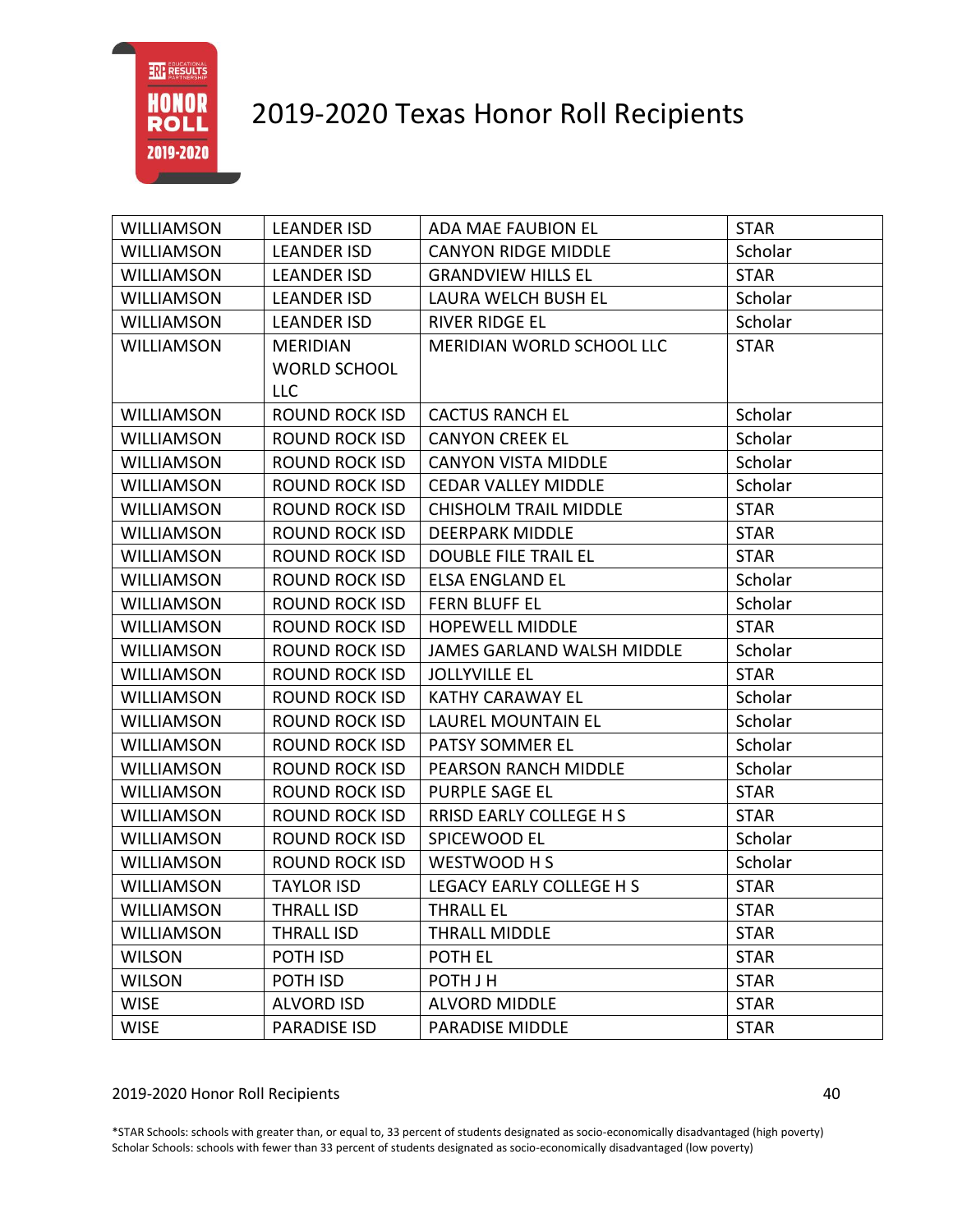# 2019-2020 Texas Honor Roll Recipients

| | | | |
|---|---|---|---|
| WILLIAMSON | LEANDER ISD | ADA MAE FAUBION EL | STAR |
| WILLIAMSON | LEANDER ISD | CANYON RIDGE MIDDLE | Scholar |
| WILLIAMSON | LEANDER ISD | GRANDVIEW HILLS EL | STAR |
| WILLIAMSON | LEANDER ISD | LAURA WELCH BUSH EL | Scholar |
| WILLIAMSON | LEANDER ISD | RIVER RIDGE EL | Scholar |
| WILLIAMSON | MERIDIAN WORLD SCHOOL LLC | MERIDIAN WORLD SCHOOL LLC | STAR |
| WILLIAMSON | ROUND ROCK ISD | CACTUS RANCH EL | Scholar |
| WILLIAMSON | ROUND ROCK ISD | CANYON CREEK EL | Scholar |
| WILLIAMSON | ROUND ROCK ISD | CANYON VISTA MIDDLE | Scholar |
| WILLIAMSON | ROUND ROCK ISD | CEDAR VALLEY MIDDLE | Scholar |
| WILLIAMSON | ROUND ROCK ISD | CHISHOLM TRAIL MIDDLE | STAR |
| WILLIAMSON | ROUND ROCK ISD | DEERPARK MIDDLE | STAR |
| WILLIAMSON | ROUND ROCK ISD | DOUBLE FILE TRAIL EL | STAR |
| WILLIAMSON | ROUND ROCK ISD | ELSA ENGLAND EL | Scholar |
| WILLIAMSON | ROUND ROCK ISD | FERN BLUFF EL | Scholar |
| WILLIAMSON | ROUND ROCK ISD | HOPEWELL MIDDLE | STAR |
| WILLIAMSON | ROUND ROCK ISD | JAMES GARLAND WALSH MIDDLE | Scholar |
| WILLIAMSON | ROUND ROCK ISD | JOLLYVILLE EL | STAR |
| WILLIAMSON | ROUND ROCK ISD | KATHY CARAWAY EL | Scholar |
| WILLIAMSON | ROUND ROCK ISD | LAUREL MOUNTAIN EL | Scholar |
| WILLIAMSON | ROUND ROCK ISD | PATSY SOMMER EL | Scholar |
| WILLIAMSON | ROUND ROCK ISD | PEARSON RANCH MIDDLE | Scholar |
| WILLIAMSON | ROUND ROCK ISD | PURPLE SAGE EL | STAR |
| WILLIAMSON | ROUND ROCK ISD | RRISD EARLY COLLEGE H S | STAR |
| WILLIAMSON | ROUND ROCK ISD | SPICEWOOD EL | Scholar |
| WILLIAMSON | ROUND ROCK ISD | WESTWOOD H S | Scholar |
| WILLIAMSON | TAYLOR ISD | LEGACY EARLY COLLEGE H S | STAR |
| WILLIAMSON | THRALL ISD | THRALL EL | STAR |
| WILLIAMSON | THRALL ISD | THRALL MIDDLE | STAR |
| WILSON | POTH ISD | POTH EL | STAR |
| WILSON | POTH ISD | POTH J H | STAR |
| WISE | ALVORD ISD | ALVORD MIDDLE | STAR |
| WISE | PARADISE ISD | PARADISE MIDDLE | STAR |

*STAR Schools: schools with greater than, or equal to, 33 percent of students designated as socio-economically disadvantaged (high poverty)
Scholar Schools: schools with fewer than 33 percent of students designated as socio-economically disadvantaged (low poverty)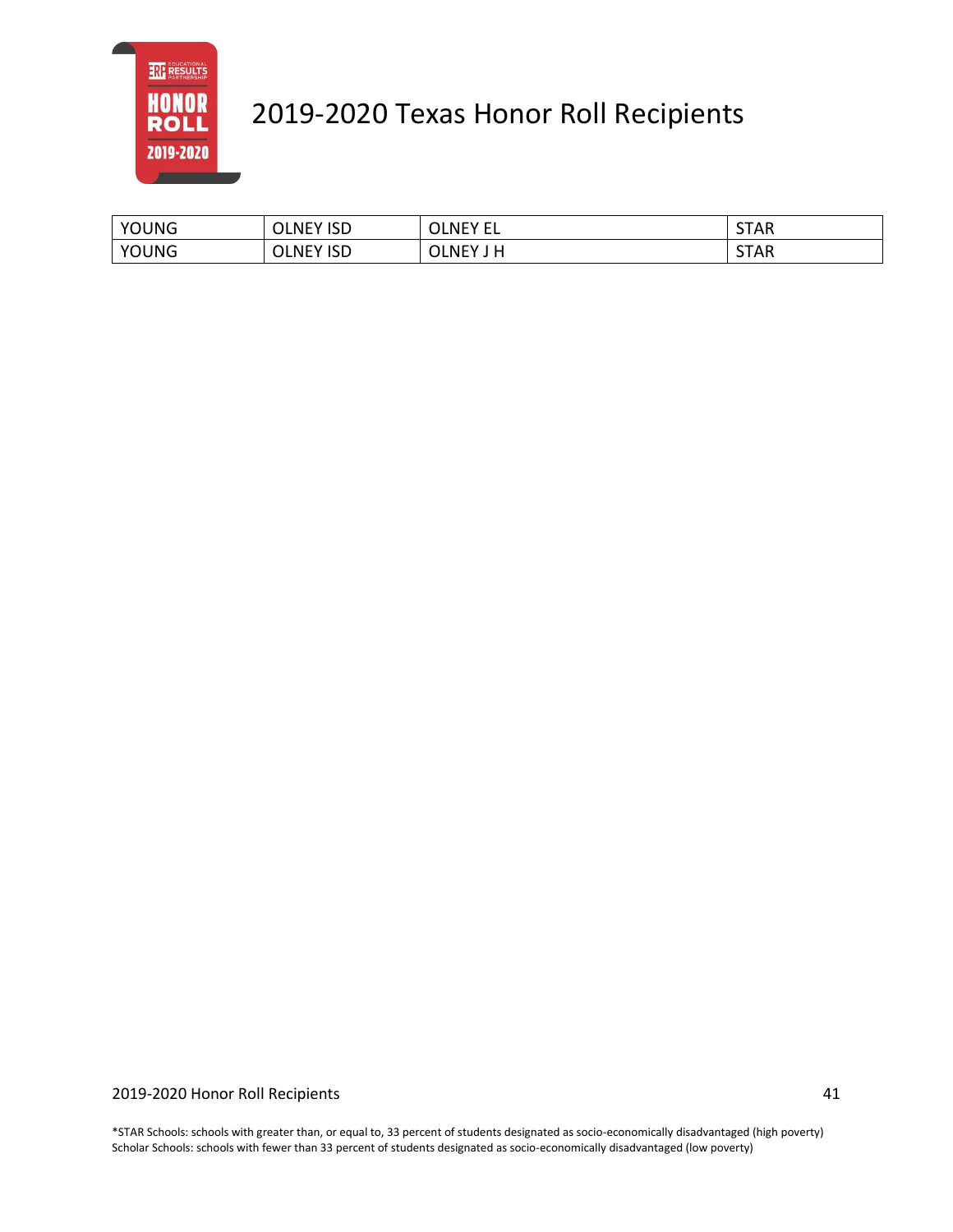# 2019-2020 Texas Honor Roll Recipients

| | | | |
|---|---|---|---|
| YOUNG | OLNEY ISD | OLNEY EL | STAR |
| YOUNG | OLNEY ISD | OLNEY J H | STAR |

*STAR Schools: schools with greater than, or equal to, 33 percent of students designated as socio-economically disadvantaged (high poverty)
Scholar Schools: schools with fewer than 33 percent of students designated as socio-economically disadvantaged (low poverty)